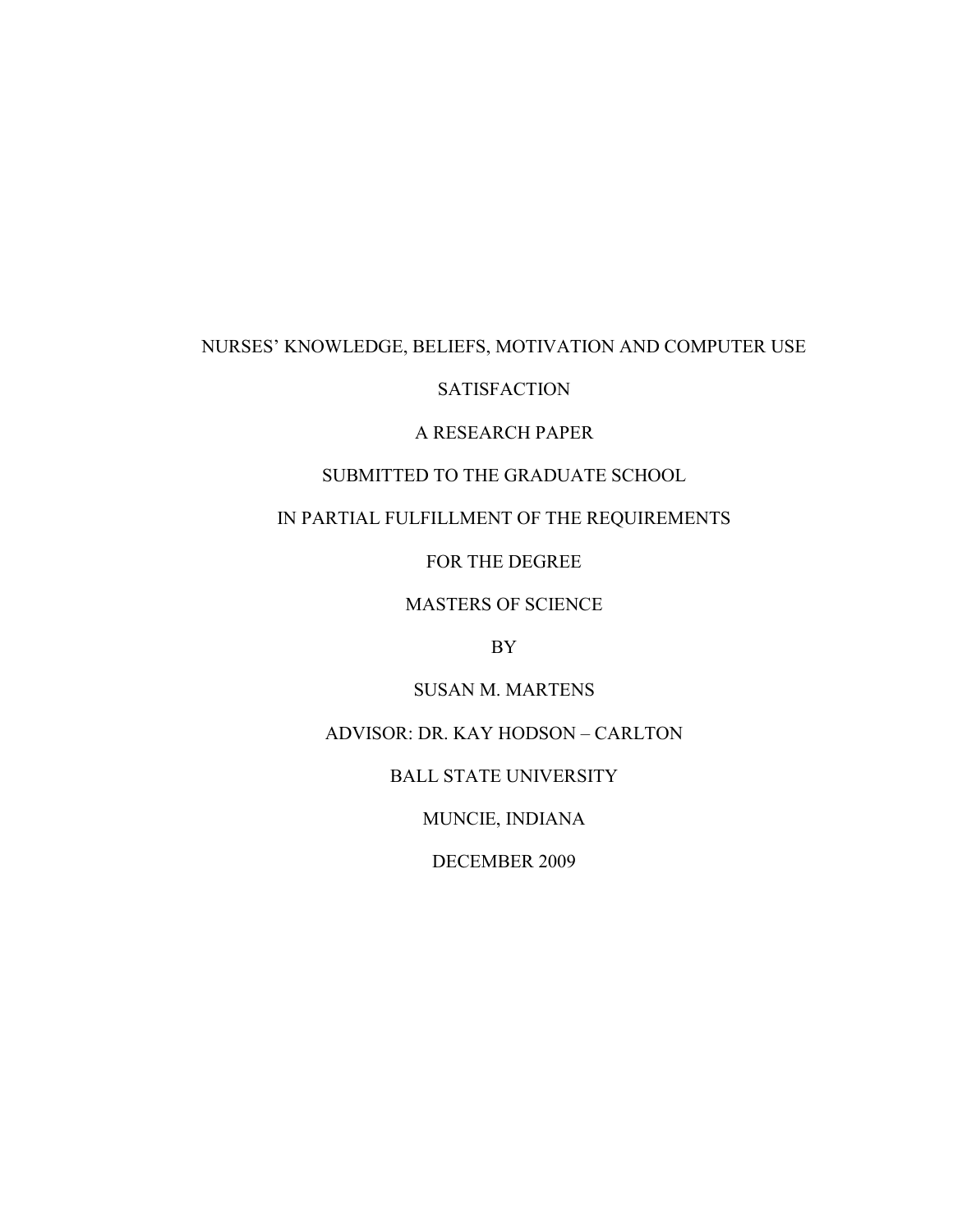# NURSES' KNOWLEDGE, BELIEFS, MOTIVATION AND COMPUTER USE SATISFACTION

A RESEARCH PAPER

SUBMITTED TO THE GRADUATE SCHOOL

IN PARTIAL FULFILLMENT OF THE REQUIREMENTS

FOR THE DEGREE

MASTERS OF SCIENCE

BY

SUSAN M. MARTENS

ADVISOR: DR. KAY HODSON – CARLTON

BALL STATE UNIVERSITY

MUNCIE, INDIANA

DECEMBER 2009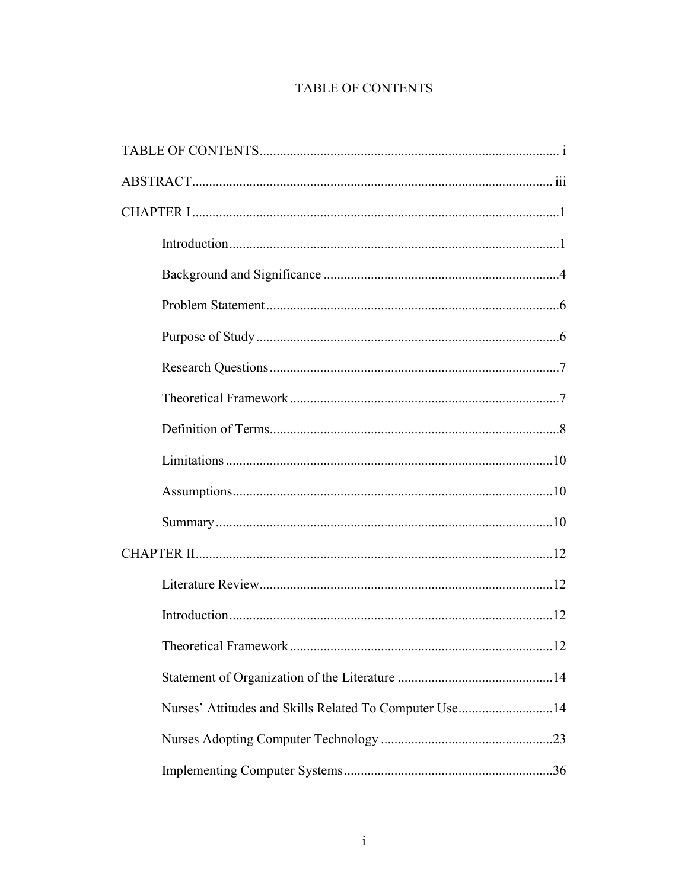# TABLE OF CONTENTS

TABLE OF CONTENTS........................................................................................ i

ABSTRACT.......................................................................................................... iii

CHAPTER I...........................................................................................................1

Introduction.................................................................................................1

Background and Significance .....................................................................4

Problem Statement.......................................................................................6

Purpose of Study..........................................................................................6

Research Questions......................................................................................7

Theoretical Framework................................................................................7

Definition of Terms......................................................................................8

Limitations ................................................................................................10

Assumptions..............................................................................................10

Summary ...................................................................................................10

CHAPTER II.........................................................................................................12

Literature Review.......................................................................................12

Introduction...............................................................................................12

Theoretical Framework..............................................................................12

Statement of Organization of the Literature ..............................................14

Nurses' Attitudes and Skills Related To Computer Use............................14

Nurses Adopting Computer Technology ...................................................23

Implementing Computer Systems..............................................................36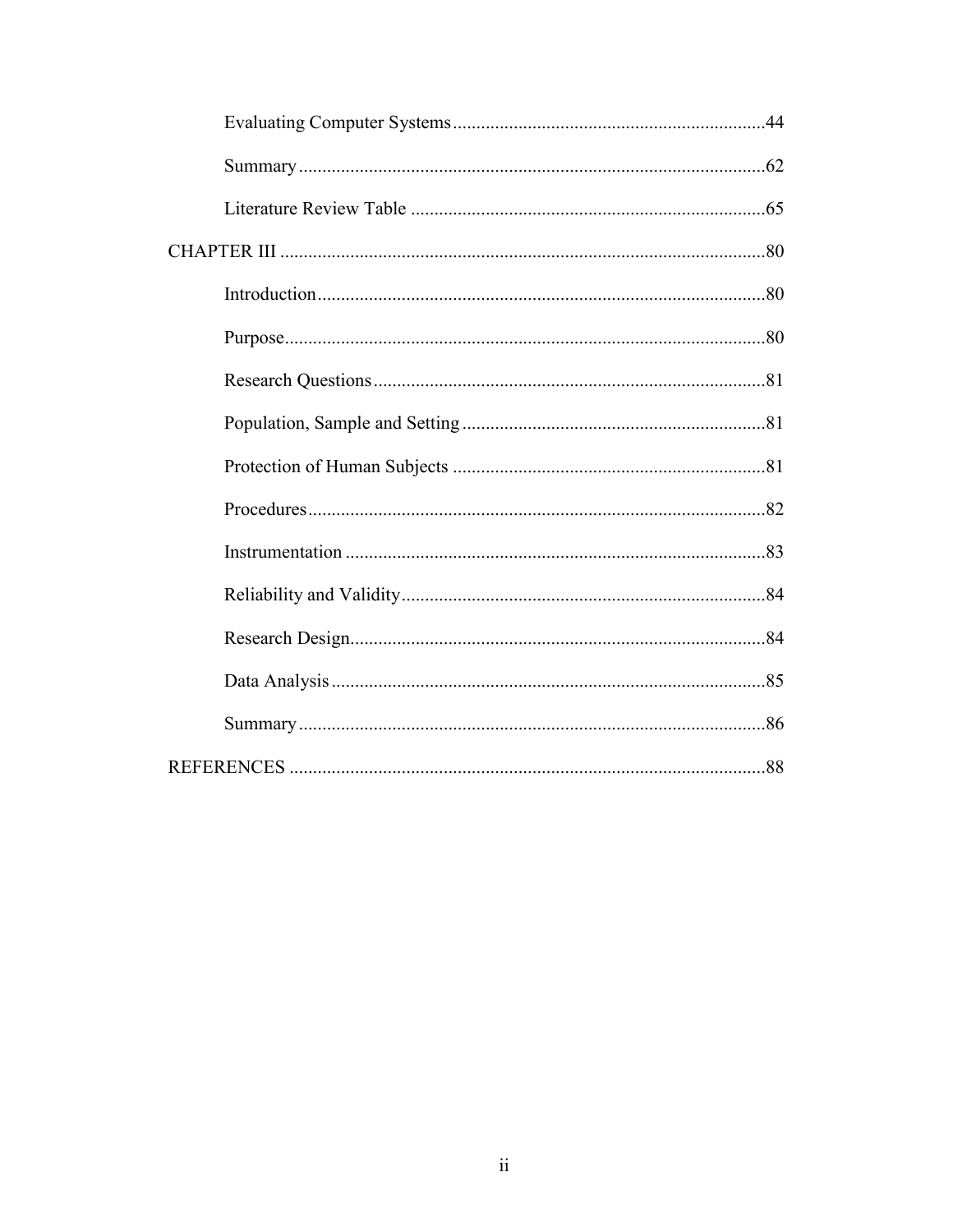Evaluating Computer Systems ..........44

Summary ..........62

Literature Review Table ..........65

CHAPTER III ..........80

Introduction ..........80

Purpose ..........80

Research Questions ..........81

Population, Sample and Setting ..........81

Protection of Human Subjects ..........81

Procedures ..........82

Instrumentation ..........83

Reliability and Validity ..........84

Research Design ..........84

Data Analysis ..........85

Summary ..........86

REFERENCES ..........88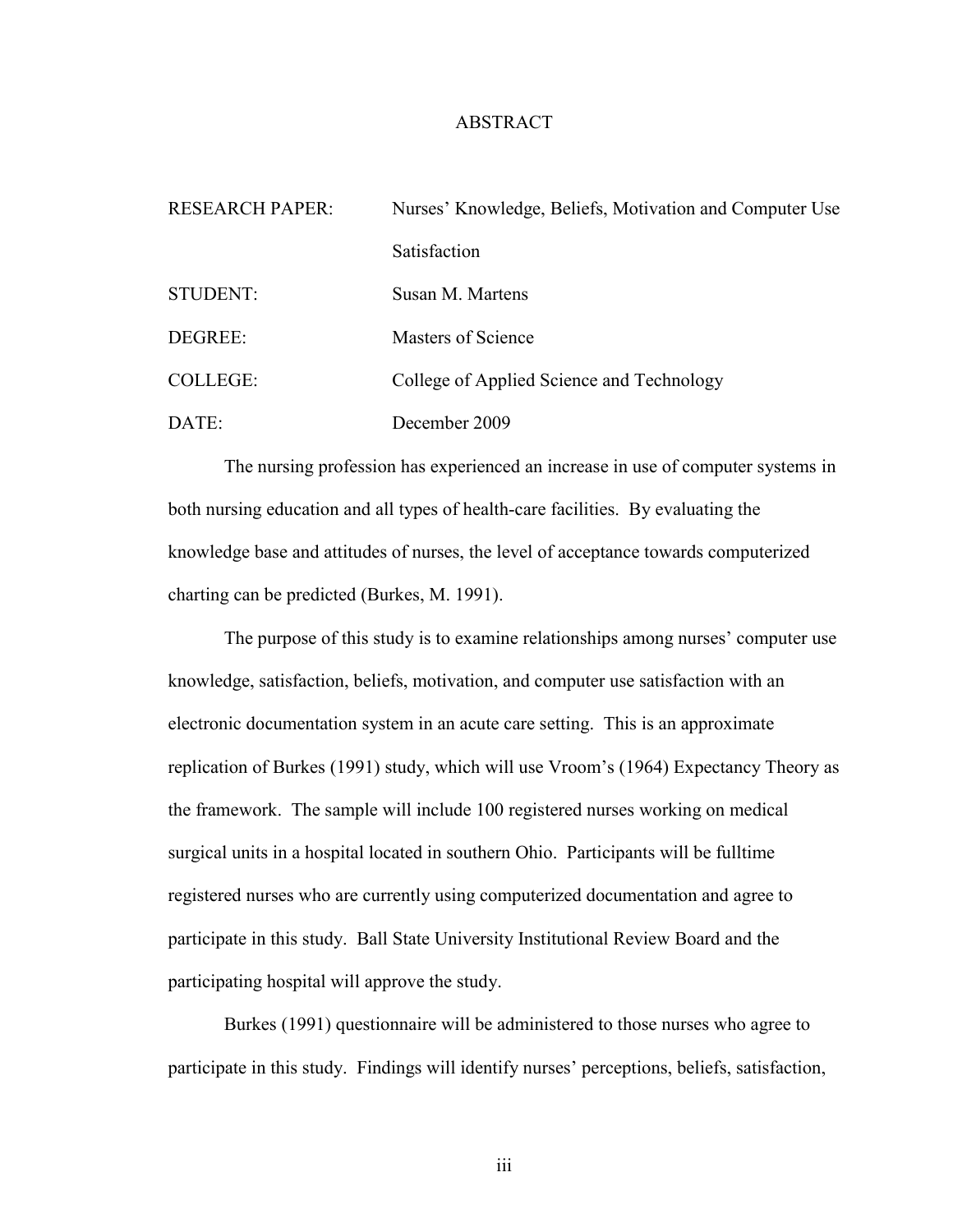# ABSTRACT

| | |
|---|---|
| RESEARCH PAPER: | Nurses' Knowledge, Beliefs, Motivation and Computer Use Satisfaction |
| STUDENT: | Susan M. Martens |
| DEGREE: | Masters of Science |
| COLLEGE: | College of Applied Science and Technology |
| DATE: | December 2009 |

The nursing profession has experienced an increase in use of computer systems in both nursing education and all types of health-care facilities. By evaluating the knowledge base and attitudes of nurses, the level of acceptance towards computerized charting can be predicted (Burkes, M. 1991).

The purpose of this study is to examine relationships among nurses' computer use knowledge, satisfaction, beliefs, motivation, and computer use satisfaction with an electronic documentation system in an acute care setting. This is an approximate replication of Burkes (1991) study, which will use Vroom's (1964) Expectancy Theory as the framework. The sample will include 100 registered nurses working on medical surgical units in a hospital located in southern Ohio. Participants will be fulltime registered nurses who are currently using computerized documentation and agree to participate in this study. Ball State University Institutional Review Board and the participating hospital will approve the study.

Burkes (1991) questionnaire will be administered to those nurses who agree to participate in this study. Findings will identify nurses' perceptions, beliefs, satisfaction,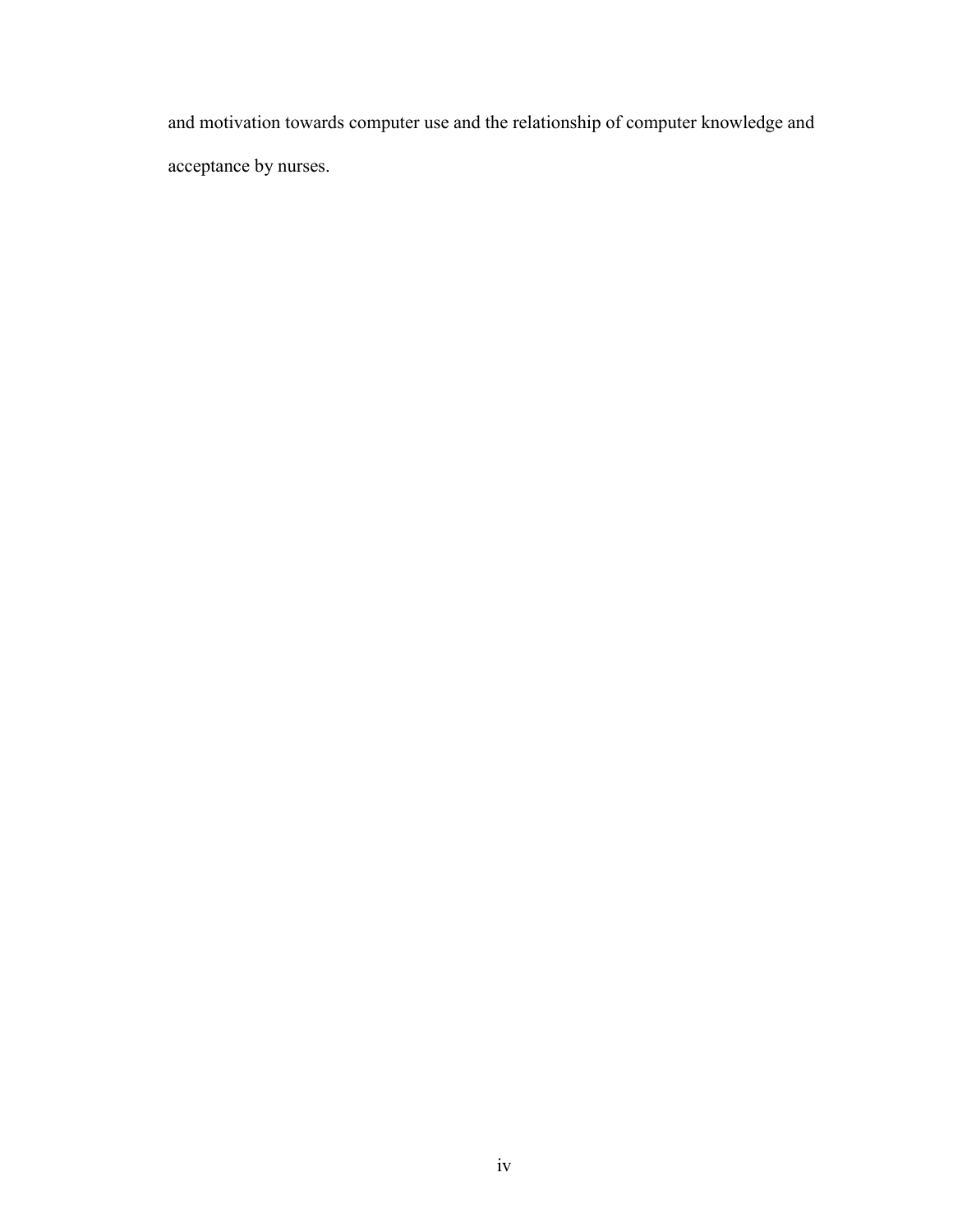and motivation towards computer use and the relationship of computer knowledge and acceptance by nurses.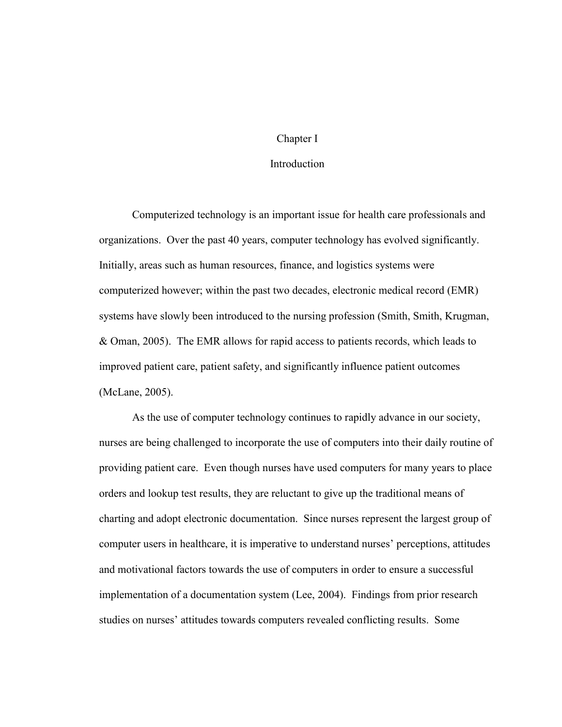# Chapter I

## Introduction

Computerized technology is an important issue for health care professionals and organizations. Over the past 40 years, computer technology has evolved significantly. Initially, areas such as human resources, finance, and logistics systems were computerized however; within the past two decades, electronic medical record (EMR) systems have slowly been introduced to the nursing profession (Smith, Smith, Krugman, & Oman, 2005). The EMR allows for rapid access to patients records, which leads to improved patient care, patient safety, and significantly influence patient outcomes (McLane, 2005).

As the use of computer technology continues to rapidly advance in our society, nurses are being challenged to incorporate the use of computers into their daily routine of providing patient care. Even though nurses have used computers for many years to place orders and lookup test results, they are reluctant to give up the traditional means of charting and adopt electronic documentation. Since nurses represent the largest group of computer users in healthcare, it is imperative to understand nurses' perceptions, attitudes and motivational factors towards the use of computers in order to ensure a successful implementation of a documentation system (Lee, 2004). Findings from prior research studies on nurses' attitudes towards computers revealed conflicting results. Some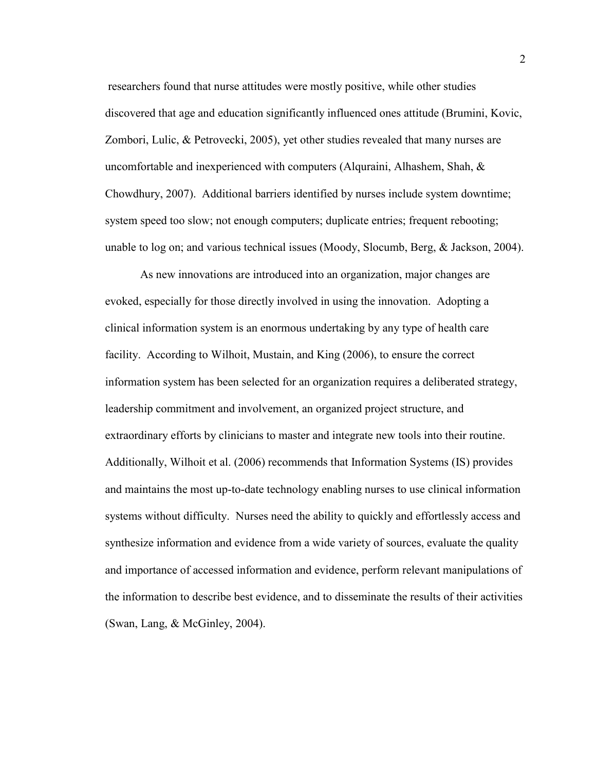researchers found that nurse attitudes were mostly positive, while other studies discovered that age and education significantly influenced ones attitude (Brumini, Kovic, Zombori, Lulic, & Petrovecki, 2005), yet other studies revealed that many nurses are uncomfortable and inexperienced with computers (Alquraini, Alhashem, Shah, & Chowdhury, 2007). Additional barriers identified by nurses include system downtime; system speed too slow; not enough computers; duplicate entries; frequent rebooting; unable to log on; and various technical issues (Moody, Slocumb, Berg, & Jackson, 2004).

As new innovations are introduced into an organization, major changes are evoked, especially for those directly involved in using the innovation. Adopting a clinical information system is an enormous undertaking by any type of health care facility. According to Wilhoit, Mustain, and King (2006), to ensure the correct information system has been selected for an organization requires a deliberated strategy, leadership commitment and involvement, an organized project structure, and extraordinary efforts by clinicians to master and integrate new tools into their routine. Additionally, Wilhoit et al. (2006) recommends that Information Systems (IS) provides and maintains the most up-to-date technology enabling nurses to use clinical information systems without difficulty. Nurses need the ability to quickly and effortlessly access and synthesize information and evidence from a wide variety of sources, evaluate the quality and importance of accessed information and evidence, perform relevant manipulations of the information to describe best evidence, and to disseminate the results of their activities (Swan, Lang, & McGinley, 2004).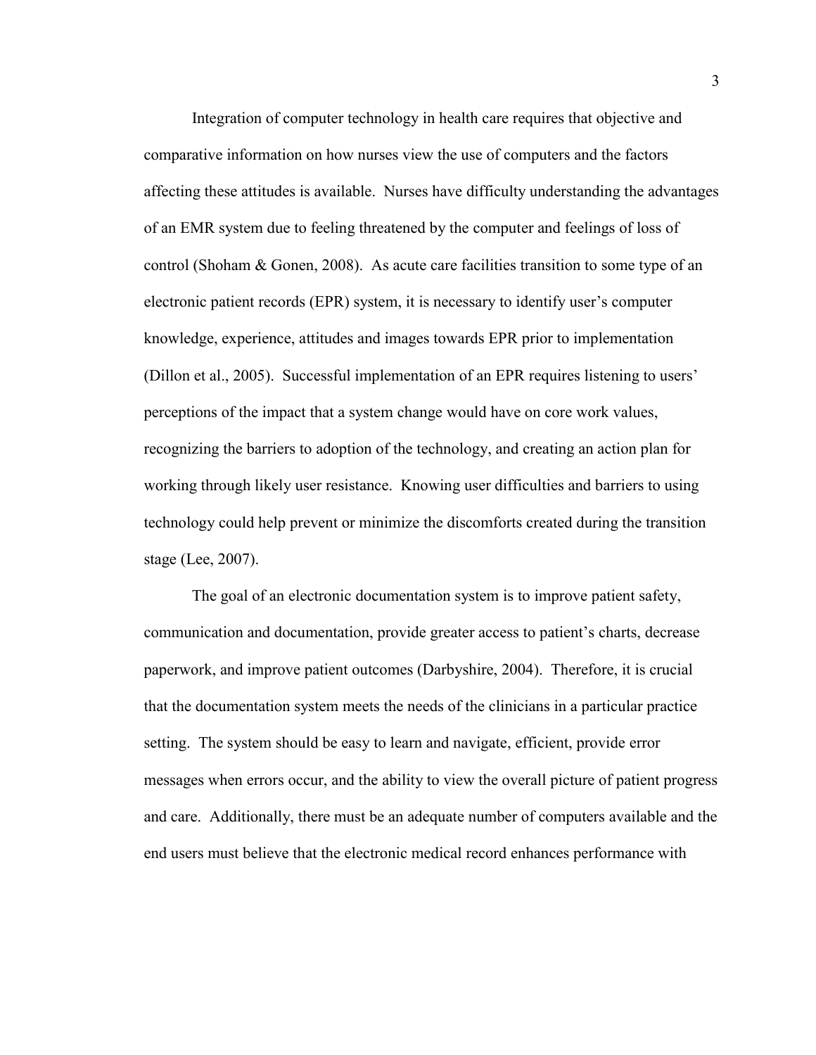Integration of computer technology in health care requires that objective and comparative information on how nurses view the use of computers and the factors affecting these attitudes is available. Nurses have difficulty understanding the advantages of an EMR system due to feeling threatened by the computer and feelings of loss of control (Shoham & Gonen, 2008). As acute care facilities transition to some type of an electronic patient records (EPR) system, it is necessary to identify user's computer knowledge, experience, attitudes and images towards EPR prior to implementation (Dillon et al., 2005). Successful implementation of an EPR requires listening to users' perceptions of the impact that a system change would have on core work values, recognizing the barriers to adoption of the technology, and creating an action plan for working through likely user resistance. Knowing user difficulties and barriers to using technology could help prevent or minimize the discomforts created during the transition stage (Lee, 2007).

The goal of an electronic documentation system is to improve patient safety, communication and documentation, provide greater access to patient's charts, decrease paperwork, and improve patient outcomes (Darbyshire, 2004). Therefore, it is crucial that the documentation system meets the needs of the clinicians in a particular practice setting. The system should be easy to learn and navigate, efficient, provide error messages when errors occur, and the ability to view the overall picture of patient progress and care. Additionally, there must be an adequate number of computers available and the end users must believe that the electronic medical record enhances performance with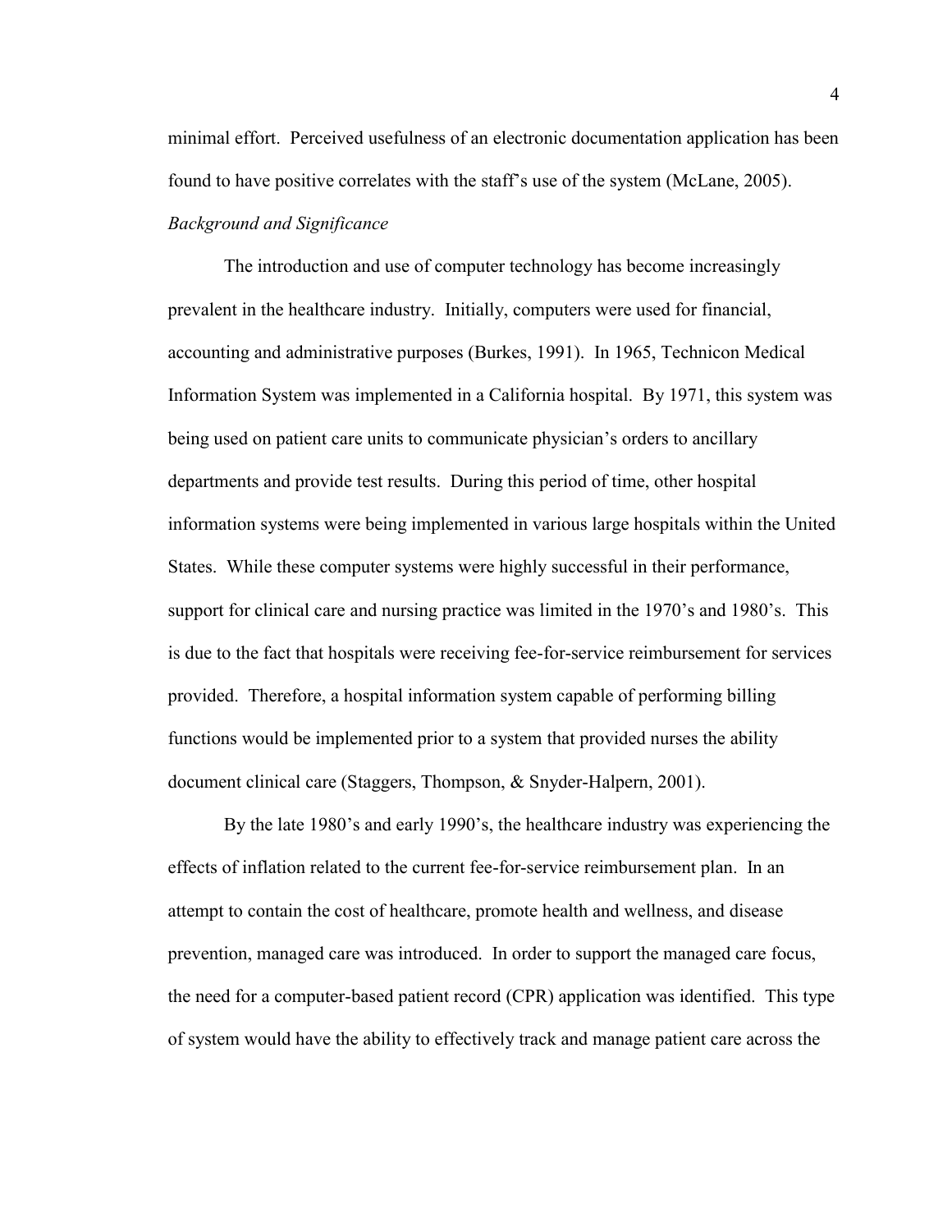minimal effort. Perceived usefulness of an electronic documentation application has been found to have positive correlates with the staff's use of the system (McLane, 2005).

*Background and Significance*

The introduction and use of computer technology has become increasingly prevalent in the healthcare industry. Initially, computers were used for financial, accounting and administrative purposes (Burkes, 1991). In 1965, Technicon Medical Information System was implemented in a California hospital. By 1971, this system was being used on patient care units to communicate physician's orders to ancillary departments and provide test results. During this period of time, other hospital information systems were being implemented in various large hospitals within the United States. While these computer systems were highly successful in their performance, support for clinical care and nursing practice was limited in the 1970's and 1980's. This is due to the fact that hospitals were receiving fee-for-service reimbursement for services provided. Therefore, a hospital information system capable of performing billing functions would be implemented prior to a system that provided nurses the ability document clinical care (Staggers, Thompson, & Snyder-Halpern, 2001).

By the late 1980's and early 1990's, the healthcare industry was experiencing the effects of inflation related to the current fee-for-service reimbursement plan. In an attempt to contain the cost of healthcare, promote health and wellness, and disease prevention, managed care was introduced. In order to support the managed care focus, the need for a computer-based patient record (CPR) application was identified. This type of system would have the ability to effectively track and manage patient care across the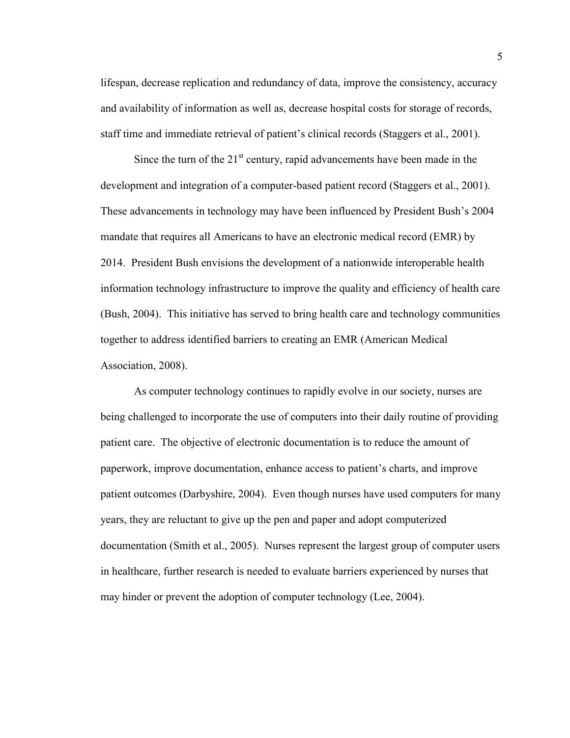lifespan, decrease replication and redundancy of data, improve the consistency, accuracy and availability of information as well as, decrease hospital costs for storage of records, staff time and immediate retrieval of patient's clinical records (Staggers et al., 2001).

Since the turn of the 21st century, rapid advancements have been made in the development and integration of a computer-based patient record (Staggers et al., 2001). These advancements in technology may have been influenced by President Bush's 2004 mandate that requires all Americans to have an electronic medical record (EMR) by 2014. President Bush envisions the development of a nationwide interoperable health information technology infrastructure to improve the quality and efficiency of health care (Bush, 2004). This initiative has served to bring health care and technology communities together to address identified barriers to creating an EMR (American Medical Association, 2008).

As computer technology continues to rapidly evolve in our society, nurses are being challenged to incorporate the use of computers into their daily routine of providing patient care. The objective of electronic documentation is to reduce the amount of paperwork, improve documentation, enhance access to patient's charts, and improve patient outcomes (Darbyshire, 2004). Even though nurses have used computers for many years, they are reluctant to give up the pen and paper and adopt computerized documentation (Smith et al., 2005). Nurses represent the largest group of computer users in healthcare, further research is needed to evaluate barriers experienced by nurses that may hinder or prevent the adoption of computer technology (Lee, 2004).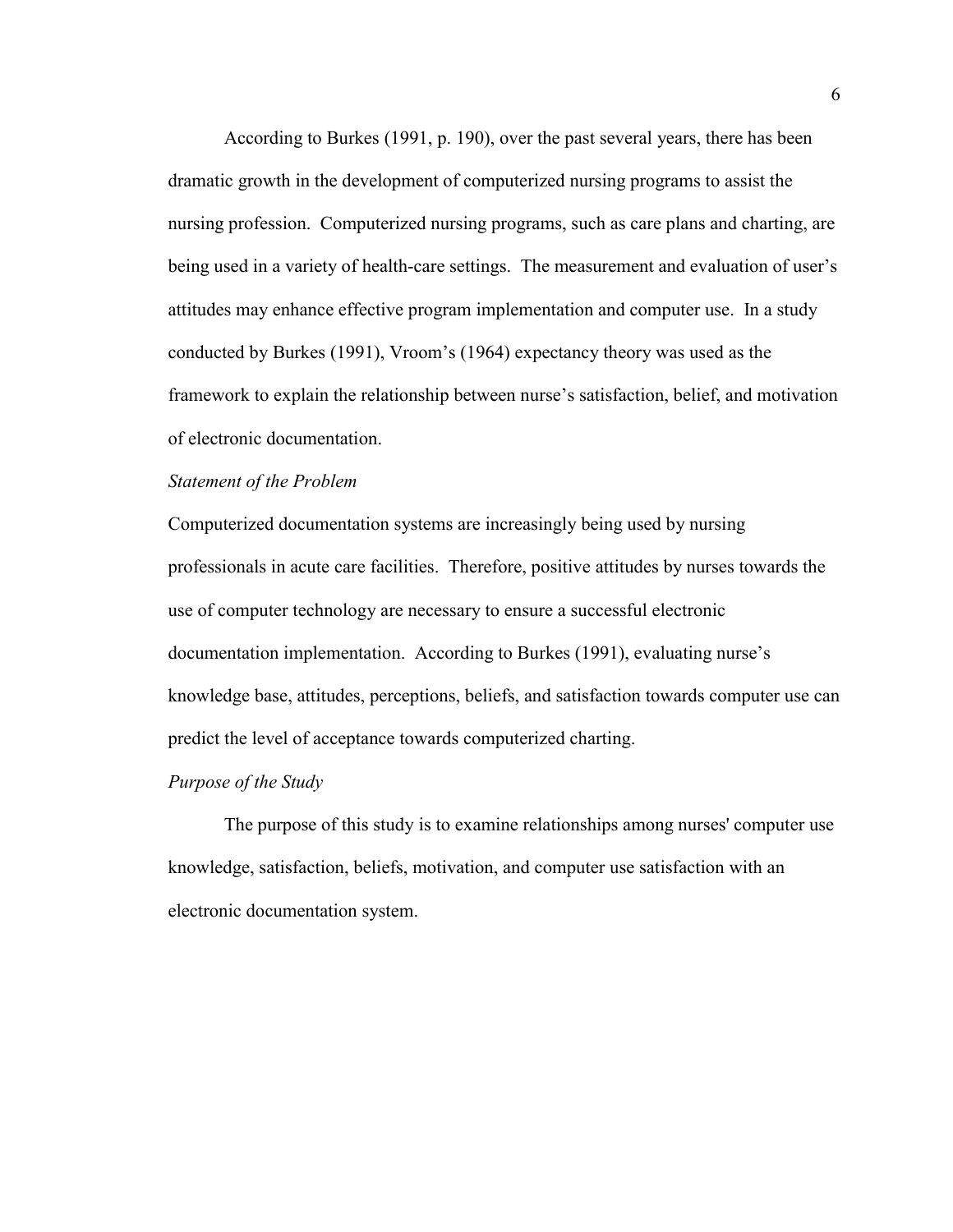According to Burkes (1991, p. 190), over the past several years, there has been dramatic growth in the development of computerized nursing programs to assist the nursing profession. Computerized nursing programs, such as care plans and charting, are being used in a variety of health-care settings. The measurement and evaluation of user's attitudes may enhance effective program implementation and computer use. In a study conducted by Burkes (1991), Vroom's (1964) expectancy theory was used as the framework to explain the relationship between nurse's satisfaction, belief, and motivation of electronic documentation.

### *Statement of the Problem*

Computerized documentation systems are increasingly being used by nursing professionals in acute care facilities. Therefore, positive attitudes by nurses towards the use of computer technology are necessary to ensure a successful electronic documentation implementation. According to Burkes (1991), evaluating nurse's knowledge base, attitudes, perceptions, beliefs, and satisfaction towards computer use can predict the level of acceptance towards computerized charting.

### *Purpose of the Study*

The purpose of this study is to examine relationships among nurses' computer use knowledge, satisfaction, beliefs, motivation, and computer use satisfaction with an electronic documentation system.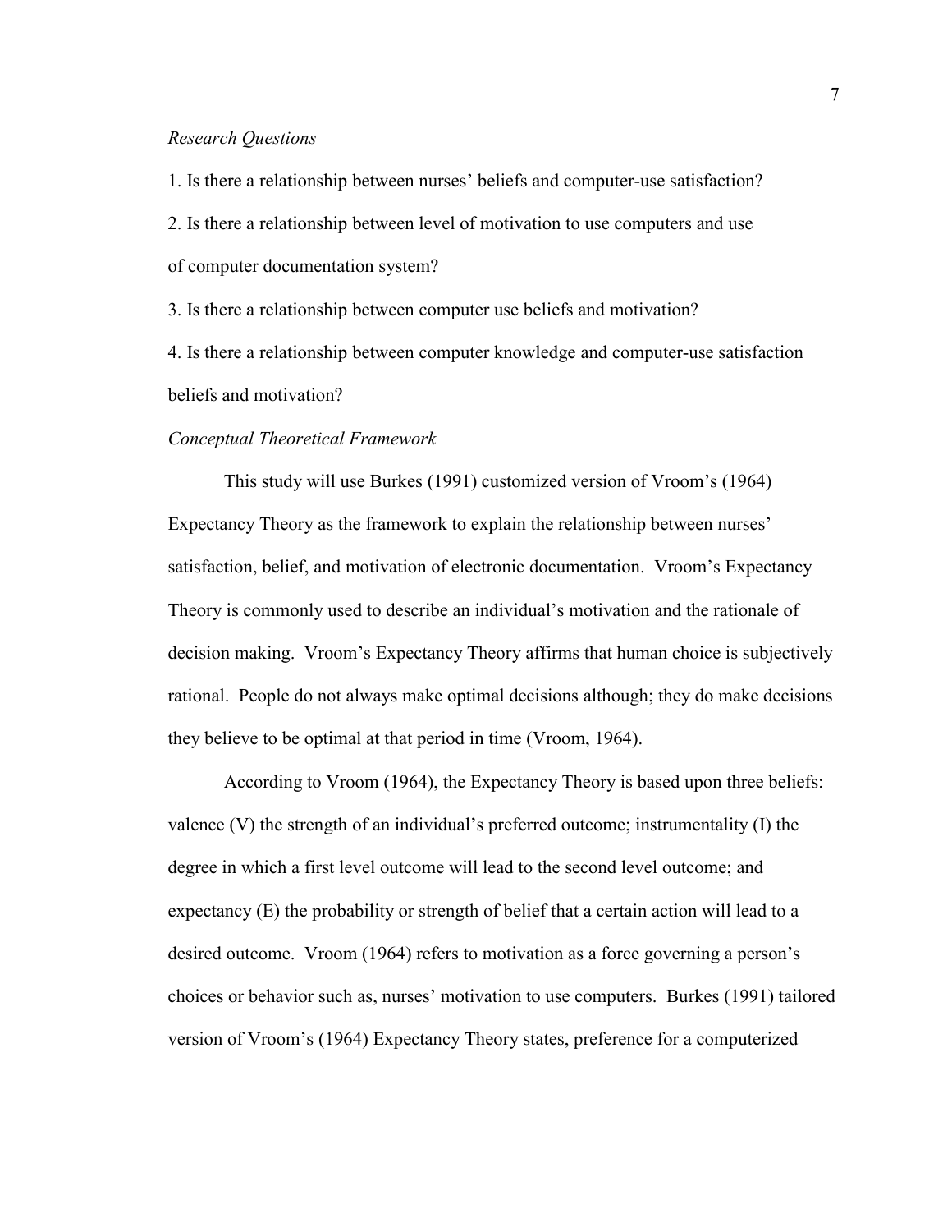*Research Questions*

1. Is there a relationship between nurses' beliefs and computer-use satisfaction?
2. Is there a relationship between level of motivation to use computers and use of computer documentation system?
3. Is there a relationship between computer use beliefs and motivation?
4. Is there a relationship between computer knowledge and computer-use satisfaction beliefs and motivation?

*Conceptual Theoretical Framework*

This study will use Burkes (1991) customized version of Vroom's (1964) Expectancy Theory as the framework to explain the relationship between nurses' satisfaction, belief, and motivation of electronic documentation. Vroom's Expectancy Theory is commonly used to describe an individual's motivation and the rationale of decision making. Vroom's Expectancy Theory affirms that human choice is subjectively rational. People do not always make optimal decisions although; they do make decisions they believe to be optimal at that period in time (Vroom, 1964).

According to Vroom (1964), the Expectancy Theory is based upon three beliefs: valence (V) the strength of an individual's preferred outcome; instrumentality (I) the degree in which a first level outcome will lead to the second level outcome; and expectancy (E) the probability or strength of belief that a certain action will lead to a desired outcome. Vroom (1964) refers to motivation as a force governing a person's choices or behavior such as, nurses' motivation to use computers. Burkes (1991) tailored version of Vroom's (1964) Expectancy Theory states, preference for a computerized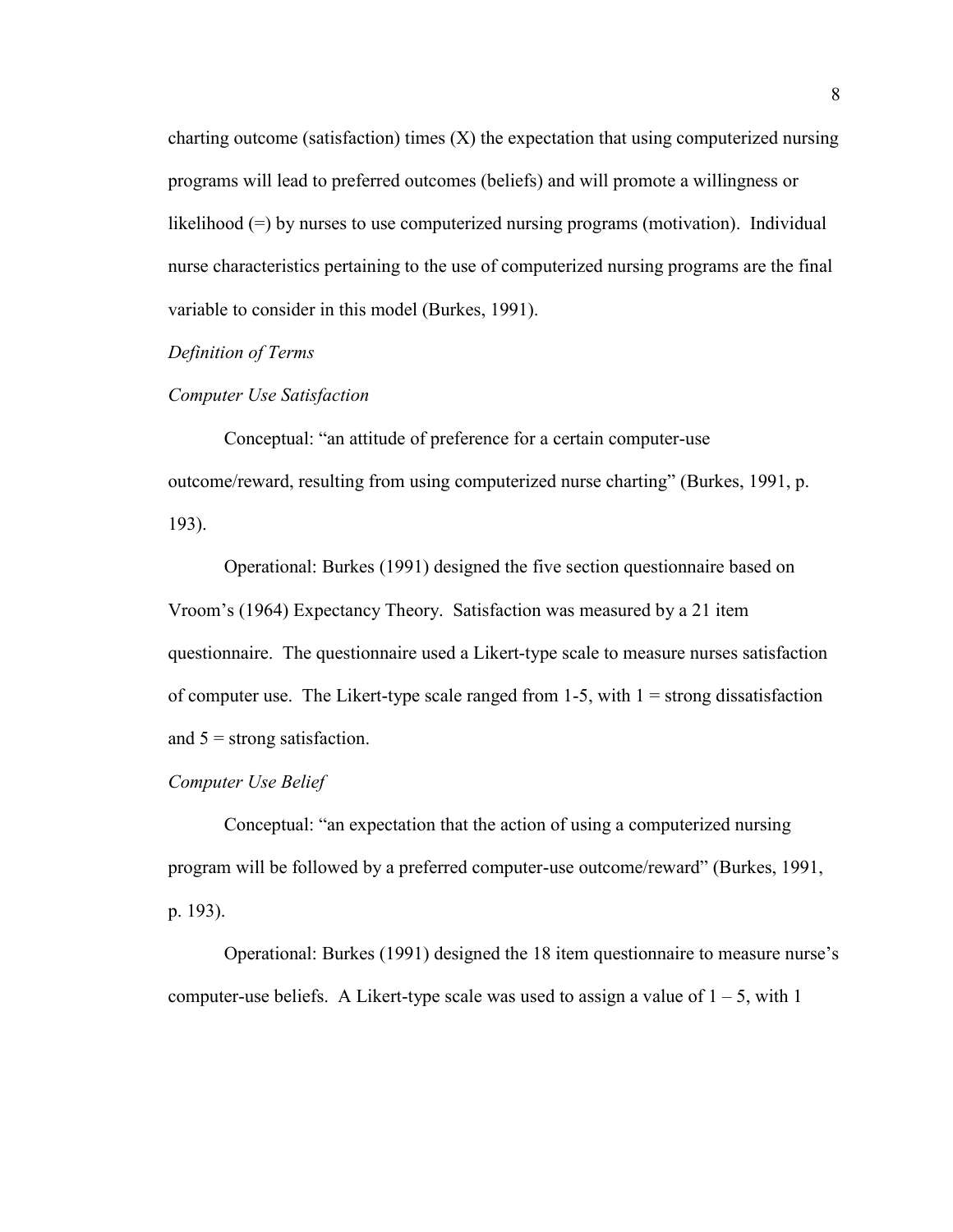charting outcome (satisfaction) times (X) the expectation that using computerized nursing programs will lead to preferred outcomes (beliefs) and will promote a willingness or likelihood (=) by nurses to use computerized nursing programs (motivation). Individual nurse characteristics pertaining to the use of computerized nursing programs are the final variable to consider in this model (Burkes, 1991).

*Definition of Terms*

*Computer Use Satisfaction*

Conceptual: "an attitude of preference for a certain computer-use outcome/reward, resulting from using computerized nurse charting" (Burkes, 1991, p. 193).

Operational: Burkes (1991) designed the five section questionnaire based on Vroom's (1964) Expectancy Theory. Satisfaction was measured by a 21 item questionnaire. The questionnaire used a Likert-type scale to measure nurses satisfaction of computer use. The Likert-type scale ranged from 1-5, with 1 = strong dissatisfaction and 5 = strong satisfaction.

*Computer Use Belief*

Conceptual: "an expectation that the action of using a computerized nursing program will be followed by a preferred computer-use outcome/reward" (Burkes, 1991, p. 193).

Operational: Burkes (1991) designed the 18 item questionnaire to measure nurse's computer-use beliefs. A Likert-type scale was used to assign a value of 1 – 5, with 1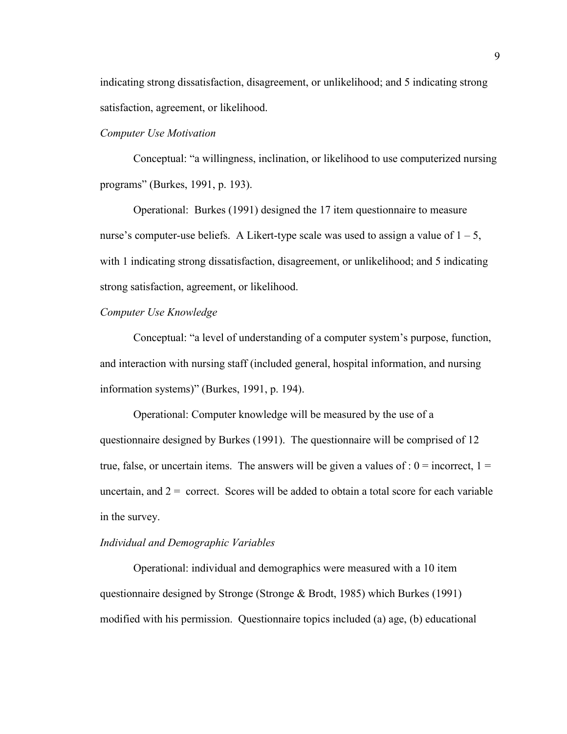indicating strong dissatisfaction, disagreement, or unlikelihood; and 5 indicating strong satisfaction, agreement, or likelihood.

*Computer Use Motivation*

Conceptual: "a willingness, inclination, or likelihood to use computerized nursing programs" (Burkes, 1991, p. 193).

Operational: Burkes (1991) designed the 17 item questionnaire to measure nurse's computer-use beliefs. A Likert-type scale was used to assign a value of 1 – 5, with 1 indicating strong dissatisfaction, disagreement, or unlikelihood; and 5 indicating strong satisfaction, agreement, or likelihood.

*Computer Use Knowledge*

Conceptual: "a level of understanding of a computer system's purpose, function, and interaction with nursing staff (included general, hospital information, and nursing information systems)" (Burkes, 1991, p. 194).

Operational: Computer knowledge will be measured by the use of a questionnaire designed by Burkes (1991). The questionnaire will be comprised of 12 true, false, or uncertain items. The answers will be given a values of : 0 = incorrect, 1 = uncertain, and 2 = correct. Scores will be added to obtain a total score for each variable in the survey.

*Individual and Demographic Variables*

Operational: individual and demographics were measured with a 10 item questionnaire designed by Stronge (Stronge & Brodt, 1985) which Burkes (1991) modified with his permission. Questionnaire topics included (a) age, (b) educational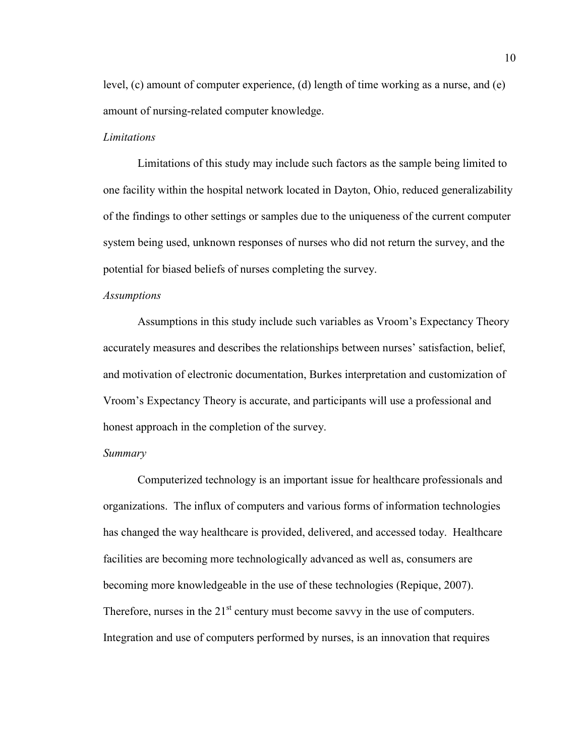level, (c) amount of computer experience, (d) length of time working as a nurse, and (e) amount of nursing-related computer knowledge.

### *Limitations*

Limitations of this study may include such factors as the sample being limited to one facility within the hospital network located in Dayton, Ohio, reduced generalizability of the findings to other settings or samples due to the uniqueness of the current computer system being used, unknown responses of nurses who did not return the survey, and the potential for biased beliefs of nurses completing the survey.

### *Assumptions*

Assumptions in this study include such variables as Vroom's Expectancy Theory accurately measures and describes the relationships between nurses' satisfaction, belief, and motivation of electronic documentation, Burkes interpretation and customization of Vroom's Expectancy Theory is accurate, and participants will use a professional and honest approach in the completion of the survey.

### *Summary*

Computerized technology is an important issue for healthcare professionals and organizations. The influx of computers and various forms of information technologies has changed the way healthcare is provided, delivered, and accessed today. Healthcare facilities are becoming more technologically advanced as well as, consumers are becoming more knowledgeable in the use of these technologies (Repique, 2007). Therefore, nurses in the 21st century must become savvy in the use of computers. Integration and use of computers performed by nurses, is an innovation that requires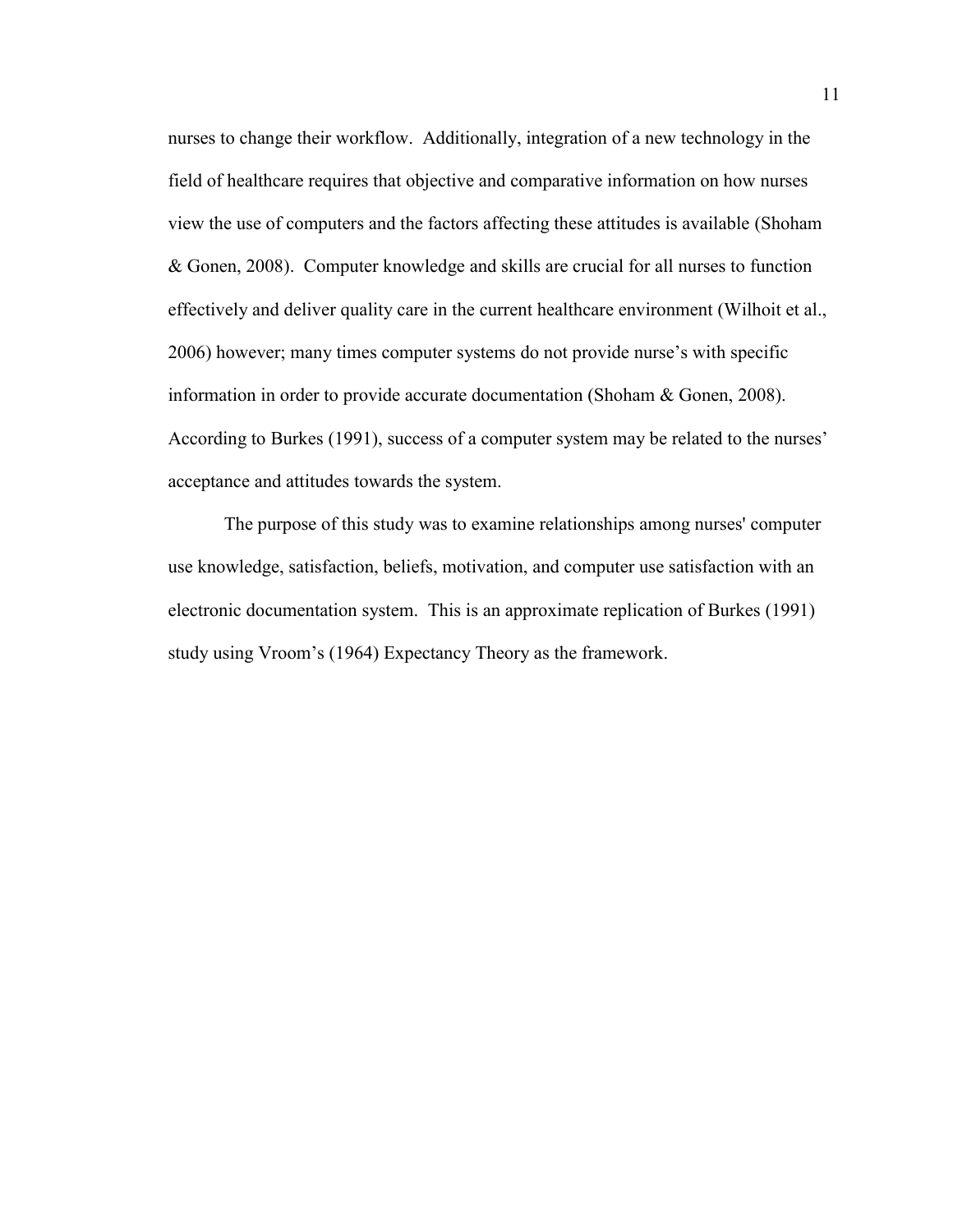nurses to change their workflow. Additionally, integration of a new technology in the field of healthcare requires that objective and comparative information on how nurses view the use of computers and the factors affecting these attitudes is available (Shoham & Gonen, 2008). Computer knowledge and skills are crucial for all nurses to function effectively and deliver quality care in the current healthcare environment (Wilhoit et al., 2006) however; many times computer systems do not provide nurse's with specific information in order to provide accurate documentation (Shoham & Gonen, 2008). According to Burkes (1991), success of a computer system may be related to the nurses' acceptance and attitudes towards the system.

The purpose of this study was to examine relationships among nurses' computer use knowledge, satisfaction, beliefs, motivation, and computer use satisfaction with an electronic documentation system. This is an approximate replication of Burkes (1991) study using Vroom's (1964) Expectancy Theory as the framework.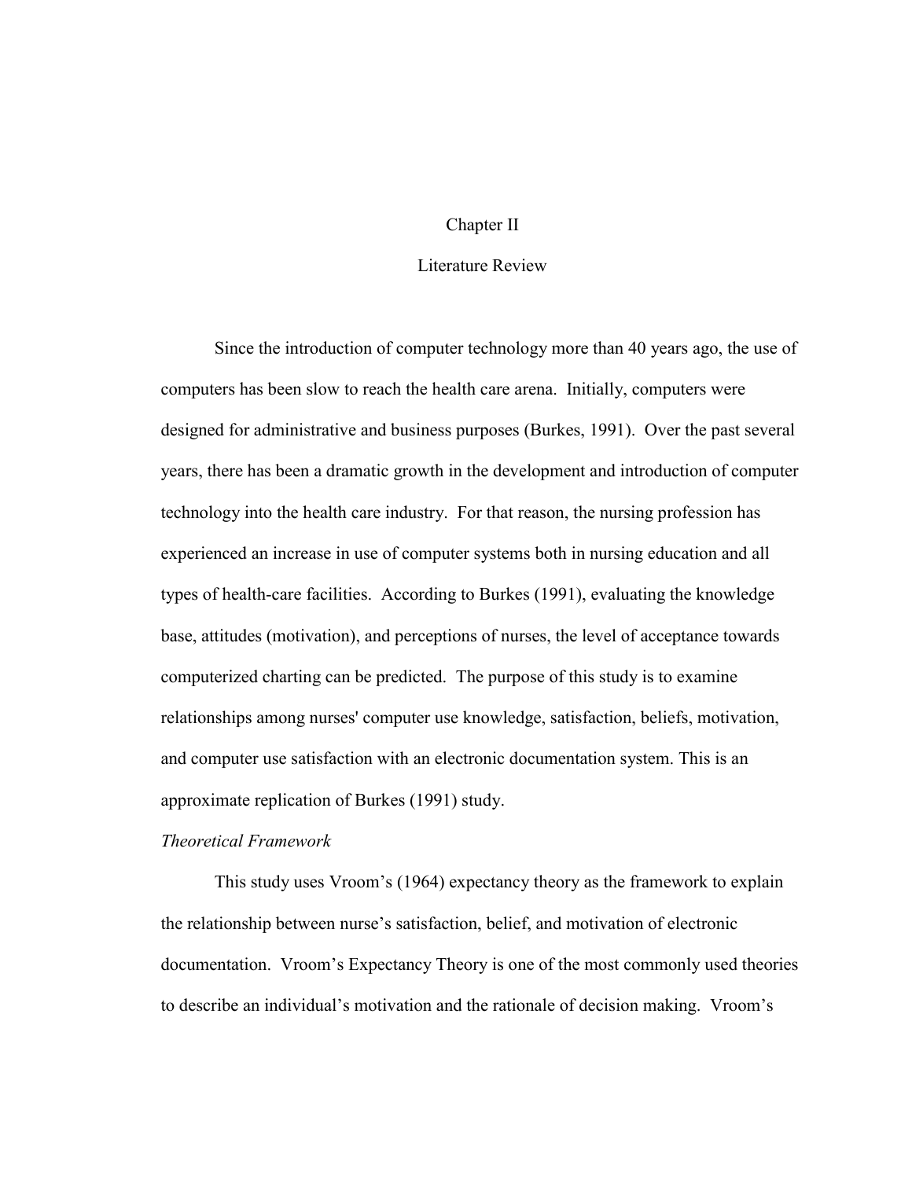# Chapter II

## Literature Review

Since the introduction of computer technology more than 40 years ago, the use of computers has been slow to reach the health care arena. Initially, computers were designed for administrative and business purposes (Burkes, 1991). Over the past several years, there has been a dramatic growth in the development and introduction of computer technology into the health care industry. For that reason, the nursing profession has experienced an increase in use of computer systems both in nursing education and all types of health-care facilities. According to Burkes (1991), evaluating the knowledge base, attitudes (motivation), and perceptions of nurses, the level of acceptance towards computerized charting can be predicted. The purpose of this study is to examine relationships among nurses' computer use knowledge, satisfaction, beliefs, motivation, and computer use satisfaction with an electronic documentation system. This is an approximate replication of Burkes (1991) study.

### *Theoretical Framework*

This study uses Vroom's (1964) expectancy theory as the framework to explain the relationship between nurse's satisfaction, belief, and motivation of electronic documentation. Vroom's Expectancy Theory is one of the most commonly used theories to describe an individual's motivation and the rationale of decision making. Vroom's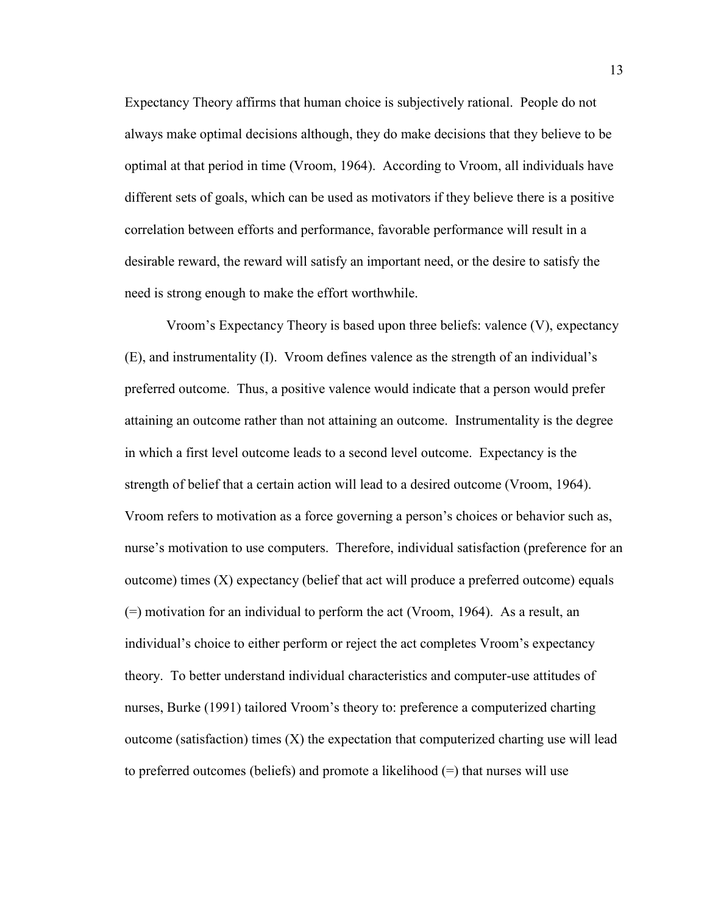Expectancy Theory affirms that human choice is subjectively rational. People do not always make optimal decisions although, they do make decisions that they believe to be optimal at that period in time (Vroom, 1964). According to Vroom, all individuals have different sets of goals, which can be used as motivators if they believe there is a positive correlation between efforts and performance, favorable performance will result in a desirable reward, the reward will satisfy an important need, or the desire to satisfy the need is strong enough to make the effort worthwhile.

Vroom's Expectancy Theory is based upon three beliefs: valence (V), expectancy (E), and instrumentality (I). Vroom defines valence as the strength of an individual's preferred outcome. Thus, a positive valence would indicate that a person would prefer attaining an outcome rather than not attaining an outcome. Instrumentality is the degree in which a first level outcome leads to a second level outcome. Expectancy is the strength of belief that a certain action will lead to a desired outcome (Vroom, 1964). Vroom refers to motivation as a force governing a person's choices or behavior such as, nurse's motivation to use computers. Therefore, individual satisfaction (preference for an outcome) times (X) expectancy (belief that act will produce a preferred outcome) equals (=) motivation for an individual to perform the act (Vroom, 1964). As a result, an individual's choice to either perform or reject the act completes Vroom's expectancy theory. To better understand individual characteristics and computer-use attitudes of nurses, Burke (1991) tailored Vroom's theory to: preference a computerized charting outcome (satisfaction) times (X) the expectation that computerized charting use will lead to preferred outcomes (beliefs) and promote a likelihood (=) that nurses will use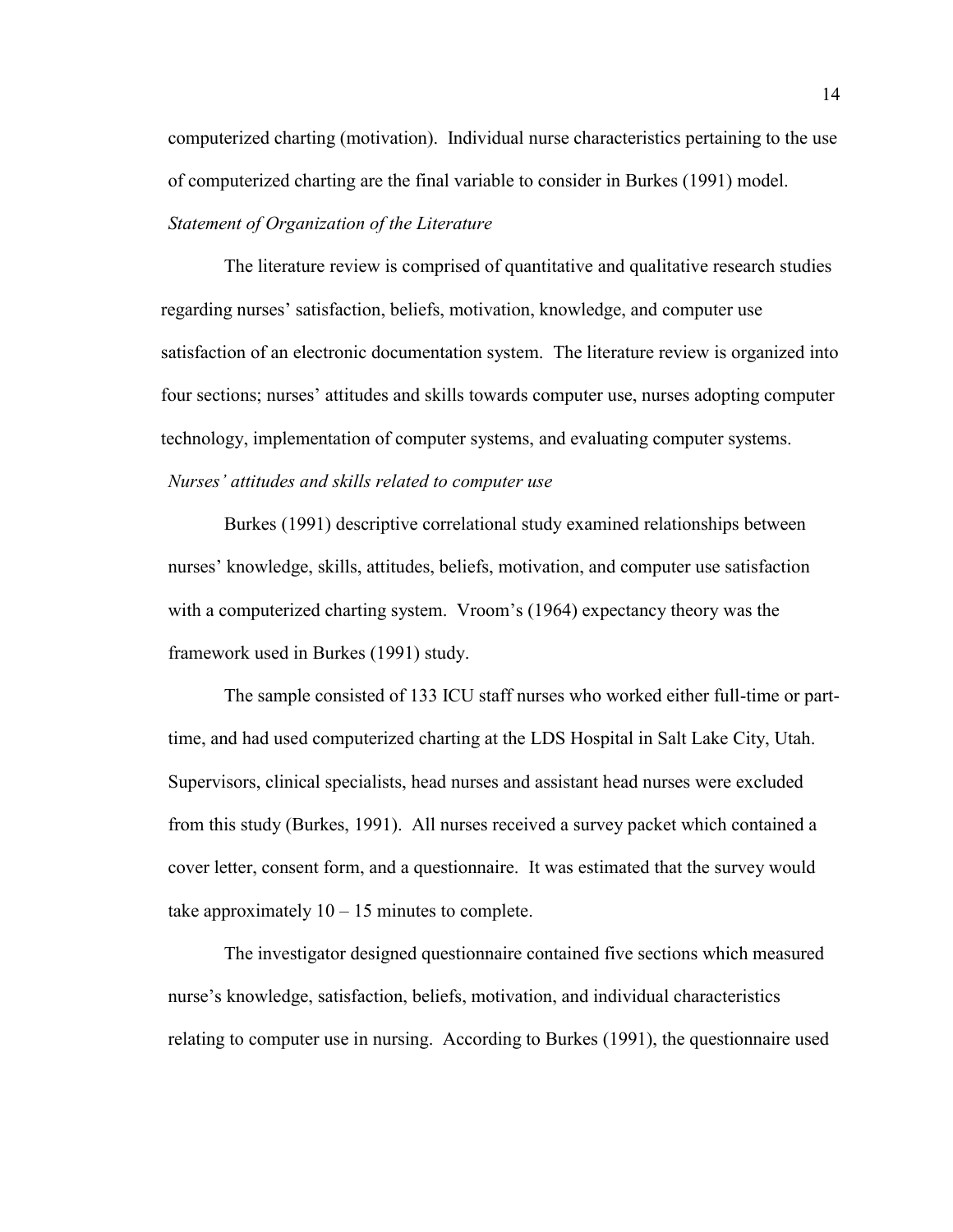computerized charting (motivation). Individual nurse characteristics pertaining to the use of computerized charting are the final variable to consider in Burkes (1991) model.

*Statement of Organization of the Literature*

The literature review is comprised of quantitative and qualitative research studies regarding nurses' satisfaction, beliefs, motivation, knowledge, and computer use satisfaction of an electronic documentation system. The literature review is organized into four sections; nurses' attitudes and skills towards computer use, nurses adopting computer technology, implementation of computer systems, and evaluating computer systems.

*Nurses' attitudes and skills related to computer use*

Burkes (1991) descriptive correlational study examined relationships between nurses' knowledge, skills, attitudes, beliefs, motivation, and computer use satisfaction with a computerized charting system. Vroom's (1964) expectancy theory was the framework used in Burkes (1991) study.

The sample consisted of 133 ICU staff nurses who worked either full-time or part-time, and had used computerized charting at the LDS Hospital in Salt Lake City, Utah. Supervisors, clinical specialists, head nurses and assistant head nurses were excluded from this study (Burkes, 1991). All nurses received a survey packet which contained a cover letter, consent form, and a questionnaire. It was estimated that the survey would take approximately 10 – 15 minutes to complete.

The investigator designed questionnaire contained five sections which measured nurse's knowledge, satisfaction, beliefs, motivation, and individual characteristics relating to computer use in nursing. According to Burkes (1991), the questionnaire used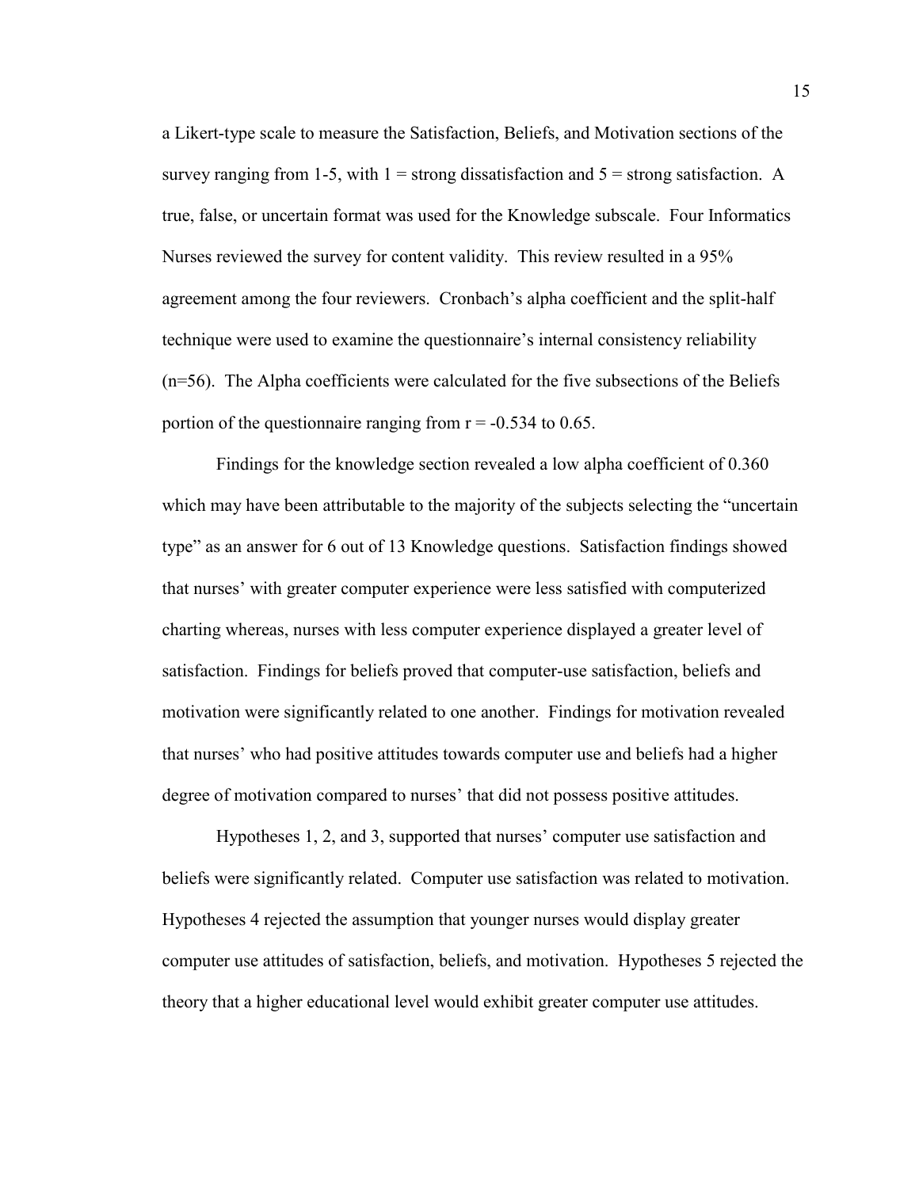a Likert-type scale to measure the Satisfaction, Beliefs, and Motivation sections of the survey ranging from 1-5, with 1 = strong dissatisfaction and 5 = strong satisfaction. A true, false, or uncertain format was used for the Knowledge subscale. Four Informatics Nurses reviewed the survey for content validity. This review resulted in a 95% agreement among the four reviewers. Cronbach's alpha coefficient and the split-half technique were used to examine the questionnaire's internal consistency reliability ($n=56$). The Alpha coefficients were calculated for the five subsections of the Beliefs portion of the questionnaire ranging from $r = -0.534$ to 0.65.

Findings for the knowledge section revealed a low alpha coefficient of 0.360 which may have been attributable to the majority of the subjects selecting the "uncertain type" as an answer for 6 out of 13 Knowledge questions. Satisfaction findings showed that nurses' with greater computer experience were less satisfied with computerized charting whereas, nurses with less computer experience displayed a greater level of satisfaction. Findings for beliefs proved that computer-use satisfaction, beliefs and motivation were significantly related to one another. Findings for motivation revealed that nurses' who had positive attitudes towards computer use and beliefs had a higher degree of motivation compared to nurses' that did not possess positive attitudes.

Hypotheses 1, 2, and 3, supported that nurses' computer use satisfaction and beliefs were significantly related. Computer use satisfaction was related to motivation. Hypotheses 4 rejected the assumption that younger nurses would display greater computer use attitudes of satisfaction, beliefs, and motivation. Hypotheses 5 rejected the theory that a higher educational level would exhibit greater computer use attitudes.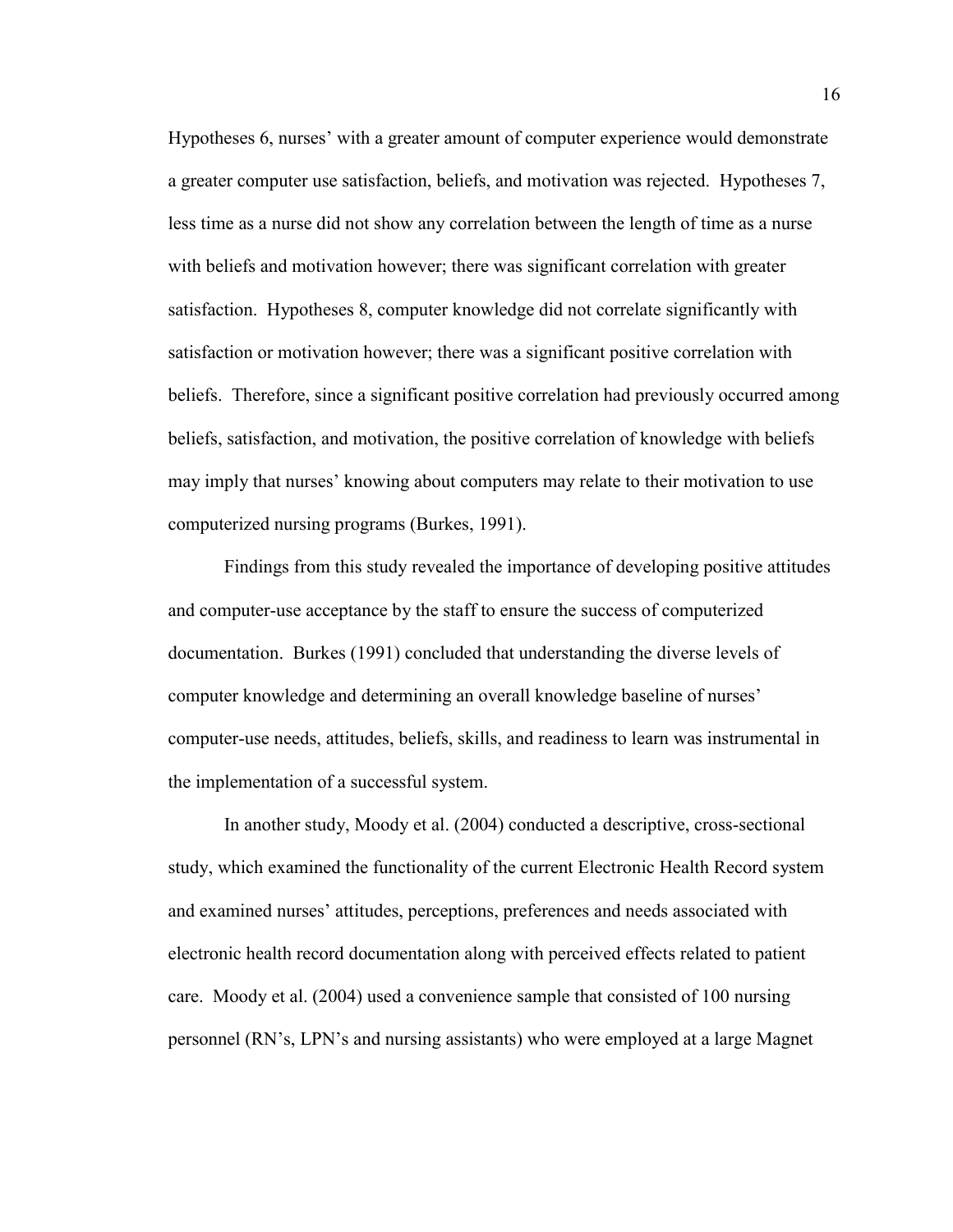Hypotheses 6, nurses' with a greater amount of computer experience would demonstrate a greater computer use satisfaction, beliefs, and motivation was rejected. Hypotheses 7, less time as a nurse did not show any correlation between the length of time as a nurse with beliefs and motivation however; there was significant correlation with greater satisfaction. Hypotheses 8, computer knowledge did not correlate significantly with satisfaction or motivation however; there was a significant positive correlation with beliefs. Therefore, since a significant positive correlation had previously occurred among beliefs, satisfaction, and motivation, the positive correlation of knowledge with beliefs may imply that nurses' knowing about computers may relate to their motivation to use computerized nursing programs (Burkes, 1991).

Findings from this study revealed the importance of developing positive attitudes and computer-use acceptance by the staff to ensure the success of computerized documentation. Burkes (1991) concluded that understanding the diverse levels of computer knowledge and determining an overall knowledge baseline of nurses' computer-use needs, attitudes, beliefs, skills, and readiness to learn was instrumental in the implementation of a successful system.

In another study, Moody et al. (2004) conducted a descriptive, cross-sectional study, which examined the functionality of the current Electronic Health Record system and examined nurses' attitudes, perceptions, preferences and needs associated with electronic health record documentation along with perceived effects related to patient care. Moody et al. (2004) used a convenience sample that consisted of 100 nursing personnel (RN's, LPN's and nursing assistants) who were employed at a large Magnet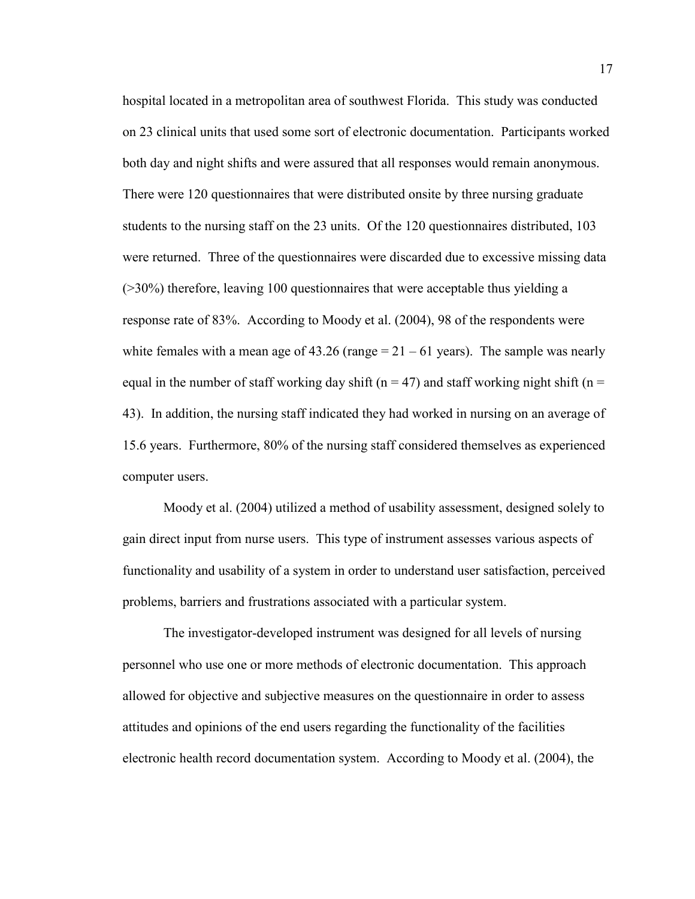hospital located in a metropolitan area of southwest Florida. This study was conducted on 23 clinical units that used some sort of electronic documentation. Participants worked both day and night shifts and were assured that all responses would remain anonymous. There were 120 questionnaires that were distributed onsite by three nursing graduate students to the nursing staff on the 23 units. Of the 120 questionnaires distributed, 103 were returned. Three of the questionnaires were discarded due to excessive missing data (>30%) therefore, leaving 100 questionnaires that were acceptable thus yielding a response rate of 83%. According to Moody et al. (2004), 98 of the respondents were white females with a mean age of 43.26 (range = 21 – 61 years). The sample was nearly equal in the number of staff working day shift ($n = 47$) and staff working night shift ($n = 43$). In addition, the nursing staff indicated they had worked in nursing on an average of 15.6 years. Furthermore, 80% of the nursing staff considered themselves as experienced computer users.

Moody et al. (2004) utilized a method of usability assessment, designed solely to gain direct input from nurse users. This type of instrument assesses various aspects of functionality and usability of a system in order to understand user satisfaction, perceived problems, barriers and frustrations associated with a particular system.

The investigator-developed instrument was designed for all levels of nursing personnel who use one or more methods of electronic documentation. This approach allowed for objective and subjective measures on the questionnaire in order to assess attitudes and opinions of the end users regarding the functionality of the facilities electronic health record documentation system. According to Moody et al. (2004), the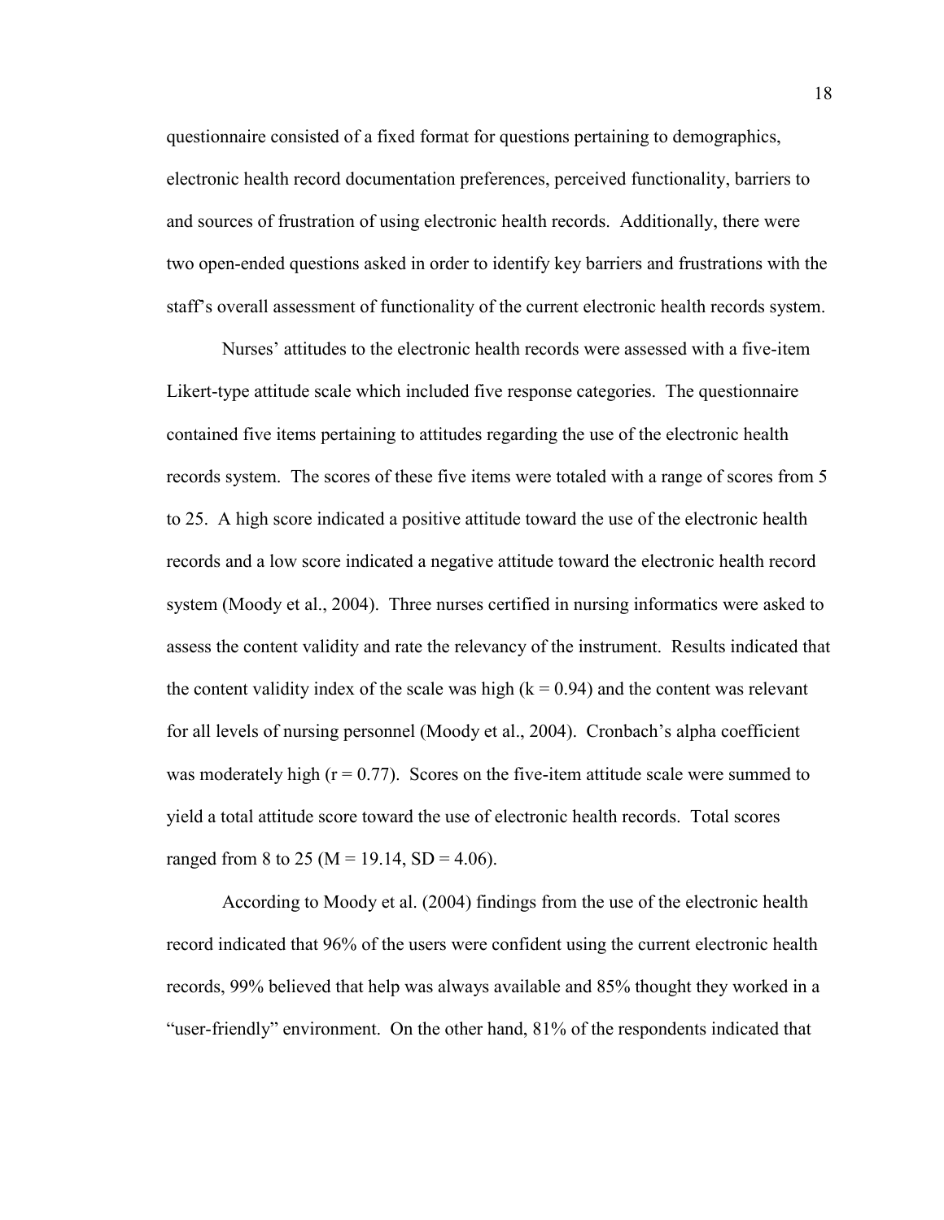questionnaire consisted of a fixed format for questions pertaining to demographics, electronic health record documentation preferences, perceived functionality, barriers to and sources of frustration of using electronic health records. Additionally, there were two open-ended questions asked in order to identify key barriers and frustrations with the staff's overall assessment of functionality of the current electronic health records system.

Nurses' attitudes to the electronic health records were assessed with a five-item Likert-type attitude scale which included five response categories. The questionnaire contained five items pertaining to attitudes regarding the use of the electronic health records system. The scores of these five items were totaled with a range of scores from 5 to 25. A high score indicated a positive attitude toward the use of the electronic health records and a low score indicated a negative attitude toward the electronic health record system (Moody et al., 2004). Three nurses certified in nursing informatics were asked to assess the content validity and rate the relevancy of the instrument. Results indicated that the content validity index of the scale was high ($k = 0.94$) and the content was relevant for all levels of nursing personnel (Moody et al., 2004). Cronbach's alpha coefficient was moderately high ($r = 0.77$). Scores on the five-item attitude scale were summed to yield a total attitude score toward the use of electronic health records. Total scores ranged from 8 to 25 ($M = 19.14$, $SD = 4.06$).

According to Moody et al. (2004) findings from the use of the electronic health record indicated that 96% of the users were confident using the current electronic health records, 99% believed that help was always available and 85% thought they worked in a "user-friendly" environment. On the other hand, 81% of the respondents indicated that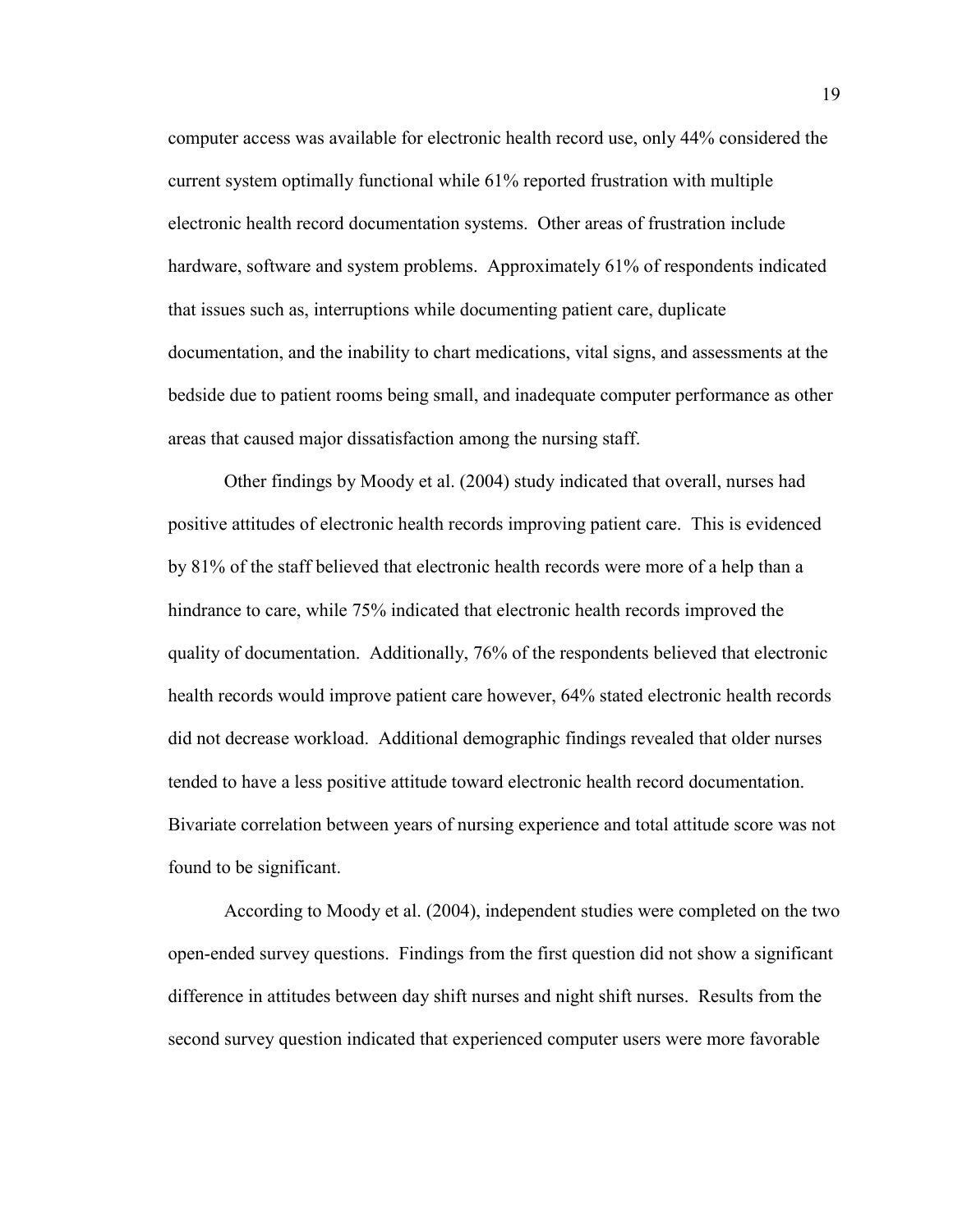computer access was available for electronic health record use, only 44% considered the current system optimally functional while 61% reported frustration with multiple electronic health record documentation systems. Other areas of frustration include hardware, software and system problems. Approximately 61% of respondents indicated that issues such as, interruptions while documenting patient care, duplicate documentation, and the inability to chart medications, vital signs, and assessments at the bedside due to patient rooms being small, and inadequate computer performance as other areas that caused major dissatisfaction among the nursing staff.

Other findings by Moody et al. (2004) study indicated that overall, nurses had positive attitudes of electronic health records improving patient care. This is evidenced by 81% of the staff believed that electronic health records were more of a help than a hindrance to care, while 75% indicated that electronic health records improved the quality of documentation. Additionally, 76% of the respondents believed that electronic health records would improve patient care however, 64% stated electronic health records did not decrease workload. Additional demographic findings revealed that older nurses tended to have a less positive attitude toward electronic health record documentation. Bivariate correlation between years of nursing experience and total attitude score was not found to be significant.

According to Moody et al. (2004), independent studies were completed on the two open-ended survey questions. Findings from the first question did not show a significant difference in attitudes between day shift nurses and night shift nurses. Results from the second survey question indicated that experienced computer users were more favorable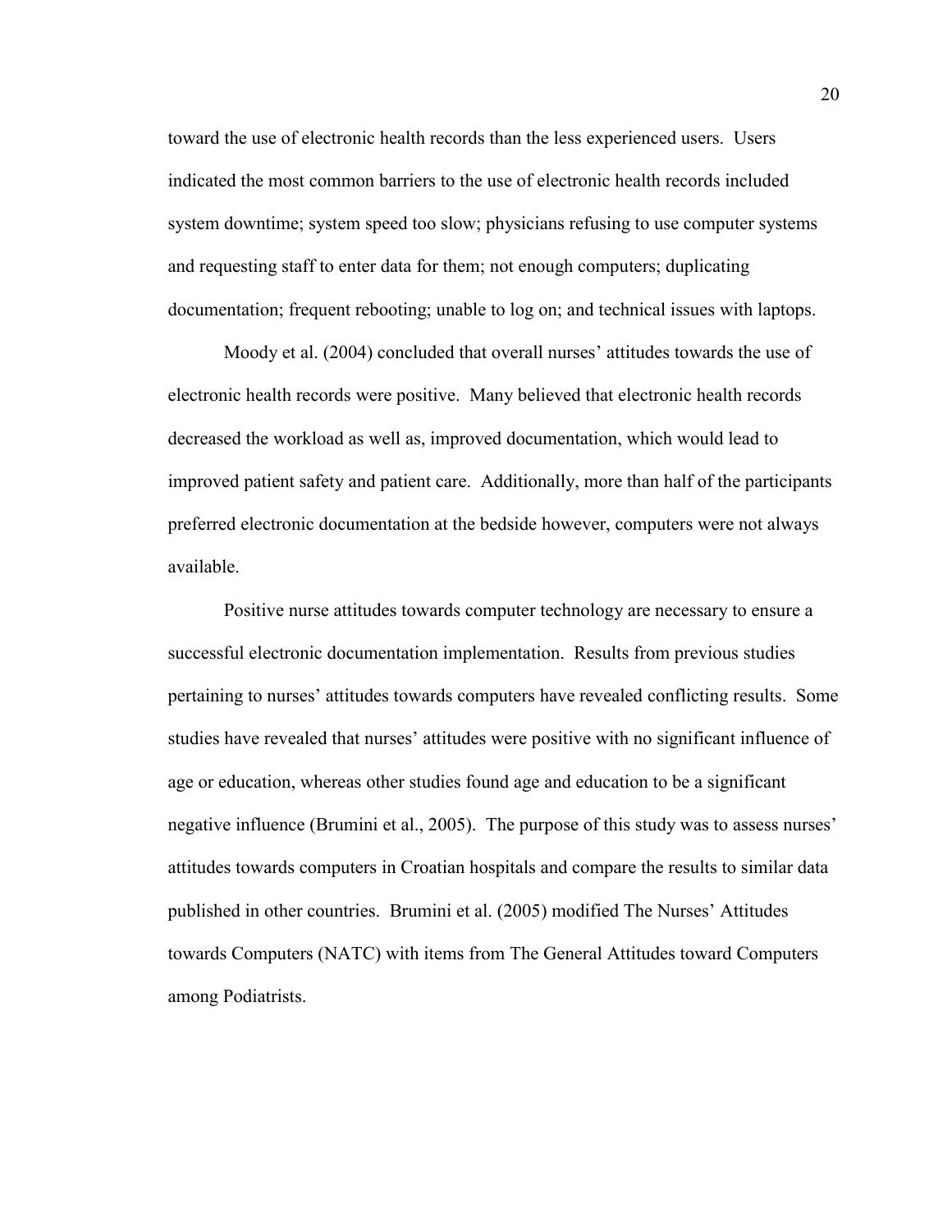toward the use of electronic health records than the less experienced users. Users indicated the most common barriers to the use of electronic health records included system downtime; system speed too slow; physicians refusing to use computer systems and requesting staff to enter data for them; not enough computers; duplicating documentation; frequent rebooting; unable to log on; and technical issues with laptops.

Moody et al. (2004) concluded that overall nurses' attitudes towards the use of electronic health records were positive. Many believed that electronic health records decreased the workload as well as, improved documentation, which would lead to improved patient safety and patient care. Additionally, more than half of the participants preferred electronic documentation at the bedside however, computers were not always available.

Positive nurse attitudes towards computer technology are necessary to ensure a successful electronic documentation implementation. Results from previous studies pertaining to nurses' attitudes towards computers have revealed conflicting results. Some studies have revealed that nurses' attitudes were positive with no significant influence of age or education, whereas other studies found age and education to be a significant negative influence (Brumini et al., 2005). The purpose of this study was to assess nurses' attitudes towards computers in Croatian hospitals and compare the results to similar data published in other countries. Brumini et al. (2005) modified The Nurses' Attitudes towards Computers (NATC) with items from The General Attitudes toward Computers among Podiatrists.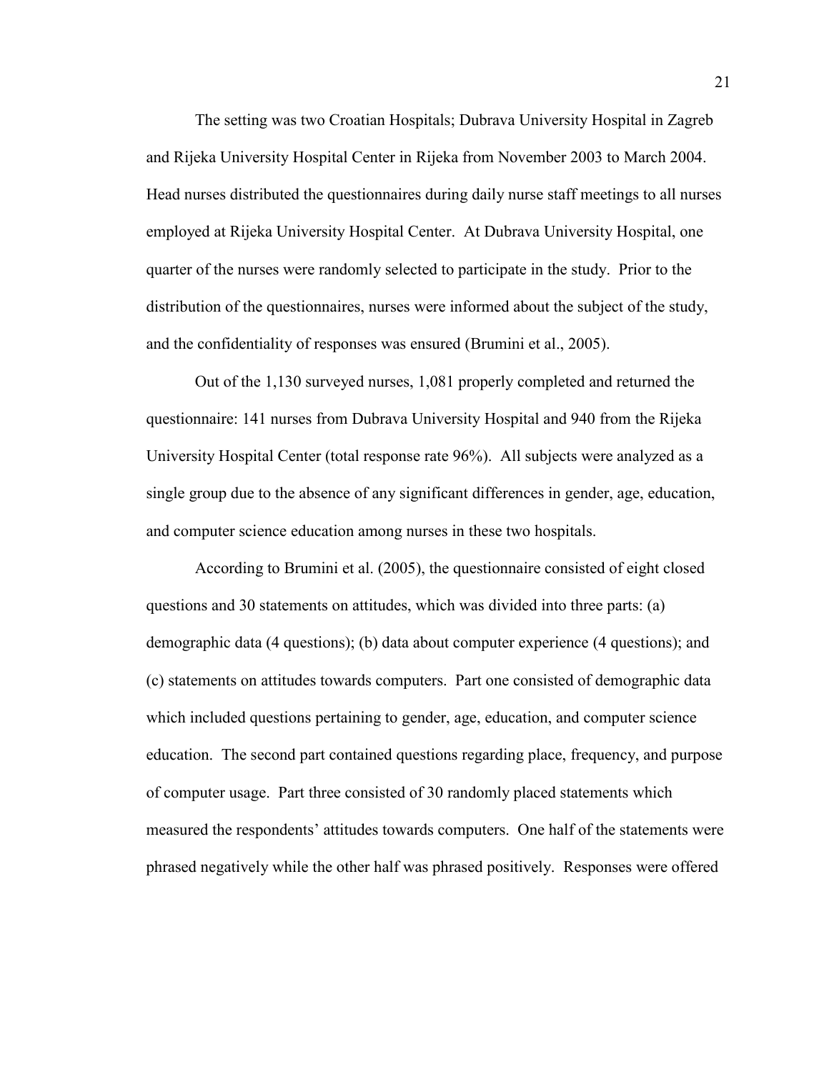The setting was two Croatian Hospitals; Dubrava University Hospital in Zagreb and Rijeka University Hospital Center in Rijeka from November 2003 to March 2004. Head nurses distributed the questionnaires during daily nurse staff meetings to all nurses employed at Rijeka University Hospital Center. At Dubrava University Hospital, one quarter of the nurses were randomly selected to participate in the study. Prior to the distribution of the questionnaires, nurses were informed about the subject of the study, and the confidentiality of responses was ensured (Brumini et al., 2005).

Out of the 1,130 surveyed nurses, 1,081 properly completed and returned the questionnaire: 141 nurses from Dubrava University Hospital and 940 from the Rijeka University Hospital Center (total response rate 96%). All subjects were analyzed as a single group due to the absence of any significant differences in gender, age, education, and computer science education among nurses in these two hospitals.

According to Brumini et al. (2005), the questionnaire consisted of eight closed questions and 30 statements on attitudes, which was divided into three parts: (a) demographic data (4 questions); (b) data about computer experience (4 questions); and (c) statements on attitudes towards computers. Part one consisted of demographic data which included questions pertaining to gender, age, education, and computer science education. The second part contained questions regarding place, frequency, and purpose of computer usage. Part three consisted of 30 randomly placed statements which measured the respondents' attitudes towards computers. One half of the statements were phrased negatively while the other half was phrased positively. Responses were offered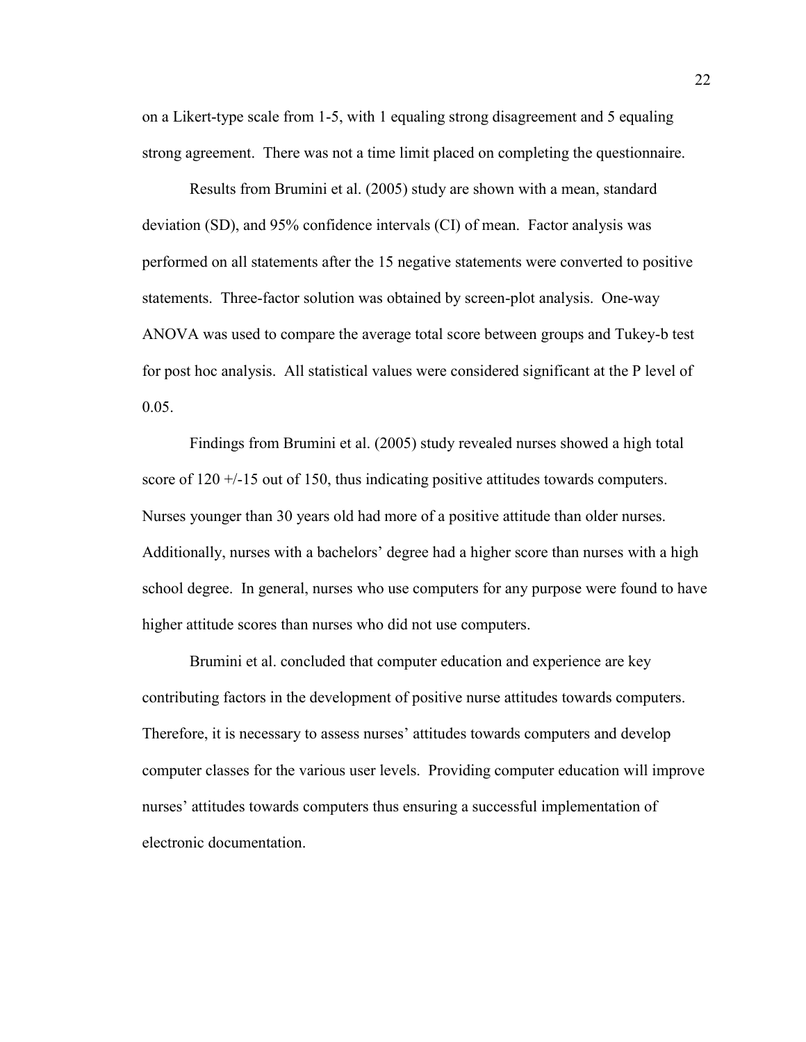on a Likert-type scale from 1-5, with 1 equaling strong disagreement and 5 equaling strong agreement. There was not a time limit placed on completing the questionnaire.

Results from Brumini et al. (2005) study are shown with a mean, standard deviation (SD), and 95% confidence intervals (CI) of mean. Factor analysis was performed on all statements after the 15 negative statements were converted to positive statements. Three-factor solution was obtained by screen-plot analysis. One-way ANOVA was used to compare the average total score between groups and Tukey-b test for post hoc analysis. All statistical values were considered significant at the P level of 0.05.

Findings from Brumini et al. (2005) study revealed nurses showed a high total score of 120 +/-15 out of 150, thus indicating positive attitudes towards computers. Nurses younger than 30 years old had more of a positive attitude than older nurses. Additionally, nurses with a bachelors' degree had a higher score than nurses with a high school degree. In general, nurses who use computers for any purpose were found to have higher attitude scores than nurses who did not use computers.

Brumini et al. concluded that computer education and experience are key contributing factors in the development of positive nurse attitudes towards computers. Therefore, it is necessary to assess nurses' attitudes towards computers and develop computer classes for the various user levels. Providing computer education will improve nurses' attitudes towards computers thus ensuring a successful implementation of electronic documentation.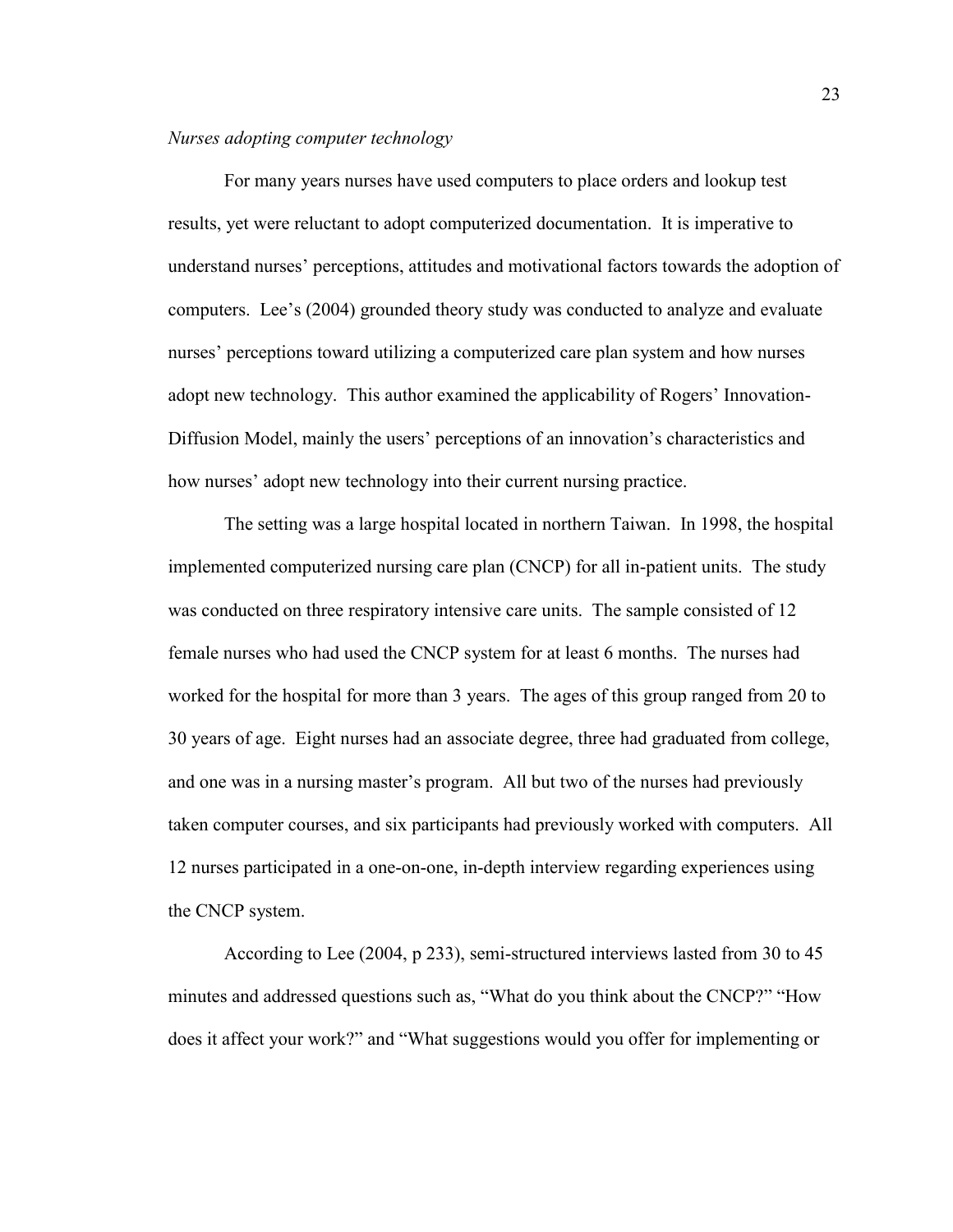*Nurses adopting computer technology*

For many years nurses have used computers to place orders and lookup test results, yet were reluctant to adopt computerized documentation. It is imperative to understand nurses' perceptions, attitudes and motivational factors towards the adoption of computers. Lee's (2004) grounded theory study was conducted to analyze and evaluate nurses' perceptions toward utilizing a computerized care plan system and how nurses adopt new technology. This author examined the applicability of Rogers' Innovation-Diffusion Model, mainly the users' perceptions of an innovation's characteristics and how nurses' adopt new technology into their current nursing practice.

The setting was a large hospital located in northern Taiwan. In 1998, the hospital implemented computerized nursing care plan (CNCP) for all in-patient units. The study was conducted on three respiratory intensive care units. The sample consisted of 12 female nurses who had used the CNCP system for at least 6 months. The nurses had worked for the hospital for more than 3 years. The ages of this group ranged from 20 to 30 years of age. Eight nurses had an associate degree, three had graduated from college, and one was in a nursing master's program. All but two of the nurses had previously taken computer courses, and six participants had previously worked with computers. All 12 nurses participated in a one-on-one, in-depth interview regarding experiences using the CNCP system.

According to Lee (2004, p 233), semi-structured interviews lasted from 30 to 45 minutes and addressed questions such as, "What do you think about the CNCP?" "How does it affect your work?" and "What suggestions would you offer for implementing or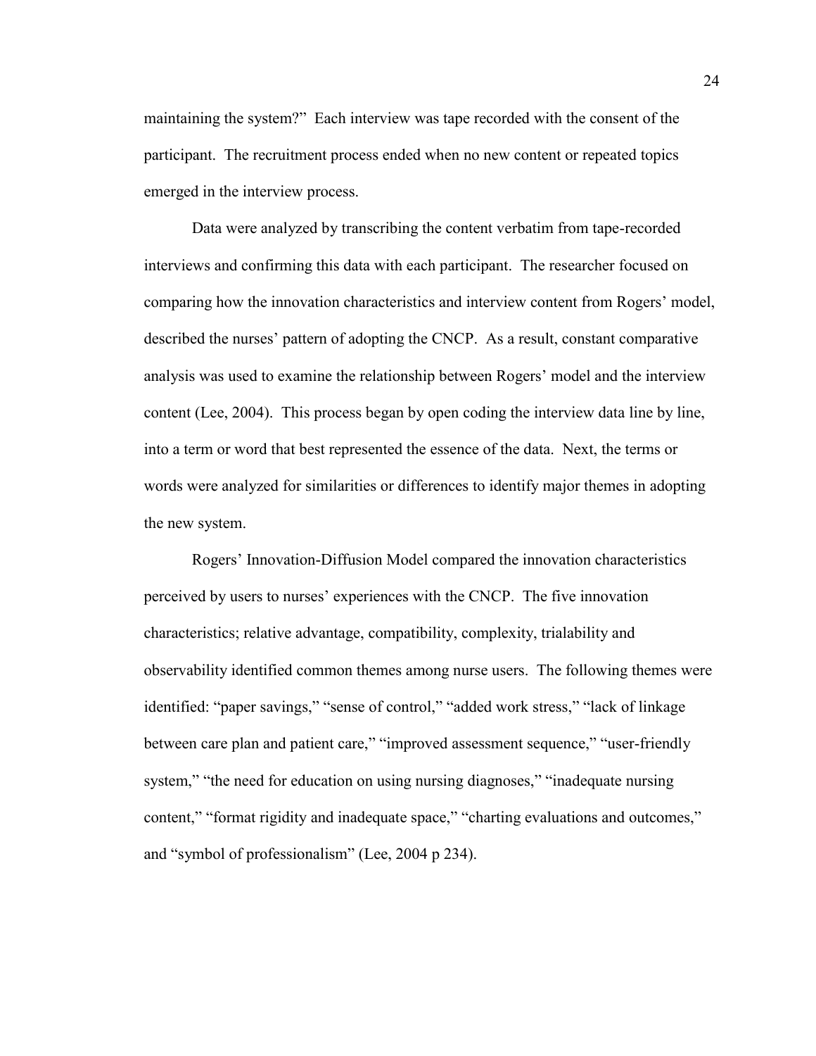maintaining the system?" Each interview was tape recorded with the consent of the participant. The recruitment process ended when no new content or repeated topics emerged in the interview process.

Data were analyzed by transcribing the content verbatim from tape-recorded interviews and confirming this data with each participant. The researcher focused on comparing how the innovation characteristics and interview content from Rogers' model, described the nurses' pattern of adopting the CNCP. As a result, constant comparative analysis was used to examine the relationship between Rogers' model and the interview content (Lee, 2004). This process began by open coding the interview data line by line, into a term or word that best represented the essence of the data. Next, the terms or words were analyzed for similarities or differences to identify major themes in adopting the new system.

Rogers' Innovation-Diffusion Model compared the innovation characteristics perceived by users to nurses' experiences with the CNCP. The five innovation characteristics; relative advantage, compatibility, complexity, trialability and observability identified common themes among nurse users. The following themes were identified: "paper savings," "sense of control," "added work stress," "lack of linkage between care plan and patient care," "improved assessment sequence," "user-friendly system," "the need for education on using nursing diagnoses," "inadequate nursing content," "format rigidity and inadequate space," "charting evaluations and outcomes," and "symbol of professionalism" (Lee, 2004 p 234).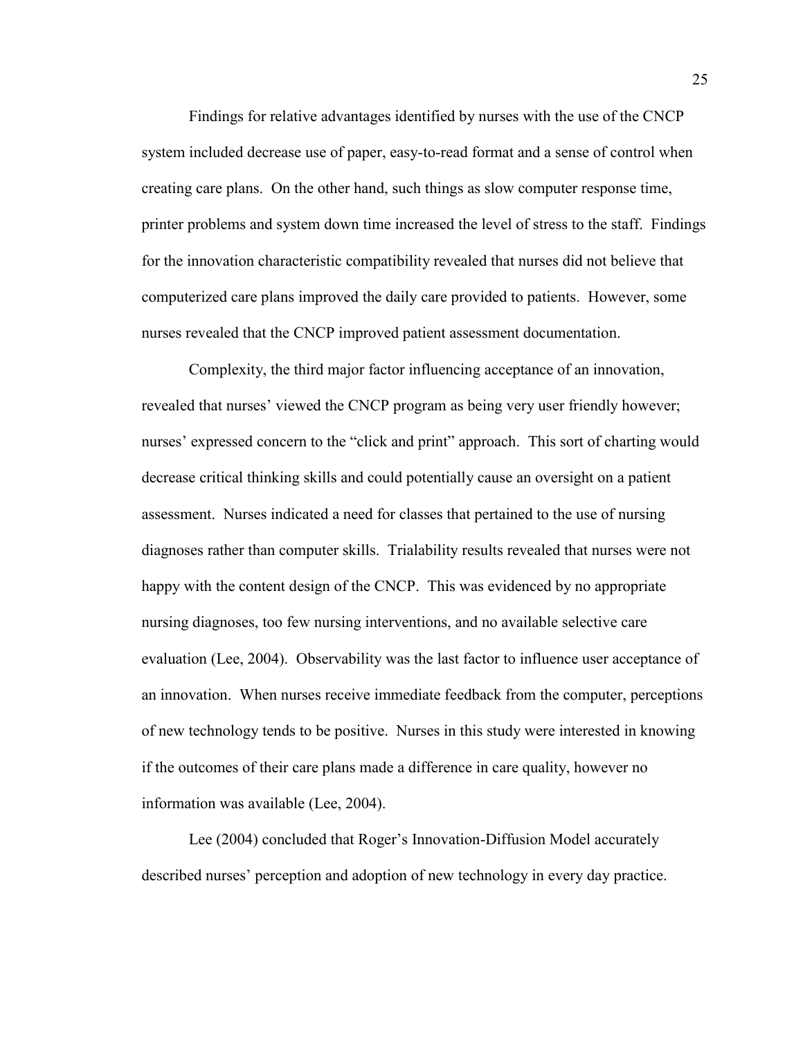Findings for relative advantages identified by nurses with the use of the CNCP system included decrease use of paper, easy-to-read format and a sense of control when creating care plans. On the other hand, such things as slow computer response time, printer problems and system down time increased the level of stress to the staff. Findings for the innovation characteristic compatibility revealed that nurses did not believe that computerized care plans improved the daily care provided to patients. However, some nurses revealed that the CNCP improved patient assessment documentation.

Complexity, the third major factor influencing acceptance of an innovation, revealed that nurses' viewed the CNCP program as being very user friendly however; nurses' expressed concern to the "click and print" approach. This sort of charting would decrease critical thinking skills and could potentially cause an oversight on a patient assessment. Nurses indicated a need for classes that pertained to the use of nursing diagnoses rather than computer skills. Trialability results revealed that nurses were not happy with the content design of the CNCP. This was evidenced by no appropriate nursing diagnoses, too few nursing interventions, and no available selective care evaluation (Lee, 2004). Observability was the last factor to influence user acceptance of an innovation. When nurses receive immediate feedback from the computer, perceptions of new technology tends to be positive. Nurses in this study were interested in knowing if the outcomes of their care plans made a difference in care quality, however no information was available (Lee, 2004).

Lee (2004) concluded that Roger's Innovation-Diffusion Model accurately described nurses' perception and adoption of new technology in every day practice.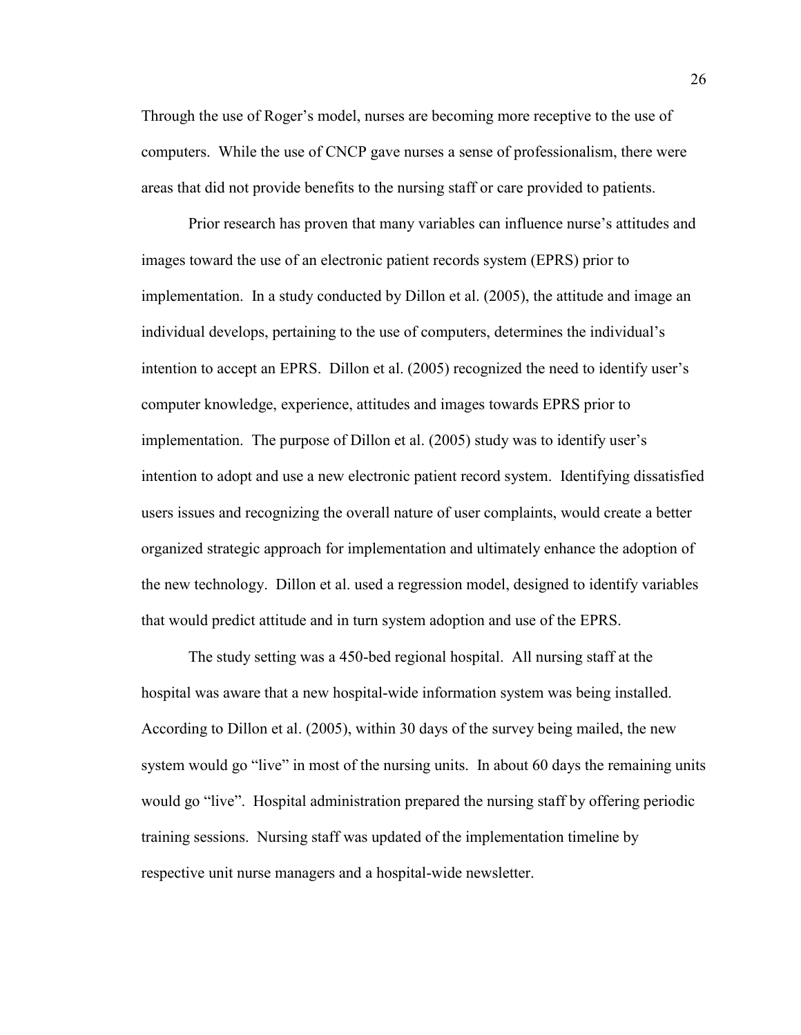Through the use of Roger's model, nurses are becoming more receptive to the use of computers. While the use of CNCP gave nurses a sense of professionalism, there were areas that did not provide benefits to the nursing staff or care provided to patients.

Prior research has proven that many variables can influence nurse's attitudes and images toward the use of an electronic patient records system (EPRS) prior to implementation. In a study conducted by Dillon et al. (2005), the attitude and image an individual develops, pertaining to the use of computers, determines the individual's intention to accept an EPRS. Dillon et al. (2005) recognized the need to identify user's computer knowledge, experience, attitudes and images towards EPRS prior to implementation. The purpose of Dillon et al. (2005) study was to identify user's intention to adopt and use a new electronic patient record system. Identifying dissatisfied users issues and recognizing the overall nature of user complaints, would create a better organized strategic approach for implementation and ultimately enhance the adoption of the new technology. Dillon et al. used a regression model, designed to identify variables that would predict attitude and in turn system adoption and use of the EPRS.

The study setting was a 450-bed regional hospital. All nursing staff at the hospital was aware that a new hospital-wide information system was being installed. According to Dillon et al. (2005), within 30 days of the survey being mailed, the new system would go "live" in most of the nursing units. In about 60 days the remaining units would go "live". Hospital administration prepared the nursing staff by offering periodic training sessions. Nursing staff was updated of the implementation timeline by respective unit nurse managers and a hospital-wide newsletter.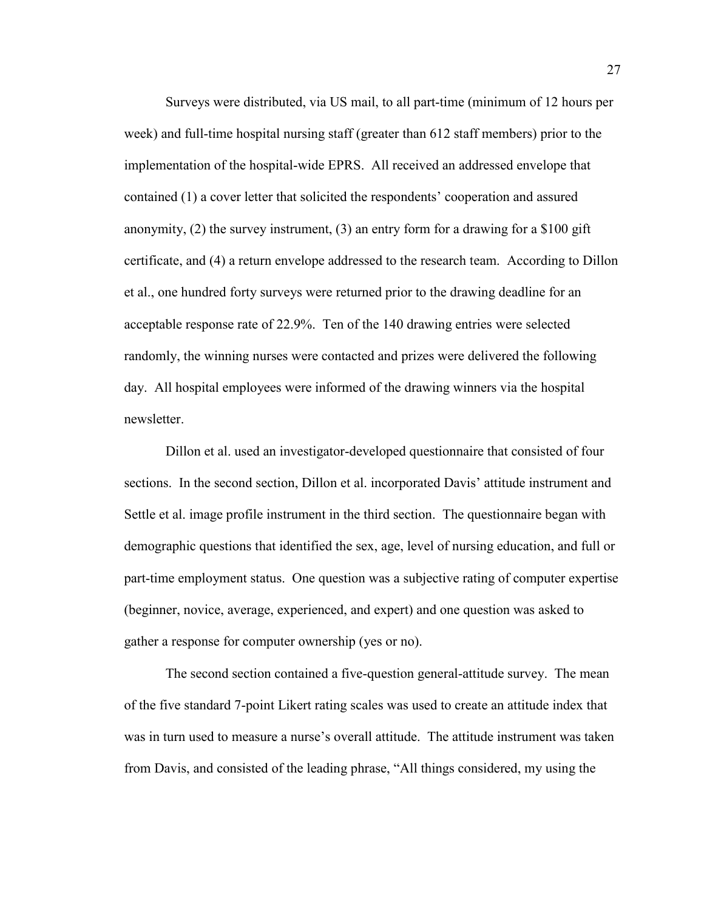Surveys were distributed, via US mail, to all part-time (minimum of 12 hours per week) and full-time hospital nursing staff (greater than 612 staff members) prior to the implementation of the hospital-wide EPRS. All received an addressed envelope that contained (1) a cover letter that solicited the respondents' cooperation and assured anonymity, (2) the survey instrument, (3) an entry form for a drawing for a $100 gift certificate, and (4) a return envelope addressed to the research team. According to Dillon et al., one hundred forty surveys were returned prior to the drawing deadline for an acceptable response rate of 22.9%. Ten of the 140 drawing entries were selected randomly, the winning nurses were contacted and prizes were delivered the following day. All hospital employees were informed of the drawing winners via the hospital newsletter.

Dillon et al. used an investigator-developed questionnaire that consisted of four sections. In the second section, Dillon et al. incorporated Davis' attitude instrument and Settle et al. image profile instrument in the third section. The questionnaire began with demographic questions that identified the sex, age, level of nursing education, and full or part-time employment status. One question was a subjective rating of computer expertise (beginner, novice, average, experienced, and expert) and one question was asked to gather a response for computer ownership (yes or no).

The second section contained a five-question general-attitude survey. The mean of the five standard 7-point Likert rating scales was used to create an attitude index that was in turn used to measure a nurse's overall attitude. The attitude instrument was taken from Davis, and consisted of the leading phrase, "All things considered, my using the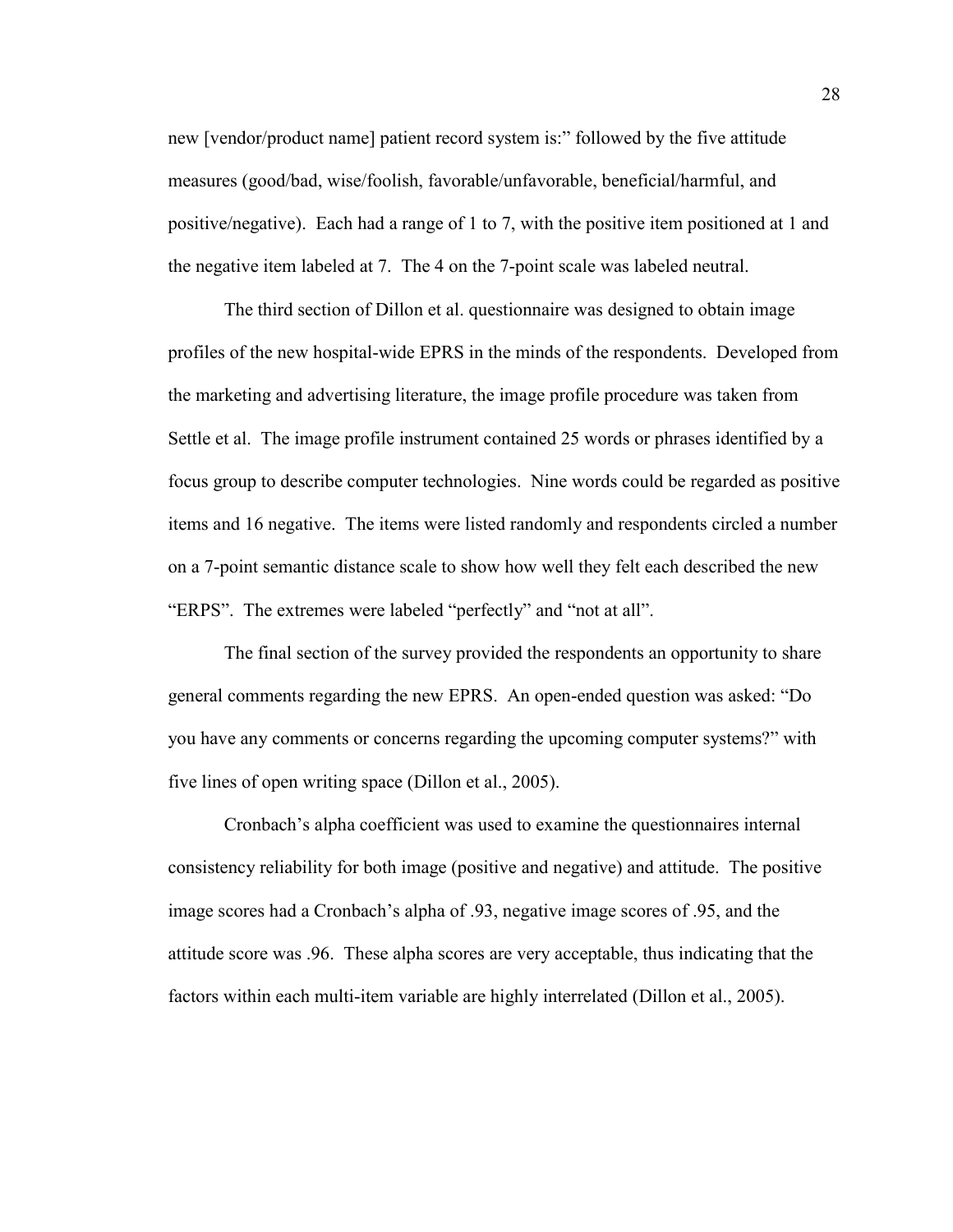new [vendor/product name] patient record system is:" followed by the five attitude measures (good/bad, wise/foolish, favorable/unfavorable, beneficial/harmful, and positive/negative). Each had a range of 1 to 7, with the positive item positioned at 1 and the negative item labeled at 7. The 4 on the 7-point scale was labeled neutral.

The third section of Dillon et al. questionnaire was designed to obtain image profiles of the new hospital-wide EPRS in the minds of the respondents. Developed from the marketing and advertising literature, the image profile procedure was taken from Settle et al. The image profile instrument contained 25 words or phrases identified by a focus group to describe computer technologies. Nine words could be regarded as positive items and 16 negative. The items were listed randomly and respondents circled a number on a 7-point semantic distance scale to show how well they felt each described the new "ERPS". The extremes were labeled "perfectly" and "not at all".

The final section of the survey provided the respondents an opportunity to share general comments regarding the new EPRS. An open-ended question was asked: "Do you have any comments or concerns regarding the upcoming computer systems?" with five lines of open writing space (Dillon et al., 2005).

Cronbach's alpha coefficient was used to examine the questionnaires internal consistency reliability for both image (positive and negative) and attitude. The positive image scores had a Cronbach's alpha of .93, negative image scores of .95, and the attitude score was .96. These alpha scores are very acceptable, thus indicating that the factors within each multi-item variable are highly interrelated (Dillon et al., 2005).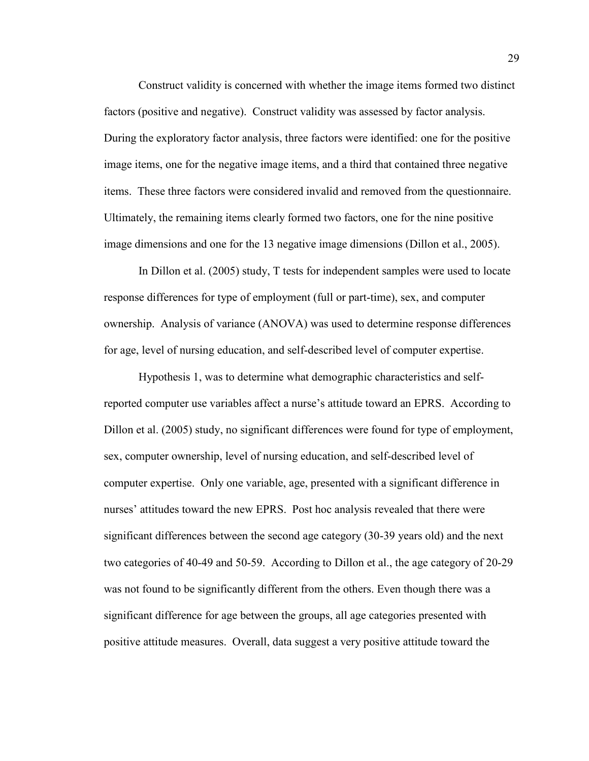Construct validity is concerned with whether the image items formed two distinct factors (positive and negative). Construct validity was assessed by factor analysis. During the exploratory factor analysis, three factors were identified: one for the positive image items, one for the negative image items, and a third that contained three negative items. These three factors were considered invalid and removed from the questionnaire. Ultimately, the remaining items clearly formed two factors, one for the nine positive image dimensions and one for the 13 negative image dimensions (Dillon et al., 2005).

In Dillon et al. (2005) study, T tests for independent samples were used to locate response differences for type of employment (full or part-time), sex, and computer ownership. Analysis of variance (ANOVA) was used to determine response differences for age, level of nursing education, and self-described level of computer expertise.

Hypothesis 1, was to determine what demographic characteristics and self-reported computer use variables affect a nurse's attitude toward an EPRS. According to Dillon et al. (2005) study, no significant differences were found for type of employment, sex, computer ownership, level of nursing education, and self-described level of computer expertise. Only one variable, age, presented with a significant difference in nurses' attitudes toward the new EPRS. Post hoc analysis revealed that there were significant differences between the second age category (30-39 years old) and the next two categories of 40-49 and 50-59. According to Dillon et al., the age category of 20-29 was not found to be significantly different from the others. Even though there was a significant difference for age between the groups, all age categories presented with positive attitude measures. Overall, data suggest a very positive attitude toward the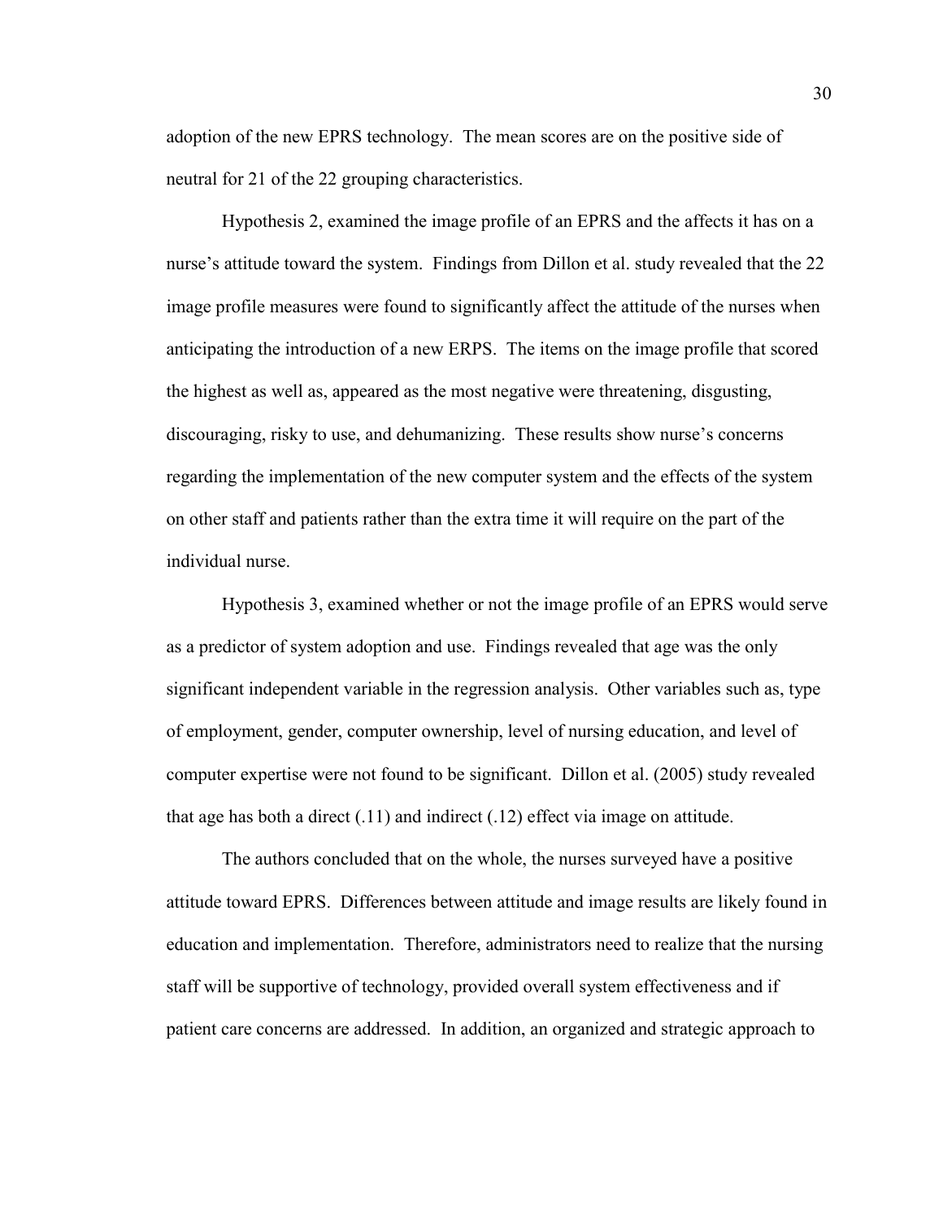adoption of the new EPRS technology. The mean scores are on the positive side of neutral for 21 of the 22 grouping characteristics.

Hypothesis 2, examined the image profile of an EPRS and the affects it has on a nurse's attitude toward the system. Findings from Dillon et al. study revealed that the 22 image profile measures were found to significantly affect the attitude of the nurses when anticipating the introduction of a new ERPS. The items on the image profile that scored the highest as well as, appeared as the most negative were threatening, disgusting, discouraging, risky to use, and dehumanizing. These results show nurse's concerns regarding the implementation of the new computer system and the effects of the system on other staff and patients rather than the extra time it will require on the part of the individual nurse.

Hypothesis 3, examined whether or not the image profile of an EPRS would serve as a predictor of system adoption and use. Findings revealed that age was the only significant independent variable in the regression analysis. Other variables such as, type of employment, gender, computer ownership, level of nursing education, and level of computer expertise were not found to be significant. Dillon et al. (2005) study revealed that age has both a direct (.11) and indirect (.12) effect via image on attitude.

The authors concluded that on the whole, the nurses surveyed have a positive attitude toward EPRS. Differences between attitude and image results are likely found in education and implementation. Therefore, administrators need to realize that the nursing staff will be supportive of technology, provided overall system effectiveness and if patient care concerns are addressed. In addition, an organized and strategic approach to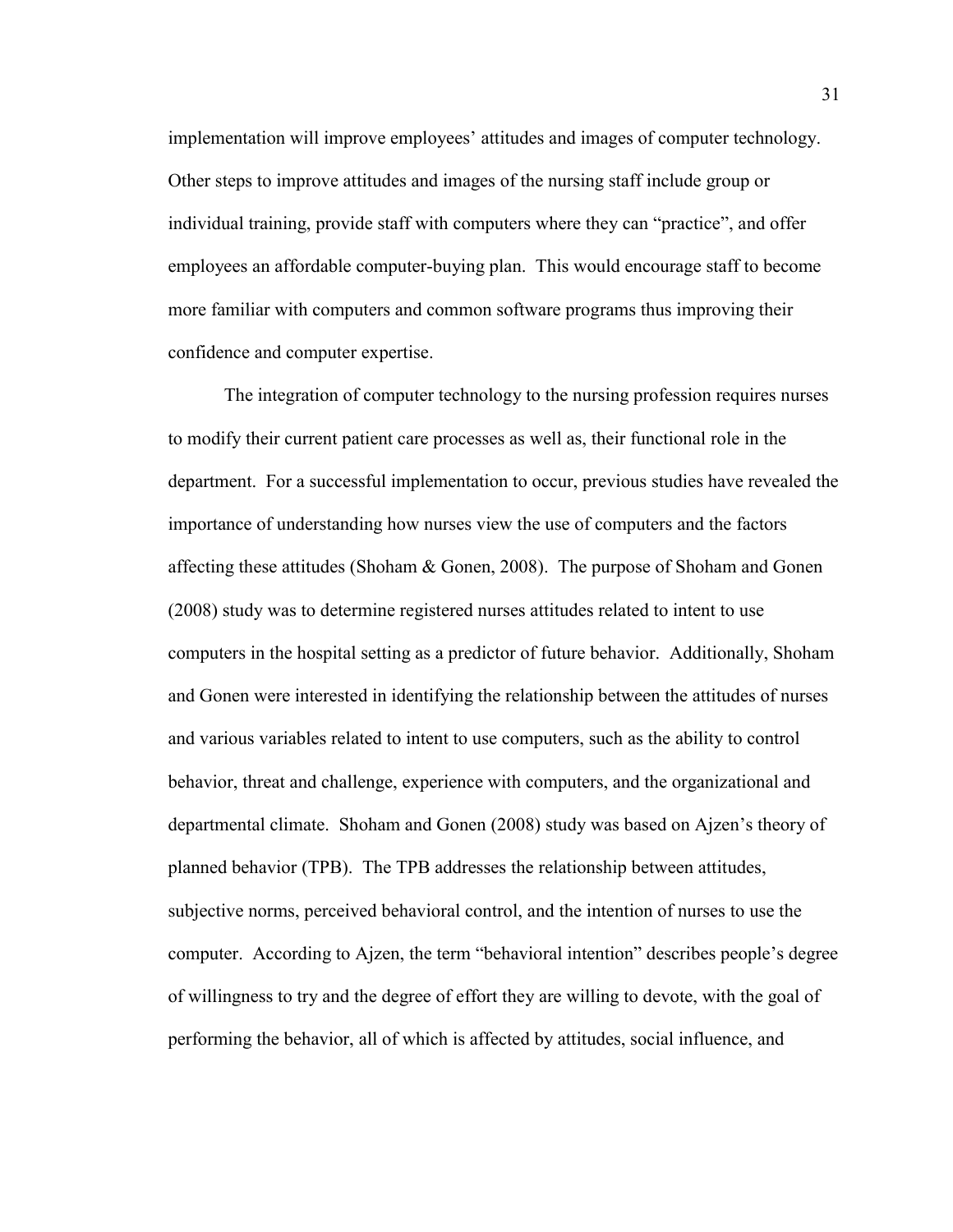implementation will improve employees' attitudes and images of computer technology. Other steps to improve attitudes and images of the nursing staff include group or individual training, provide staff with computers where they can "practice", and offer employees an affordable computer-buying plan. This would encourage staff to become more familiar with computers and common software programs thus improving their confidence and computer expertise.

The integration of computer technology to the nursing profession requires nurses to modify their current patient care processes as well as, their functional role in the department. For a successful implementation to occur, previous studies have revealed the importance of understanding how nurses view the use of computers and the factors affecting these attitudes (Shoham & Gonen, 2008). The purpose of Shoham and Gonen (2008) study was to determine registered nurses attitudes related to intent to use computers in the hospital setting as a predictor of future behavior. Additionally, Shoham and Gonen were interested in identifying the relationship between the attitudes of nurses and various variables related to intent to use computers, such as the ability to control behavior, threat and challenge, experience with computers, and the organizational and departmental climate. Shoham and Gonen (2008) study was based on Ajzen's theory of planned behavior (TPB). The TPB addresses the relationship between attitudes, subjective norms, perceived behavioral control, and the intention of nurses to use the computer. According to Ajzen, the term "behavioral intention" describes people's degree of willingness to try and the degree of effort they are willing to devote, with the goal of performing the behavior, all of which is affected by attitudes, social influence, and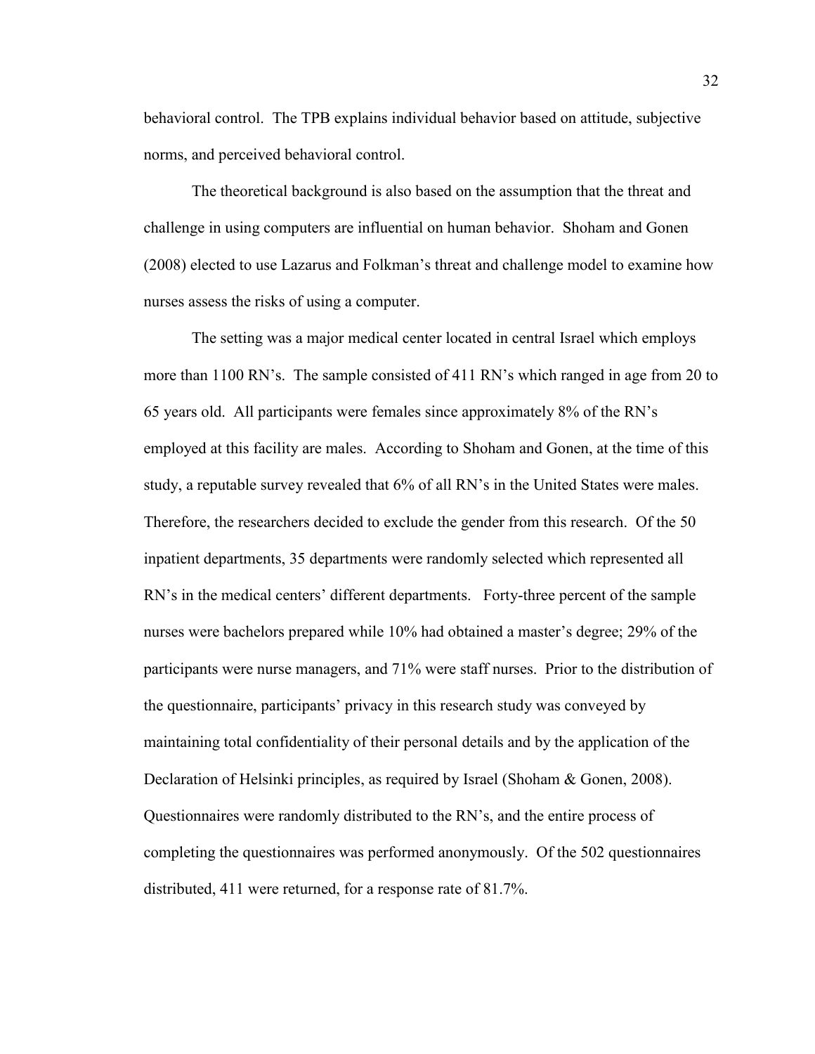behavioral control. The TPB explains individual behavior based on attitude, subjective norms, and perceived behavioral control.

The theoretical background is also based on the assumption that the threat and challenge in using computers are influential on human behavior. Shoham and Gonen (2008) elected to use Lazarus and Folkman's threat and challenge model to examine how nurses assess the risks of using a computer.

The setting was a major medical center located in central Israel which employs more than 1100 RN's. The sample consisted of 411 RN's which ranged in age from 20 to 65 years old. All participants were females since approximately 8% of the RN's employed at this facility are males. According to Shoham and Gonen, at the time of this study, a reputable survey revealed that 6% of all RN's in the United States were males. Therefore, the researchers decided to exclude the gender from this research. Of the 50 inpatient departments, 35 departments were randomly selected which represented all RN's in the medical centers' different departments. Forty-three percent of the sample nurses were bachelors prepared while 10% had obtained a master's degree; 29% of the participants were nurse managers, and 71% were staff nurses. Prior to the distribution of the questionnaire, participants' privacy in this research study was conveyed by maintaining total confidentiality of their personal details and by the application of the Declaration of Helsinki principles, as required by Israel (Shoham & Gonen, 2008). Questionnaires were randomly distributed to the RN's, and the entire process of completing the questionnaires was performed anonymously. Of the 502 questionnaires distributed, 411 were returned, for a response rate of 81.7%.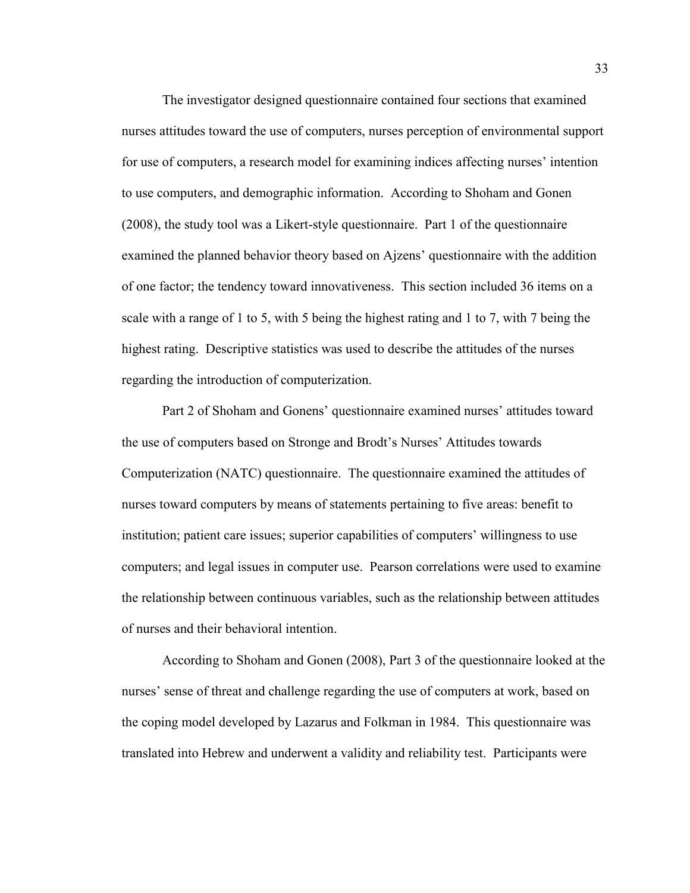The investigator designed questionnaire contained four sections that examined nurses attitudes toward the use of computers, nurses perception of environmental support for use of computers, a research model for examining indices affecting nurses' intention to use computers, and demographic information. According to Shoham and Gonen (2008), the study tool was a Likert-style questionnaire. Part 1 of the questionnaire examined the planned behavior theory based on Ajzens' questionnaire with the addition of one factor; the tendency toward innovativeness. This section included 36 items on a scale with a range of 1 to 5, with 5 being the highest rating and 1 to 7, with 7 being the highest rating. Descriptive statistics was used to describe the attitudes of the nurses regarding the introduction of computerization.

Part 2 of Shoham and Gonens' questionnaire examined nurses' attitudes toward the use of computers based on Stronge and Brodt's Nurses' Attitudes towards Computerization (NATC) questionnaire. The questionnaire examined the attitudes of nurses toward computers by means of statements pertaining to five areas: benefit to institution; patient care issues; superior capabilities of computers' willingness to use computers; and legal issues in computer use. Pearson correlations were used to examine the relationship between continuous variables, such as the relationship between attitudes of nurses and their behavioral intention.

According to Shoham and Gonen (2008), Part 3 of the questionnaire looked at the nurses' sense of threat and challenge regarding the use of computers at work, based on the coping model developed by Lazarus and Folkman in 1984. This questionnaire was translated into Hebrew and underwent a validity and reliability test. Participants were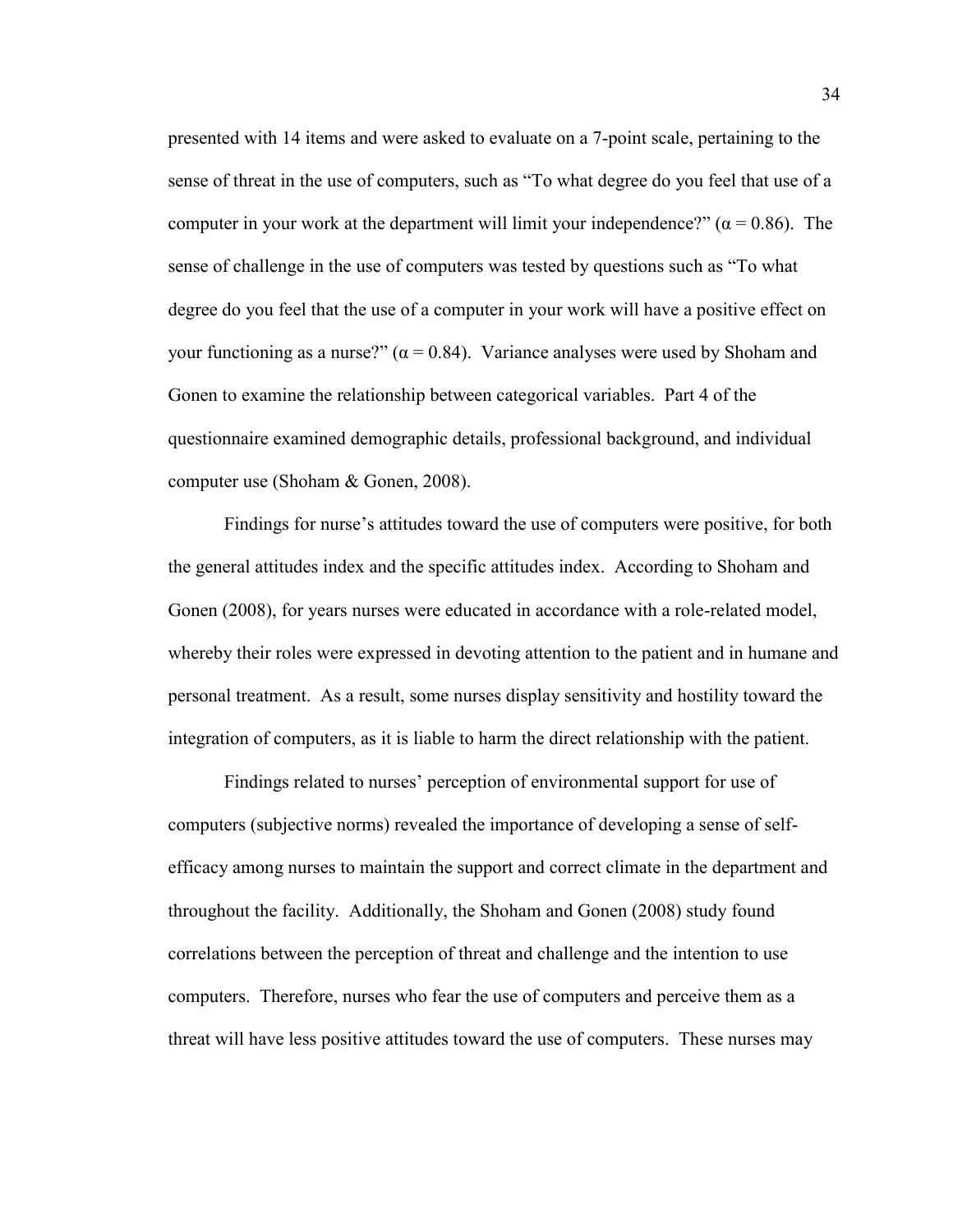presented with 14 items and were asked to evaluate on a 7-point scale, pertaining to the sense of threat in the use of computers, such as "To what degree do you feel that use of a computer in your work at the department will limit your independence?" ($\alpha = 0.86$). The sense of challenge in the use of computers was tested by questions such as "To what degree do you feel that the use of a computer in your work will have a positive effect on your functioning as a nurse?" ($\alpha = 0.84$). Variance analyses were used by Shoham and Gonen to examine the relationship between categorical variables. Part 4 of the questionnaire examined demographic details, professional background, and individual computer use (Shoham & Gonen, 2008).

Findings for nurse's attitudes toward the use of computers were positive, for both the general attitudes index and the specific attitudes index. According to Shoham and Gonen (2008), for years nurses were educated in accordance with a role-related model, whereby their roles were expressed in devoting attention to the patient and in humane and personal treatment. As a result, some nurses display sensitivity and hostility toward the integration of computers, as it is liable to harm the direct relationship with the patient.

Findings related to nurses' perception of environmental support for use of computers (subjective norms) revealed the importance of developing a sense of self-efficacy among nurses to maintain the support and correct climate in the department and throughout the facility. Additionally, the Shoham and Gonen (2008) study found correlations between the perception of threat and challenge and the intention to use computers. Therefore, nurses who fear the use of computers and perceive them as a threat will have less positive attitudes toward the use of computers. These nurses may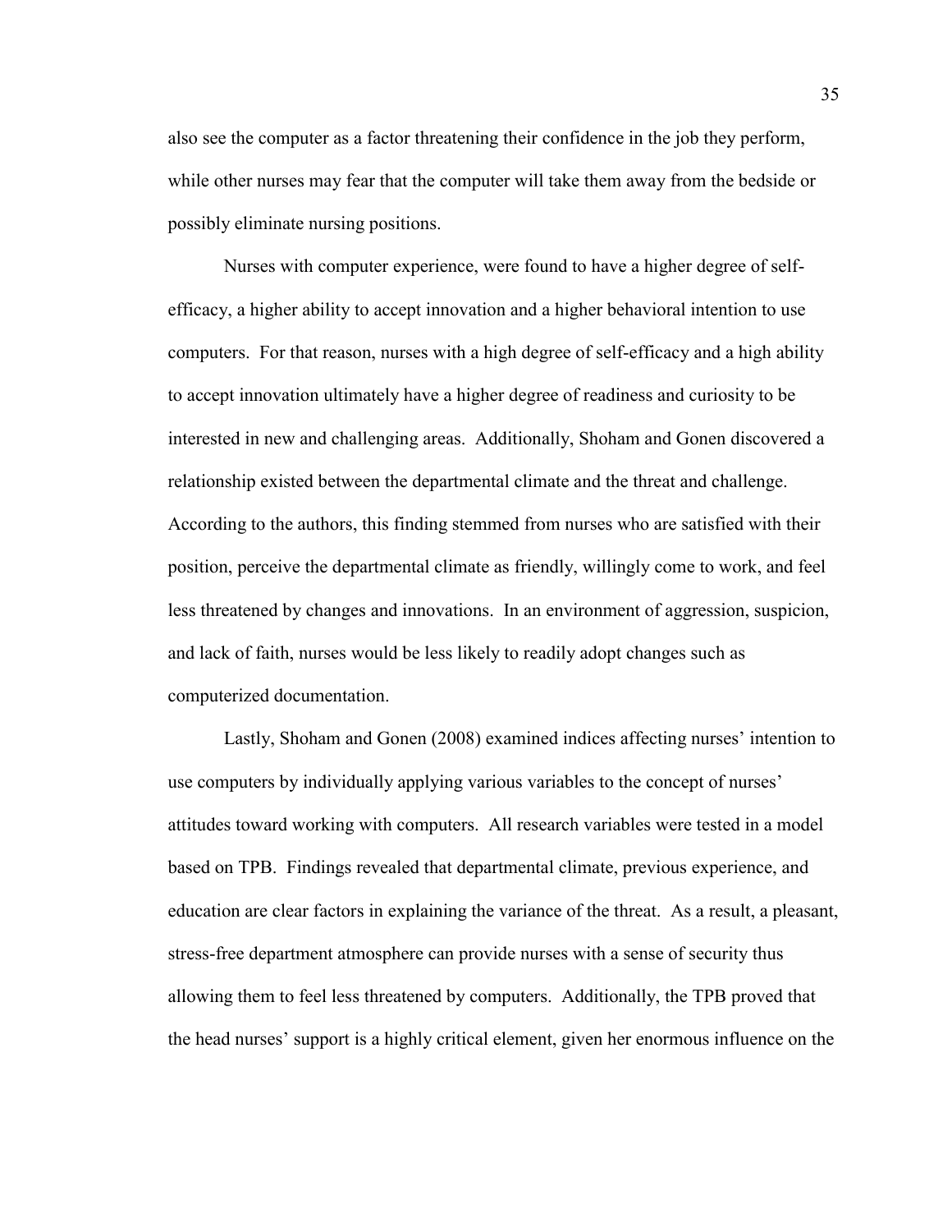also see the computer as a factor threatening their confidence in the job they perform, while other nurses may fear that the computer will take them away from the bedside or possibly eliminate nursing positions.

Nurses with computer experience, were found to have a higher degree of self-efficacy, a higher ability to accept innovation and a higher behavioral intention to use computers. For that reason, nurses with a high degree of self-efficacy and a high ability to accept innovation ultimately have a higher degree of readiness and curiosity to be interested in new and challenging areas. Additionally, Shoham and Gonen discovered a relationship existed between the departmental climate and the threat and challenge. According to the authors, this finding stemmed from nurses who are satisfied with their position, perceive the departmental climate as friendly, willingly come to work, and feel less threatened by changes and innovations. In an environment of aggression, suspicion, and lack of faith, nurses would be less likely to readily adopt changes such as computerized documentation.

Lastly, Shoham and Gonen (2008) examined indices affecting nurses' intention to use computers by individually applying various variables to the concept of nurses' attitudes toward working with computers. All research variables were tested in a model based on TPB. Findings revealed that departmental climate, previous experience, and education are clear factors in explaining the variance of the threat. As a result, a pleasant, stress-free department atmosphere can provide nurses with a sense of security thus allowing them to feel less threatened by computers. Additionally, the TPB proved that the head nurses' support is a highly critical element, given her enormous influence on the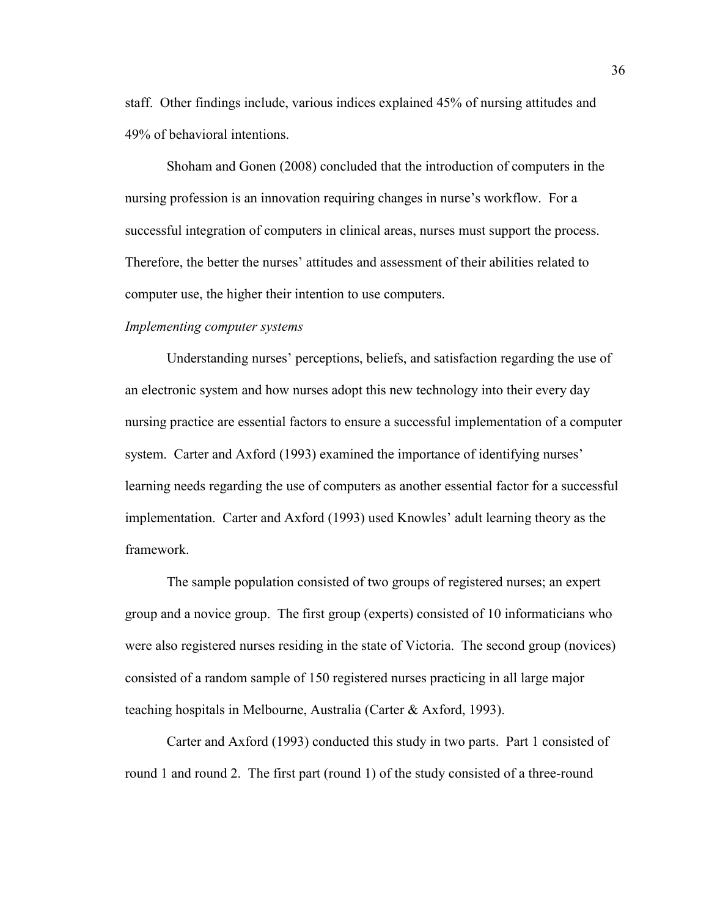staff. Other findings include, various indices explained 45% of nursing attitudes and 49% of behavioral intentions.

Shoham and Gonen (2008) concluded that the introduction of computers in the nursing profession is an innovation requiring changes in nurse's workflow. For a successful integration of computers in clinical areas, nurses must support the process. Therefore, the better the nurses' attitudes and assessment of their abilities related to computer use, the higher their intention to use computers.

*Implementing computer systems*

Understanding nurses' perceptions, beliefs, and satisfaction regarding the use of an electronic system and how nurses adopt this new technology into their every day nursing practice are essential factors to ensure a successful implementation of a computer system. Carter and Axford (1993) examined the importance of identifying nurses' learning needs regarding the use of computers as another essential factor for a successful implementation. Carter and Axford (1993) used Knowles' adult learning theory as the framework.

The sample population consisted of two groups of registered nurses; an expert group and a novice group. The first group (experts) consisted of 10 informaticians who were also registered nurses residing in the state of Victoria. The second group (novices) consisted of a random sample of 150 registered nurses practicing in all large major teaching hospitals in Melbourne, Australia (Carter & Axford, 1993).

Carter and Axford (1993) conducted this study in two parts. Part 1 consisted of round 1 and round 2. The first part (round 1) of the study consisted of a three-round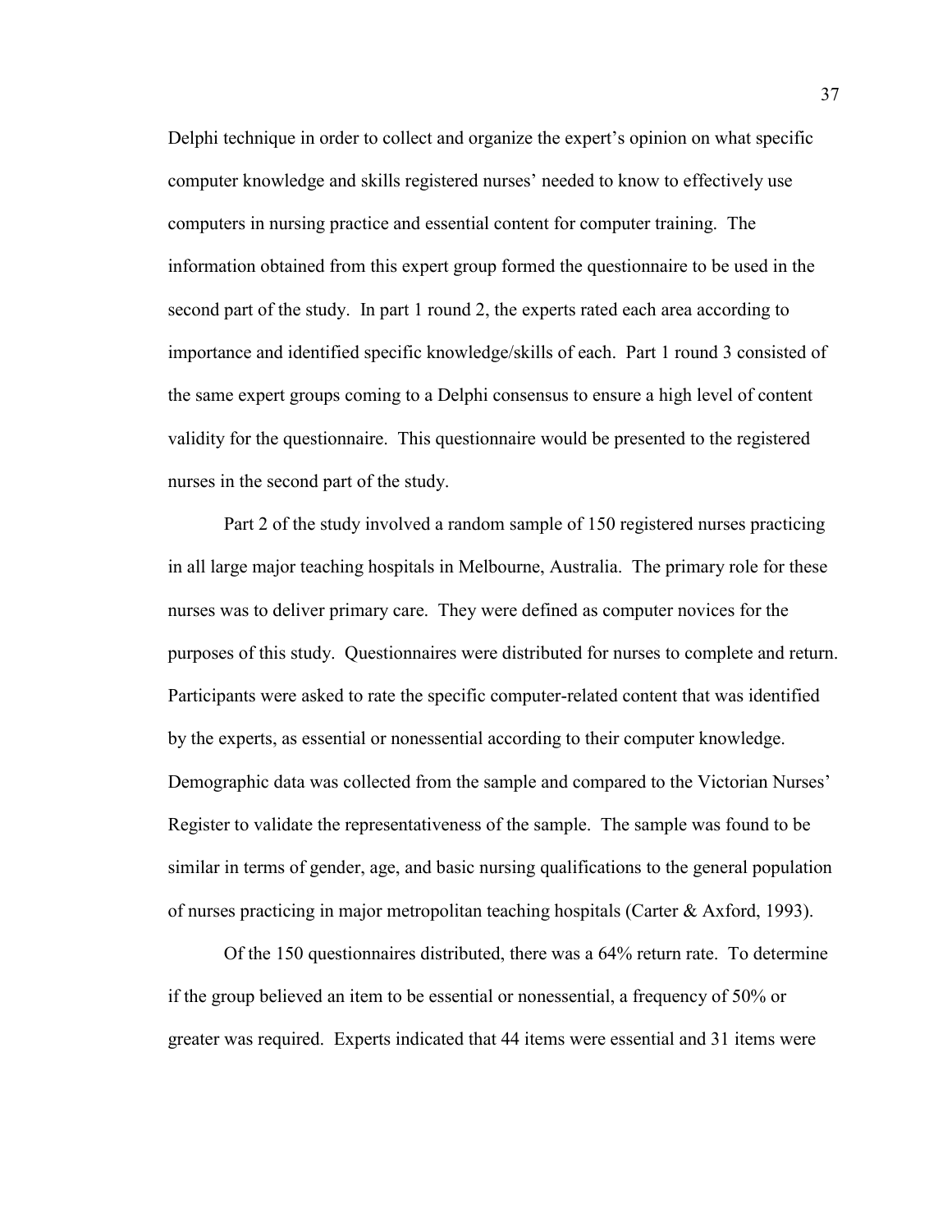Delphi technique in order to collect and organize the expert's opinion on what specific computer knowledge and skills registered nurses' needed to know to effectively use computers in nursing practice and essential content for computer training. The information obtained from this expert group formed the questionnaire to be used in the second part of the study. In part 1 round 2, the experts rated each area according to importance and identified specific knowledge/skills of each. Part 1 round 3 consisted of the same expert groups coming to a Delphi consensus to ensure a high level of content validity for the questionnaire. This questionnaire would be presented to the registered nurses in the second part of the study.

Part 2 of the study involved a random sample of 150 registered nurses practicing in all large major teaching hospitals in Melbourne, Australia. The primary role for these nurses was to deliver primary care. They were defined as computer novices for the purposes of this study. Questionnaires were distributed for nurses to complete and return. Participants were asked to rate the specific computer-related content that was identified by the experts, as essential or nonessential according to their computer knowledge. Demographic data was collected from the sample and compared to the Victorian Nurses' Register to validate the representativeness of the sample. The sample was found to be similar in terms of gender, age, and basic nursing qualifications to the general population of nurses practicing in major metropolitan teaching hospitals (Carter & Axford, 1993).

Of the 150 questionnaires distributed, there was a 64% return rate. To determine if the group believed an item to be essential or nonessential, a frequency of 50% or greater was required. Experts indicated that 44 items were essential and 31 items were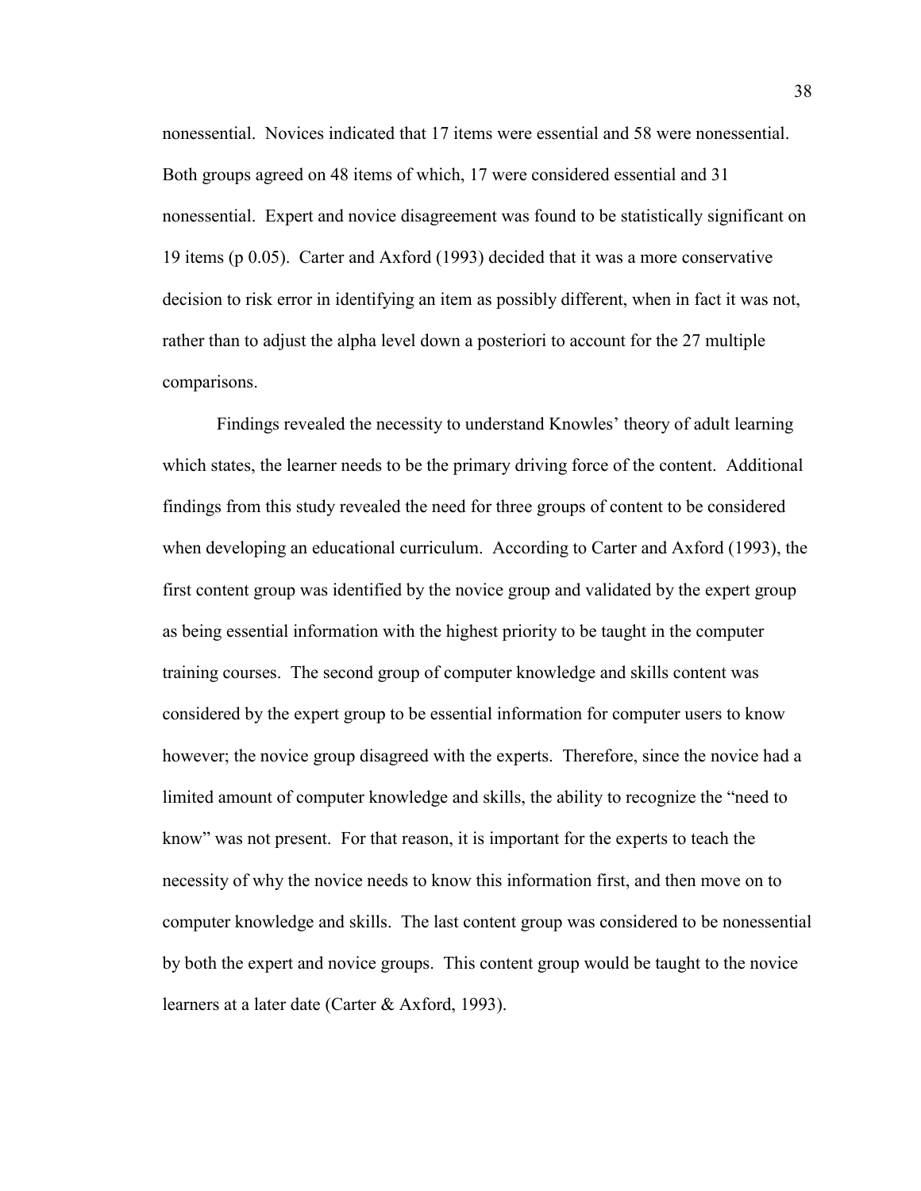nonessential. Novices indicated that 17 items were essential and 58 were nonessential. Both groups agreed on 48 items of which, 17 were considered essential and 31 nonessential. Expert and novice disagreement was found to be statistically significant on 19 items (p 0.05). Carter and Axford (1993) decided that it was a more conservative decision to risk error in identifying an item as possibly different, when in fact it was not, rather than to adjust the alpha level down a posteriori to account for the 27 multiple comparisons.

Findings revealed the necessity to understand Knowles' theory of adult learning which states, the learner needs to be the primary driving force of the content. Additional findings from this study revealed the need for three groups of content to be considered when developing an educational curriculum. According to Carter and Axford (1993), the first content group was identified by the novice group and validated by the expert group as being essential information with the highest priority to be taught in the computer training courses. The second group of computer knowledge and skills content was considered by the expert group to be essential information for computer users to know however; the novice group disagreed with the experts. Therefore, since the novice had a limited amount of computer knowledge and skills, the ability to recognize the "need to know" was not present. For that reason, it is important for the experts to teach the necessity of why the novice needs to know this information first, and then move on to computer knowledge and skills. The last content group was considered to be nonessential by both the expert and novice groups. This content group would be taught to the novice learners at a later date (Carter & Axford, 1993).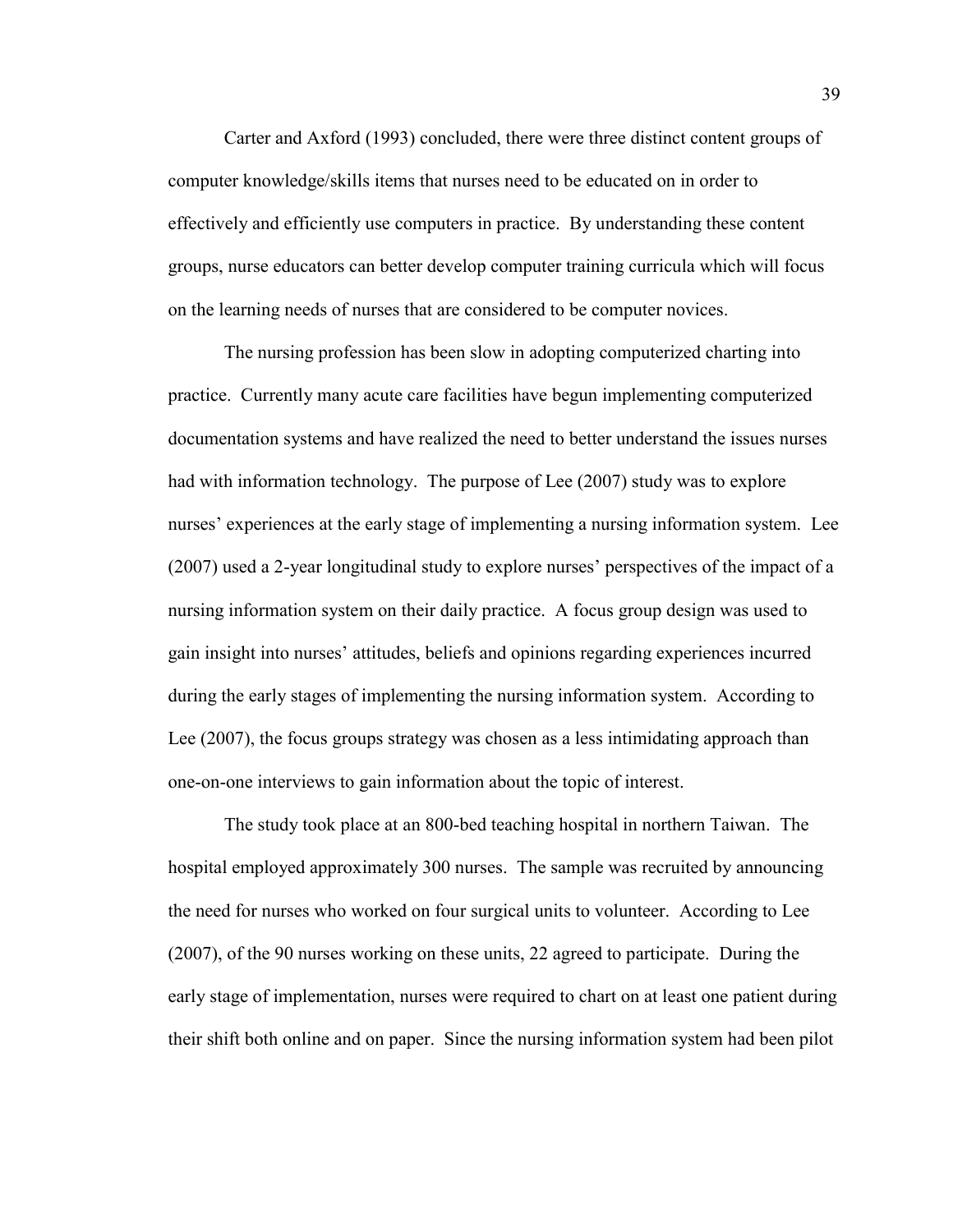Carter and Axford (1993) concluded, there were three distinct content groups of computer knowledge/skills items that nurses need to be educated on in order to effectively and efficiently use computers in practice. By understanding these content groups, nurse educators can better develop computer training curricula which will focus on the learning needs of nurses that are considered to be computer novices.

The nursing profession has been slow in adopting computerized charting into practice. Currently many acute care facilities have begun implementing computerized documentation systems and have realized the need to better understand the issues nurses had with information technology. The purpose of Lee (2007) study was to explore nurses' experiences at the early stage of implementing a nursing information system. Lee (2007) used a 2-year longitudinal study to explore nurses' perspectives of the impact of a nursing information system on their daily practice. A focus group design was used to gain insight into nurses' attitudes, beliefs and opinions regarding experiences incurred during the early stages of implementing the nursing information system. According to Lee (2007), the focus groups strategy was chosen as a less intimidating approach than one-on-one interviews to gain information about the topic of interest.

The study took place at an 800-bed teaching hospital in northern Taiwan. The hospital employed approximately 300 nurses. The sample was recruited by announcing the need for nurses who worked on four surgical units to volunteer. According to Lee (2007), of the 90 nurses working on these units, 22 agreed to participate. During the early stage of implementation, nurses were required to chart on at least one patient during their shift both online and on paper. Since the nursing information system had been pilot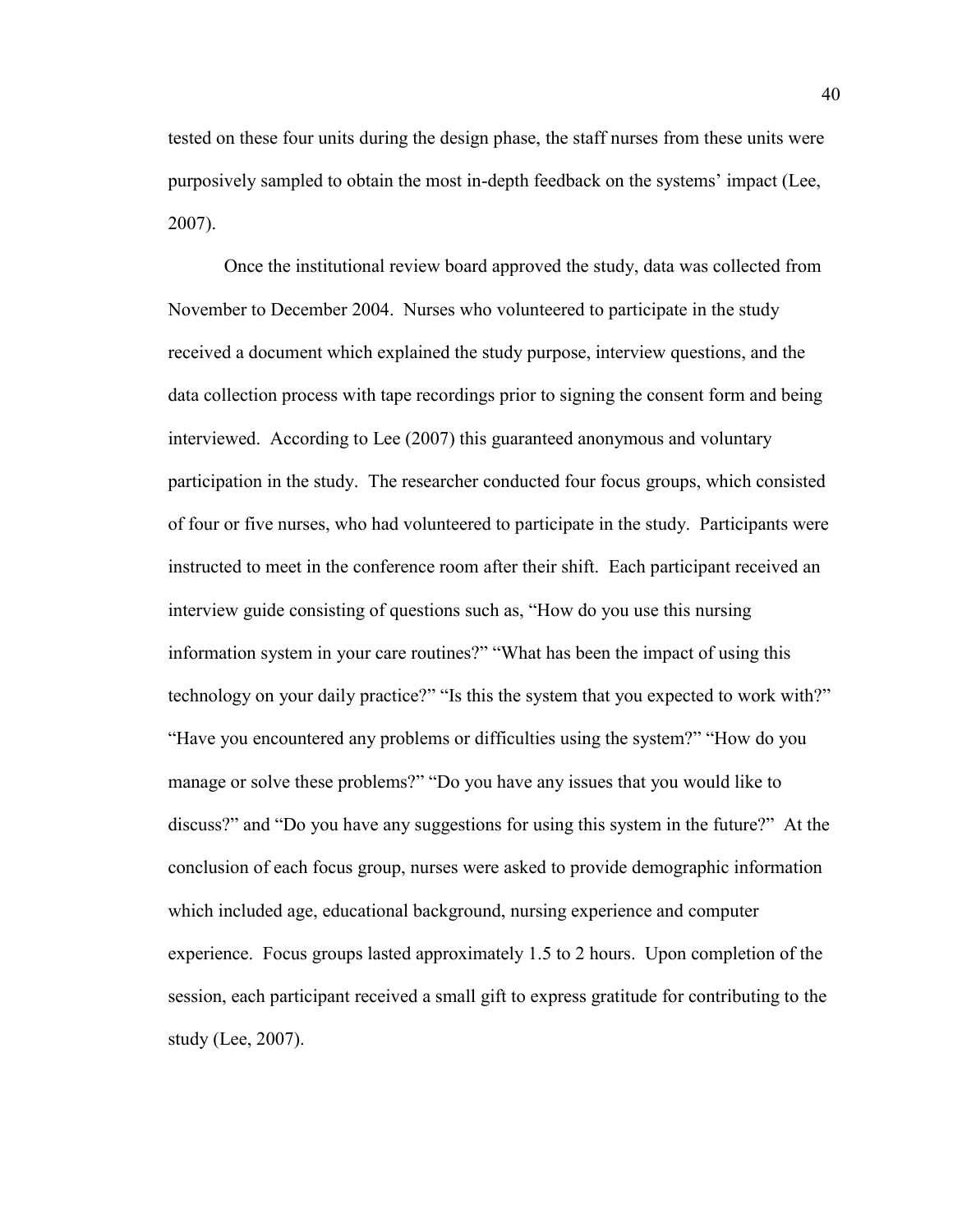tested on these four units during the design phase, the staff nurses from these units were purposively sampled to obtain the most in-depth feedback on the systems' impact (Lee, 2007).

Once the institutional review board approved the study, data was collected from November to December 2004. Nurses who volunteered to participate in the study received a document which explained the study purpose, interview questions, and the data collection process with tape recordings prior to signing the consent form and being interviewed. According to Lee (2007) this guaranteed anonymous and voluntary participation in the study. The researcher conducted four focus groups, which consisted of four or five nurses, who had volunteered to participate in the study. Participants were instructed to meet in the conference room after their shift. Each participant received an interview guide consisting of questions such as, "How do you use this nursing information system in your care routines?" "What has been the impact of using this technology on your daily practice?" "Is this the system that you expected to work with?" "Have you encountered any problems or difficulties using the system?" "How do you manage or solve these problems?" "Do you have any issues that you would like to discuss?" and "Do you have any suggestions for using this system in the future?" At the conclusion of each focus group, nurses were asked to provide demographic information which included age, educational background, nursing experience and computer experience. Focus groups lasted approximately 1.5 to 2 hours. Upon completion of the session, each participant received a small gift to express gratitude for contributing to the study (Lee, 2007).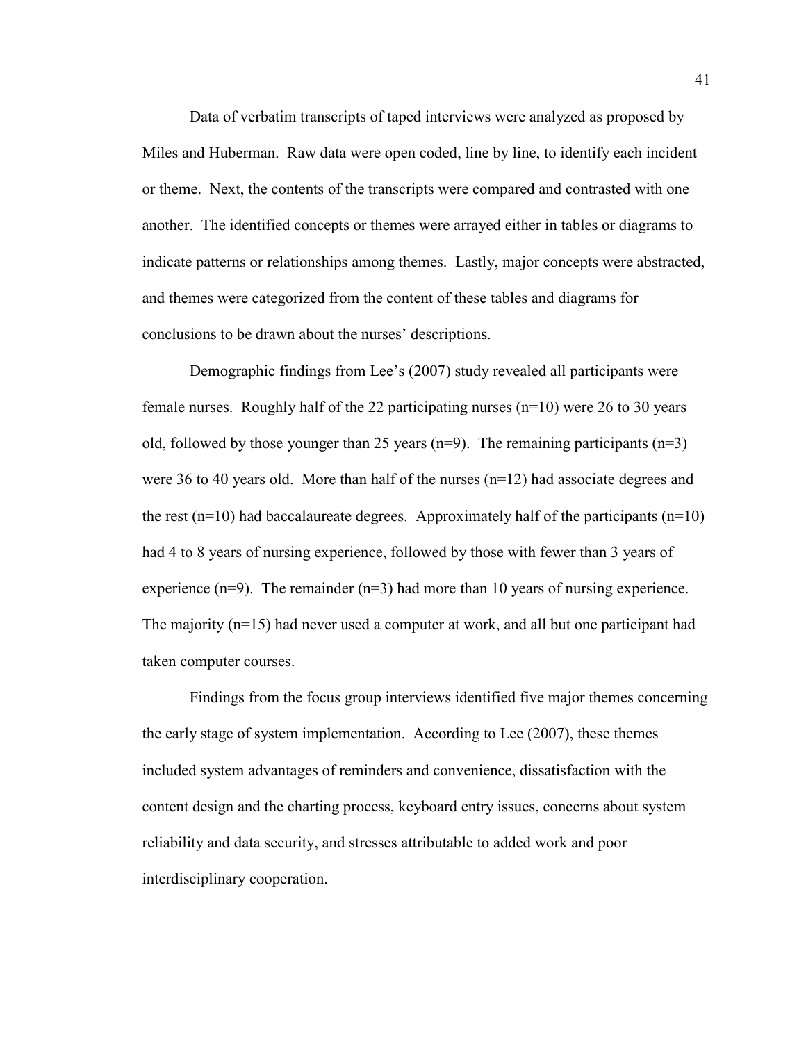Data of verbatim transcripts of taped interviews were analyzed as proposed by Miles and Huberman. Raw data were open coded, line by line, to identify each incident or theme. Next, the contents of the transcripts were compared and contrasted with one another. The identified concepts or themes were arrayed either in tables or diagrams to indicate patterns or relationships among themes. Lastly, major concepts were abstracted, and themes were categorized from the content of these tables and diagrams for conclusions to be drawn about the nurses' descriptions.

Demographic findings from Lee's (2007) study revealed all participants were female nurses. Roughly half of the 22 participating nurses (n=10) were 26 to 30 years old, followed by those younger than 25 years (n=9). The remaining participants (n=3) were 36 to 40 years old. More than half of the nurses (n=12) had associate degrees and the rest (n=10) had baccalaureate degrees. Approximately half of the participants (n=10) had 4 to 8 years of nursing experience, followed by those with fewer than 3 years of experience (n=9). The remainder (n=3) had more than 10 years of nursing experience. The majority (n=15) had never used a computer at work, and all but one participant had taken computer courses.

Findings from the focus group interviews identified five major themes concerning the early stage of system implementation. According to Lee (2007), these themes included system advantages of reminders and convenience, dissatisfaction with the content design and the charting process, keyboard entry issues, concerns about system reliability and data security, and stresses attributable to added work and poor interdisciplinary cooperation.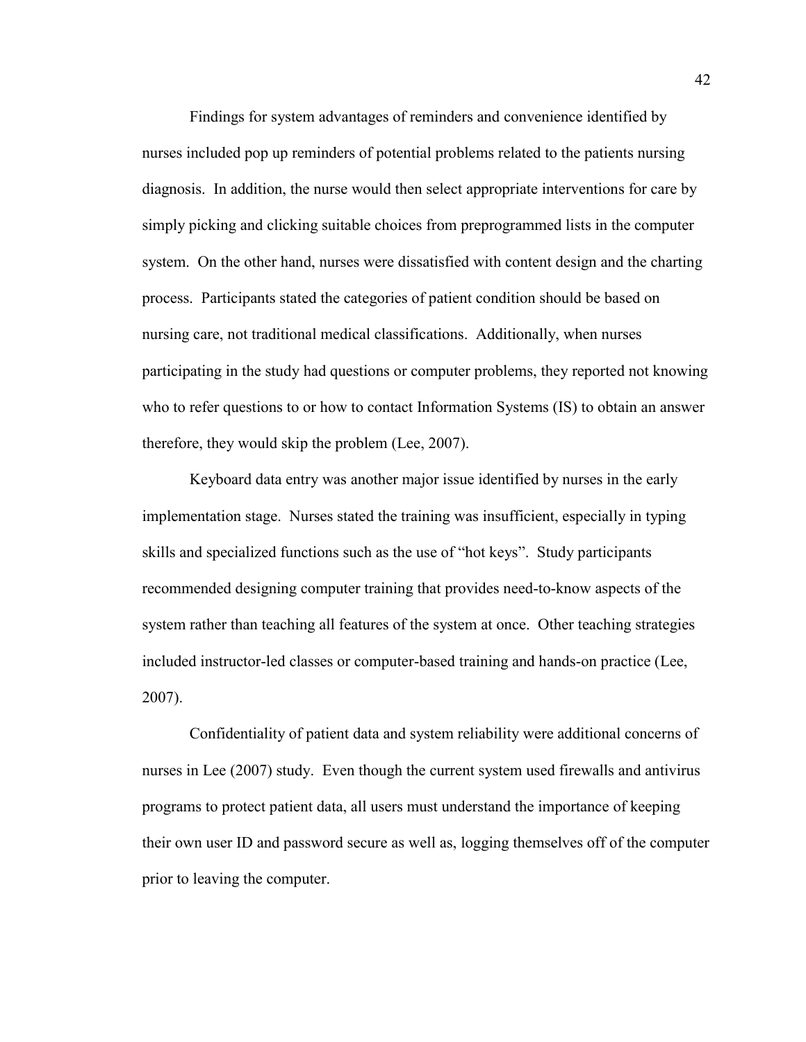Findings for system advantages of reminders and convenience identified by nurses included pop up reminders of potential problems related to the patients nursing diagnosis. In addition, the nurse would then select appropriate interventions for care by simply picking and clicking suitable choices from preprogrammed lists in the computer system. On the other hand, nurses were dissatisfied with content design and the charting process. Participants stated the categories of patient condition should be based on nursing care, not traditional medical classifications. Additionally, when nurses participating in the study had questions or computer problems, they reported not knowing who to refer questions to or how to contact Information Systems (IS) to obtain an answer therefore, they would skip the problem (Lee, 2007).

Keyboard data entry was another major issue identified by nurses in the early implementation stage. Nurses stated the training was insufficient, especially in typing skills and specialized functions such as the use of "hot keys". Study participants recommended designing computer training that provides need-to-know aspects of the system rather than teaching all features of the system at once. Other teaching strategies included instructor-led classes or computer-based training and hands-on practice (Lee, 2007).

Confidentiality of patient data and system reliability were additional concerns of nurses in Lee (2007) study. Even though the current system used firewalls and antivirus programs to protect patient data, all users must understand the importance of keeping their own user ID and password secure as well as, logging themselves off of the computer prior to leaving the computer.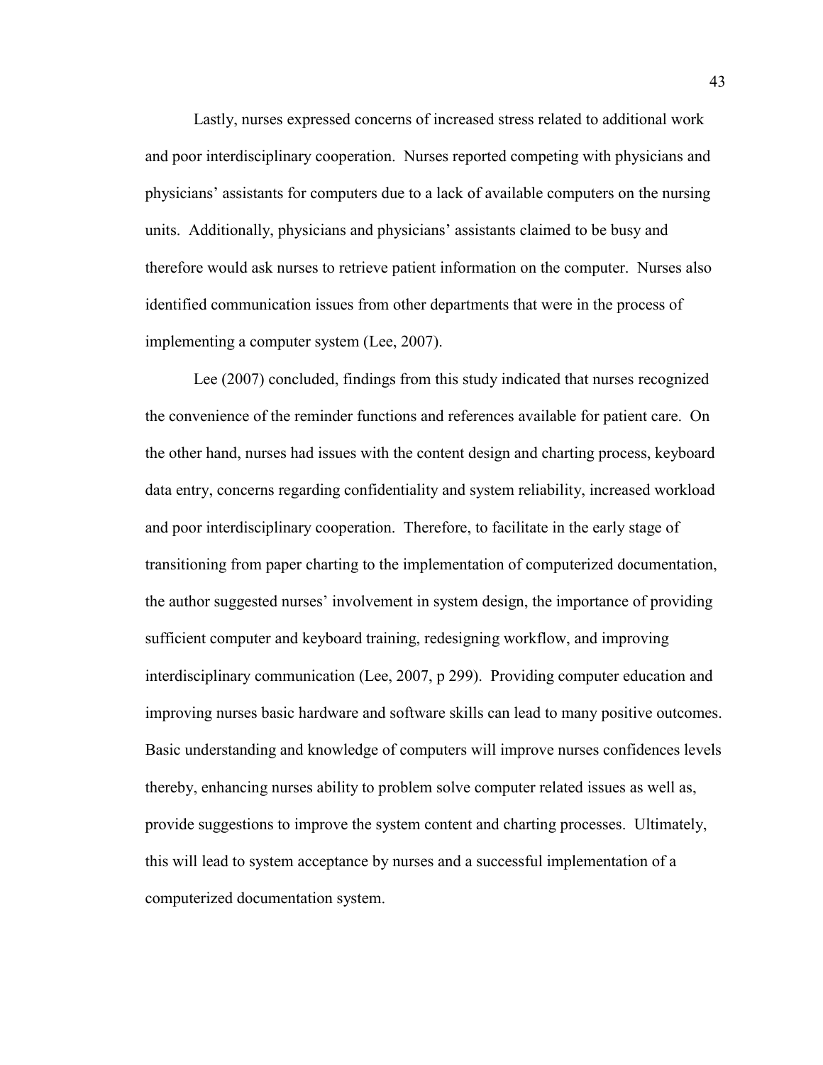Lastly, nurses expressed concerns of increased stress related to additional work and poor interdisciplinary cooperation. Nurses reported competing with physicians and physicians' assistants for computers due to a lack of available computers on the nursing units. Additionally, physicians and physicians' assistants claimed to be busy and therefore would ask nurses to retrieve patient information on the computer. Nurses also identified communication issues from other departments that were in the process of implementing a computer system (Lee, 2007).

Lee (2007) concluded, findings from this study indicated that nurses recognized the convenience of the reminder functions and references available for patient care. On the other hand, nurses had issues with the content design and charting process, keyboard data entry, concerns regarding confidentiality and system reliability, increased workload and poor interdisciplinary cooperation. Therefore, to facilitate in the early stage of transitioning from paper charting to the implementation of computerized documentation, the author suggested nurses' involvement in system design, the importance of providing sufficient computer and keyboard training, redesigning workflow, and improving interdisciplinary communication (Lee, 2007, p 299). Providing computer education and improving nurses basic hardware and software skills can lead to many positive outcomes. Basic understanding and knowledge of computers will improve nurses confidences levels thereby, enhancing nurses ability to problem solve computer related issues as well as, provide suggestions to improve the system content and charting processes. Ultimately, this will lead to system acceptance by nurses and a successful implementation of a computerized documentation system.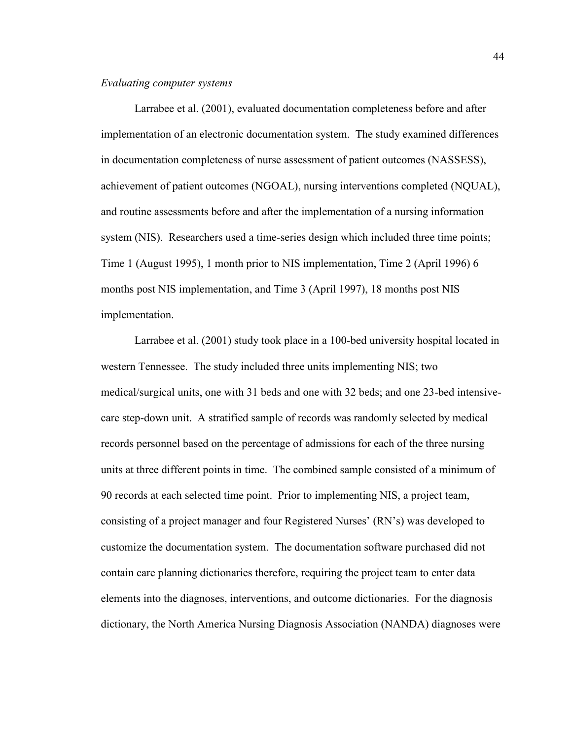*Evaluating computer systems*

Larrabee et al. (2001), evaluated documentation completeness before and after implementation of an electronic documentation system. The study examined differences in documentation completeness of nurse assessment of patient outcomes (NASSESS), achievement of patient outcomes (NGOAL), nursing interventions completed (NQUAL), and routine assessments before and after the implementation of a nursing information system (NIS). Researchers used a time-series design which included three time points; Time 1 (August 1995), 1 month prior to NIS implementation, Time 2 (April 1996) 6 months post NIS implementation, and Time 3 (April 1997), 18 months post NIS implementation.

Larrabee et al. (2001) study took place in a 100-bed university hospital located in western Tennessee. The study included three units implementing NIS; two medical/surgical units, one with 31 beds and one with 32 beds; and one 23-bed intensive-care step-down unit. A stratified sample of records was randomly selected by medical records personnel based on the percentage of admissions for each of the three nursing units at three different points in time. The combined sample consisted of a minimum of 90 records at each selected time point. Prior to implementing NIS, a project team, consisting of a project manager and four Registered Nurses' (RN's) was developed to customize the documentation system. The documentation software purchased did not contain care planning dictionaries therefore, requiring the project team to enter data elements into the diagnoses, interventions, and outcome dictionaries. For the diagnosis dictionary, the North America Nursing Diagnosis Association (NANDA) diagnoses were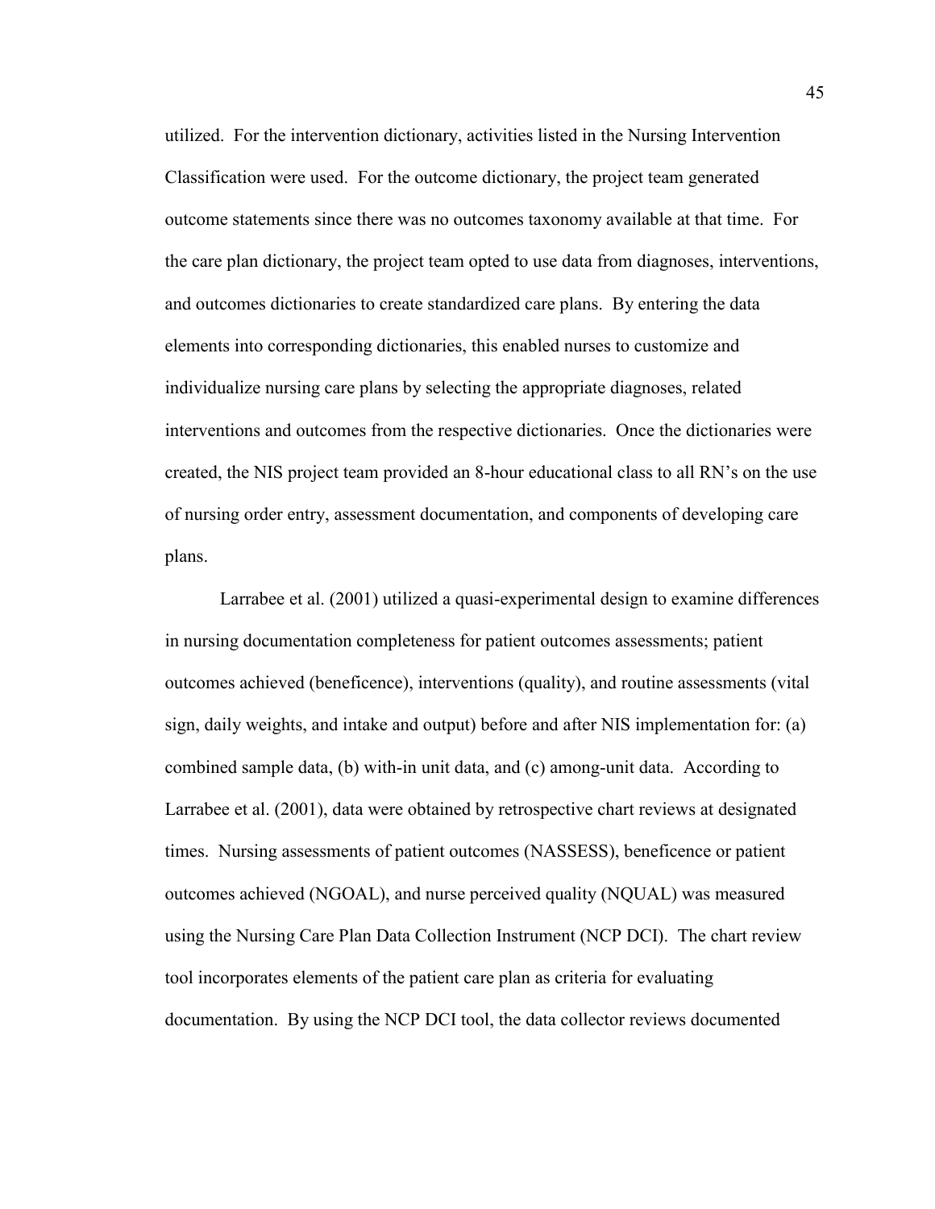utilized. For the intervention dictionary, activities listed in the Nursing Intervention Classification were used. For the outcome dictionary, the project team generated outcome statements since there was no outcomes taxonomy available at that time. For the care plan dictionary, the project team opted to use data from diagnoses, interventions, and outcomes dictionaries to create standardized care plans. By entering the data elements into corresponding dictionaries, this enabled nurses to customize and individualize nursing care plans by selecting the appropriate diagnoses, related interventions and outcomes from the respective dictionaries. Once the dictionaries were created, the NIS project team provided an 8-hour educational class to all RN's on the use of nursing order entry, assessment documentation, and components of developing care plans.

Larrabee et al. (2001) utilized a quasi-experimental design to examine differences in nursing documentation completeness for patient outcomes assessments; patient outcomes achieved (beneficence), interventions (quality), and routine assessments (vital sign, daily weights, and intake and output) before and after NIS implementation for: (a) combined sample data, (b) with-in unit data, and (c) among-unit data. According to Larrabee et al. (2001), data were obtained by retrospective chart reviews at designated times. Nursing assessments of patient outcomes (NASSESS), beneficence or patient outcomes achieved (NGOAL), and nurse perceived quality (NQUAL) was measured using the Nursing Care Plan Data Collection Instrument (NCP DCI). The chart review tool incorporates elements of the patient care plan as criteria for evaluating documentation. By using the NCP DCI tool, the data collector reviews documented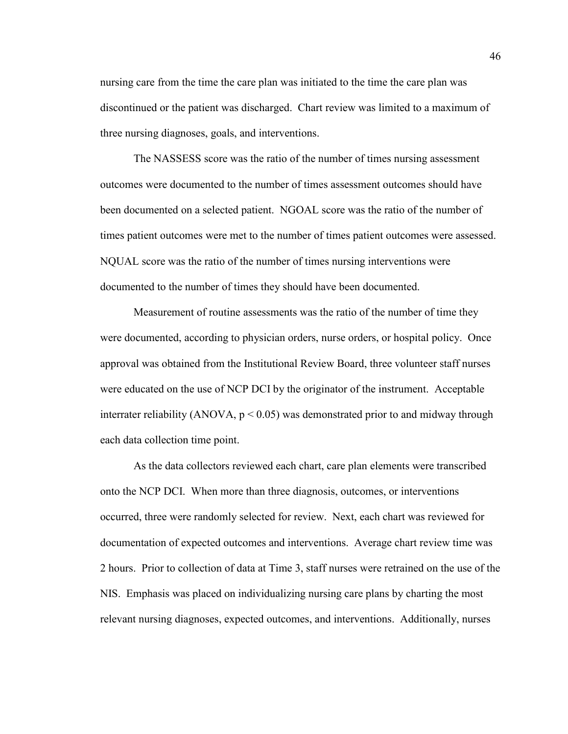nursing care from the time the care plan was initiated to the time the care plan was discontinued or the patient was discharged. Chart review was limited to a maximum of three nursing diagnoses, goals, and interventions.

The NASSESS score was the ratio of the number of times nursing assessment outcomes were documented to the number of times assessment outcomes should have been documented on a selected patient. NGOAL score was the ratio of the number of times patient outcomes were met to the number of times patient outcomes were assessed. NQUAL score was the ratio of the number of times nursing interventions were documented to the number of times they should have been documented.

Measurement of routine assessments was the ratio of the number of time they were documented, according to physician orders, nurse orders, or hospital policy. Once approval was obtained from the Institutional Review Board, three volunteer staff nurses were educated on the use of NCP DCI by the originator of the instrument. Acceptable interrater reliability (ANOVA, $p < 0.05$) was demonstrated prior to and midway through each data collection time point.

As the data collectors reviewed each chart, care plan elements were transcribed onto the NCP DCI. When more than three diagnosis, outcomes, or interventions occurred, three were randomly selected for review. Next, each chart was reviewed for documentation of expected outcomes and interventions. Average chart review time was 2 hours. Prior to collection of data at Time 3, staff nurses were retrained on the use of the NIS. Emphasis was placed on individualizing nursing care plans by charting the most relevant nursing diagnoses, expected outcomes, and interventions. Additionally, nurses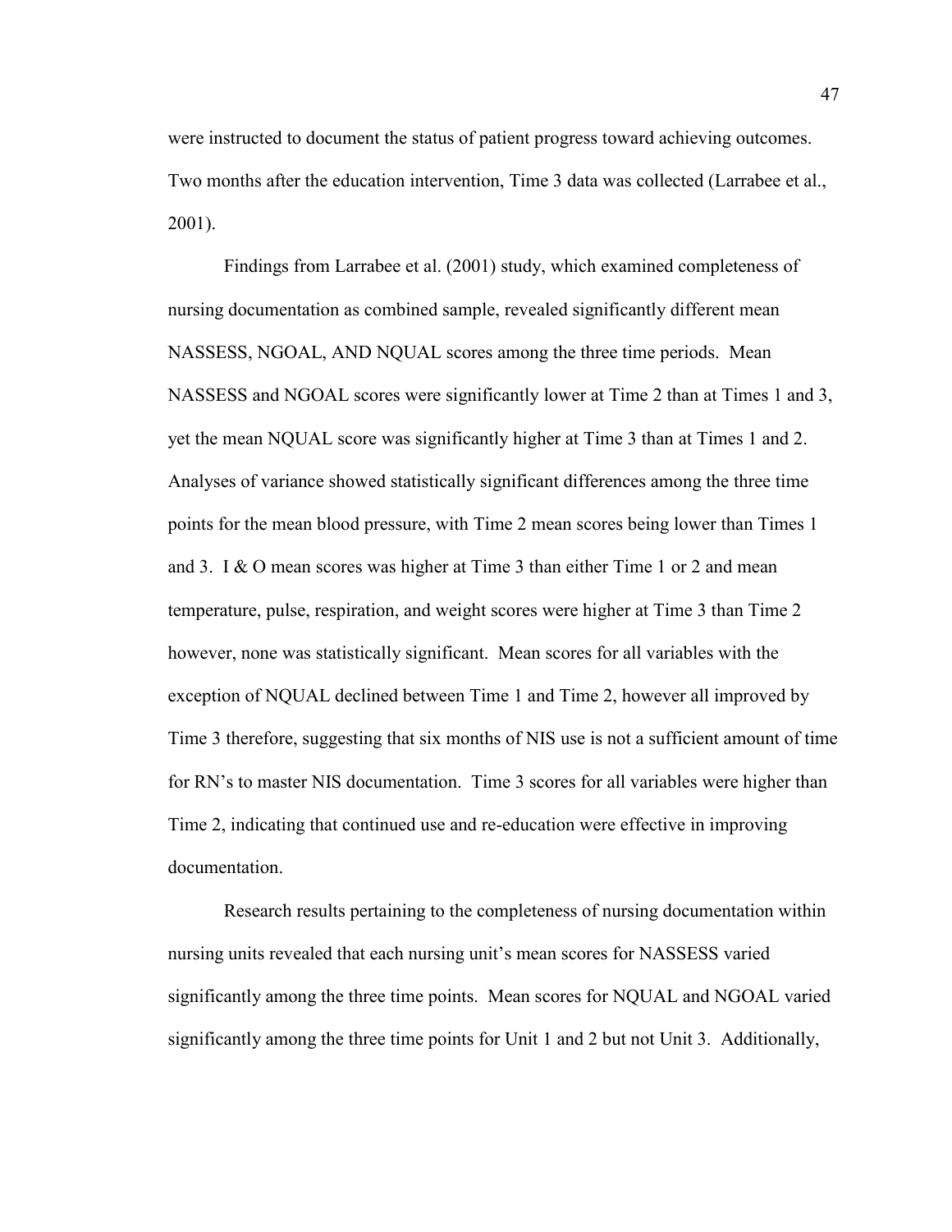were instructed to document the status of patient progress toward achieving outcomes. Two months after the education intervention, Time 3 data was collected (Larrabee et al., 2001).

Findings from Larrabee et al. (2001) study, which examined completeness of nursing documentation as combined sample, revealed significantly different mean NASSESS, NGOAL, AND NQUAL scores among the three time periods. Mean NASSESS and NGOAL scores were significantly lower at Time 2 than at Times 1 and 3, yet the mean NQUAL score was significantly higher at Time 3 than at Times 1 and 2. Analyses of variance showed statistically significant differences among the three time points for the mean blood pressure, with Time 2 mean scores being lower than Times 1 and 3. I & O mean scores was higher at Time 3 than either Time 1 or 2 and mean temperature, pulse, respiration, and weight scores were higher at Time 3 than Time 2 however, none was statistically significant. Mean scores for all variables with the exception of NQUAL declined between Time 1 and Time 2, however all improved by Time 3 therefore, suggesting that six months of NIS use is not a sufficient amount of time for RN's to master NIS documentation. Time 3 scores for all variables were higher than Time 2, indicating that continued use and re-education were effective in improving documentation.

Research results pertaining to the completeness of nursing documentation within nursing units revealed that each nursing unit's mean scores for NASSESS varied significantly among the three time points. Mean scores for NQUAL and NGOAL varied significantly among the three time points for Unit 1 and 2 but not Unit 3. Additionally,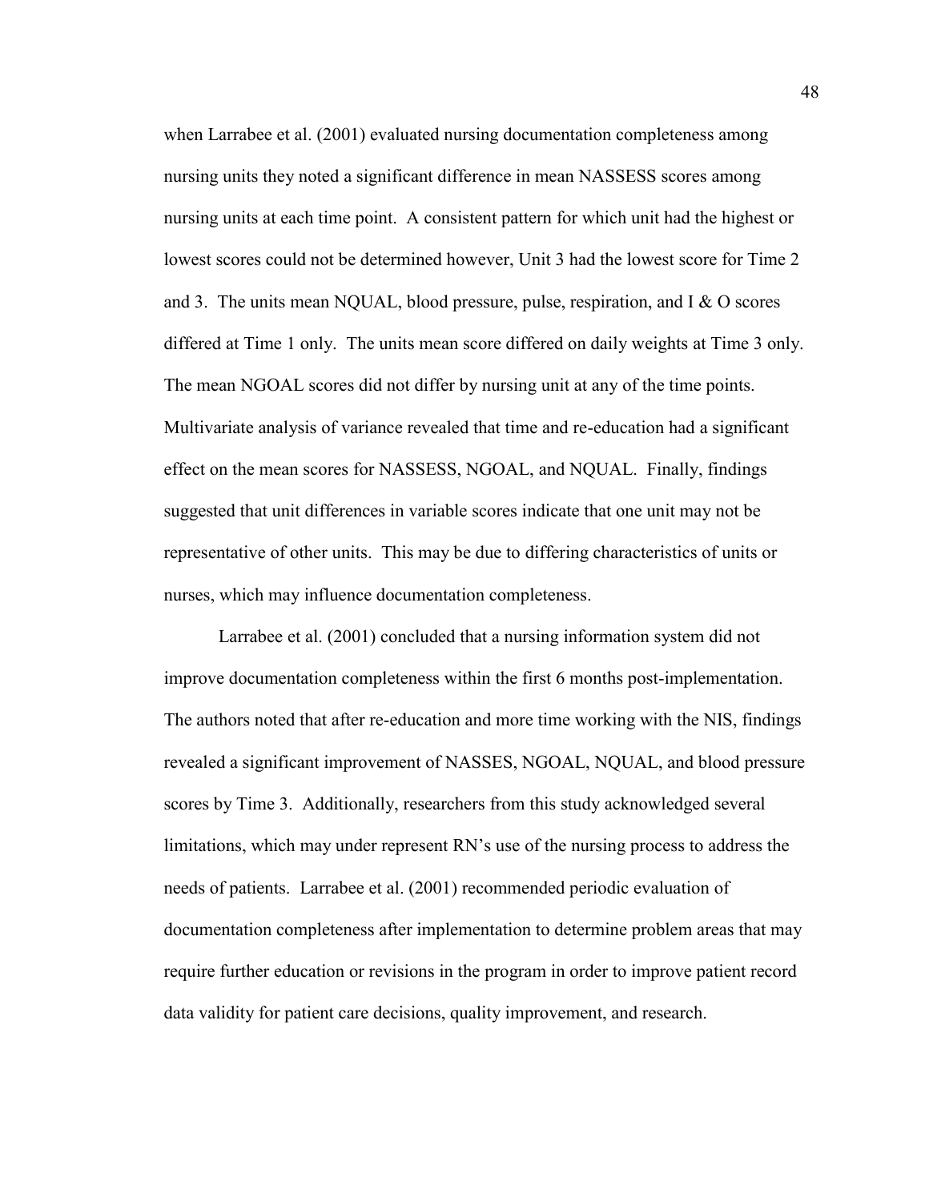when Larrabee et al. (2001) evaluated nursing documentation completeness among nursing units they noted a significant difference in mean NASSESS scores among nursing units at each time point. A consistent pattern for which unit had the highest or lowest scores could not be determined however, Unit 3 had the lowest score for Time 2 and 3. The units mean NQUAL, blood pressure, pulse, respiration, and I & O scores differed at Time 1 only. The units mean score differed on daily weights at Time 3 only. The mean NGOAL scores did not differ by nursing unit at any of the time points. Multivariate analysis of variance revealed that time and re-education had a significant effect on the mean scores for NASSESS, NGOAL, and NQUAL. Finally, findings suggested that unit differences in variable scores indicate that one unit may not be representative of other units. This may be due to differing characteristics of units or nurses, which may influence documentation completeness.

Larrabee et al. (2001) concluded that a nursing information system did not improve documentation completeness within the first 6 months post-implementation. The authors noted that after re-education and more time working with the NIS, findings revealed a significant improvement of NASSES, NGOAL, NQUAL, and blood pressure scores by Time 3. Additionally, researchers from this study acknowledged several limitations, which may under represent RN's use of the nursing process to address the needs of patients. Larrabee et al. (2001) recommended periodic evaluation of documentation completeness after implementation to determine problem areas that may require further education or revisions in the program in order to improve patient record data validity for patient care decisions, quality improvement, and research.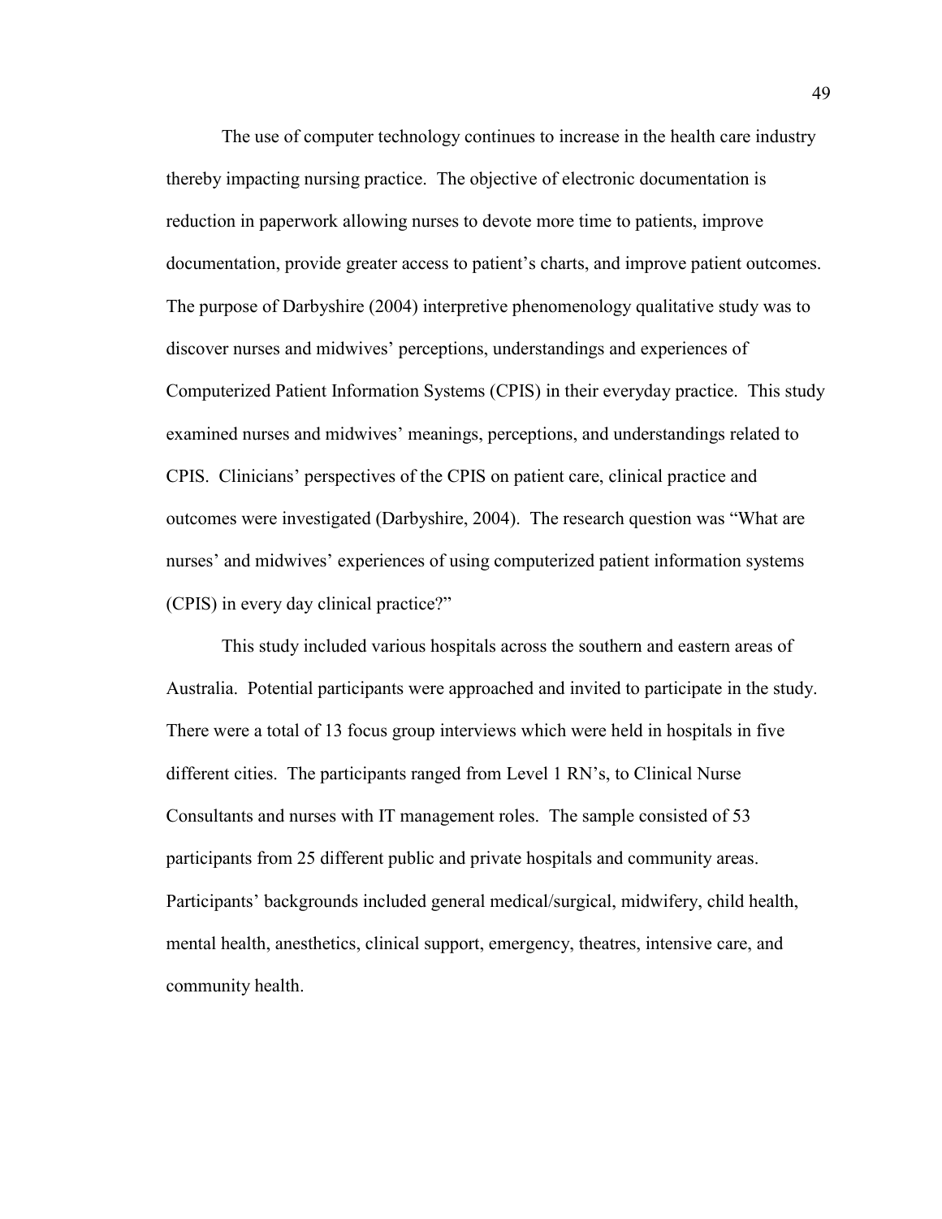The use of computer technology continues to increase in the health care industry thereby impacting nursing practice. The objective of electronic documentation is reduction in paperwork allowing nurses to devote more time to patients, improve documentation, provide greater access to patient's charts, and improve patient outcomes. The purpose of Darbyshire (2004) interpretive phenomenology qualitative study was to discover nurses and midwives' perceptions, understandings and experiences of Computerized Patient Information Systems (CPIS) in their everyday practice. This study examined nurses and midwives' meanings, perceptions, and understandings related to CPIS. Clinicians' perspectives of the CPIS on patient care, clinical practice and outcomes were investigated (Darbyshire, 2004). The research question was "What are nurses' and midwives' experiences of using computerized patient information systems (CPIS) in every day clinical practice?"

This study included various hospitals across the southern and eastern areas of Australia. Potential participants were approached and invited to participate in the study. There were a total of 13 focus group interviews which were held in hospitals in five different cities. The participants ranged from Level 1 RN's, to Clinical Nurse Consultants and nurses with IT management roles. The sample consisted of 53 participants from 25 different public and private hospitals and community areas. Participants' backgrounds included general medical/surgical, midwifery, child health, mental health, anesthetics, clinical support, emergency, theatres, intensive care, and community health.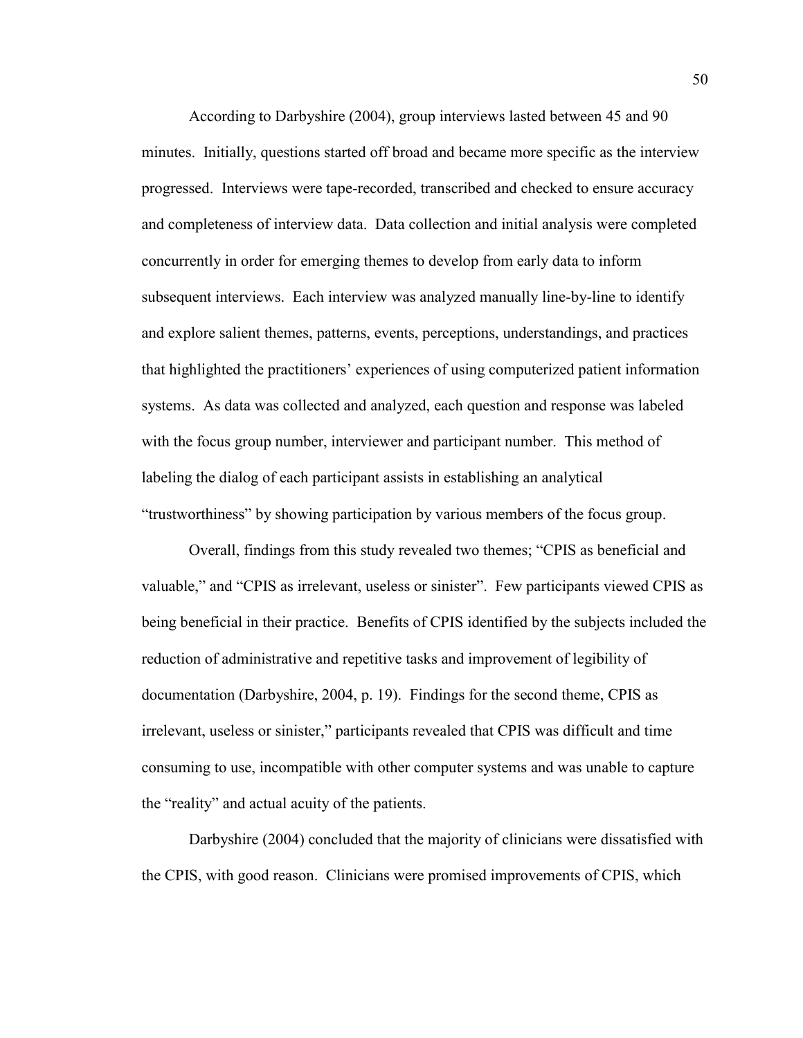According to Darbyshire (2004), group interviews lasted between 45 and 90 minutes. Initially, questions started off broad and became more specific as the interview progressed. Interviews were tape-recorded, transcribed and checked to ensure accuracy and completeness of interview data. Data collection and initial analysis were completed concurrently in order for emerging themes to develop from early data to inform subsequent interviews. Each interview was analyzed manually line-by-line to identify and explore salient themes, patterns, events, perceptions, understandings, and practices that highlighted the practitioners' experiences of using computerized patient information systems. As data was collected and analyzed, each question and response was labeled with the focus group number, interviewer and participant number. This method of labeling the dialog of each participant assists in establishing an analytical "trustworthiness" by showing participation by various members of the focus group.

Overall, findings from this study revealed two themes; "CPIS as beneficial and valuable," and "CPIS as irrelevant, useless or sinister". Few participants viewed CPIS as being beneficial in their practice. Benefits of CPIS identified by the subjects included the reduction of administrative and repetitive tasks and improvement of legibility of documentation (Darbyshire, 2004, p. 19). Findings for the second theme, CPIS as irrelevant, useless or sinister," participants revealed that CPIS was difficult and time consuming to use, incompatible with other computer systems and was unable to capture the "reality" and actual acuity of the patients.

Darbyshire (2004) concluded that the majority of clinicians were dissatisfied with the CPIS, with good reason. Clinicians were promised improvements of CPIS, which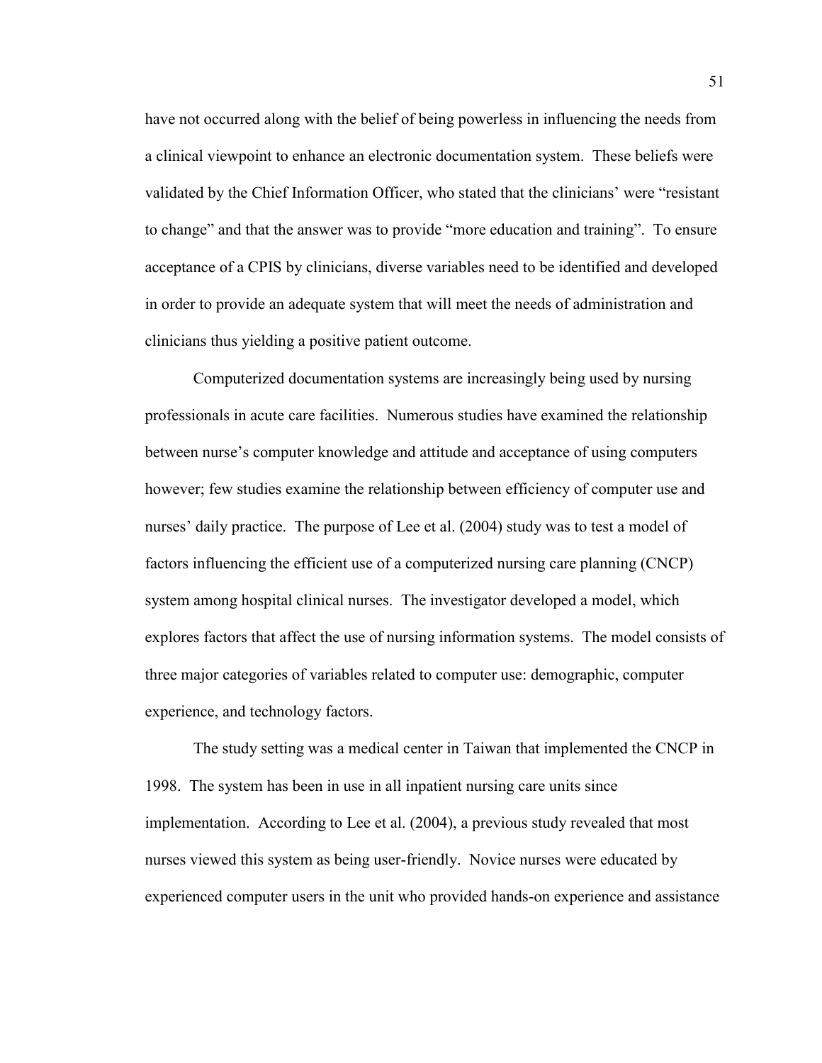have not occurred along with the belief of being powerless in influencing the needs from a clinical viewpoint to enhance an electronic documentation system. These beliefs were validated by the Chief Information Officer, who stated that the clinicians' were "resistant to change" and that the answer was to provide "more education and training". To ensure acceptance of a CPIS by clinicians, diverse variables need to be identified and developed in order to provide an adequate system that will meet the needs of administration and clinicians thus yielding a positive patient outcome.

Computerized documentation systems are increasingly being used by nursing professionals in acute care facilities. Numerous studies have examined the relationship between nurse's computer knowledge and attitude and acceptance of using computers however; few studies examine the relationship between efficiency of computer use and nurses' daily practice. The purpose of Lee et al. (2004) study was to test a model of factors influencing the efficient use of a computerized nursing care planning (CNCP) system among hospital clinical nurses. The investigator developed a model, which explores factors that affect the use of nursing information systems. The model consists of three major categories of variables related to computer use: demographic, computer experience, and technology factors.

The study setting was a medical center in Taiwan that implemented the CNCP in 1998. The system has been in use in all inpatient nursing care units since implementation. According to Lee et al. (2004), a previous study revealed that most nurses viewed this system as being user-friendly. Novice nurses were educated by experienced computer users in the unit who provided hands-on experience and assistance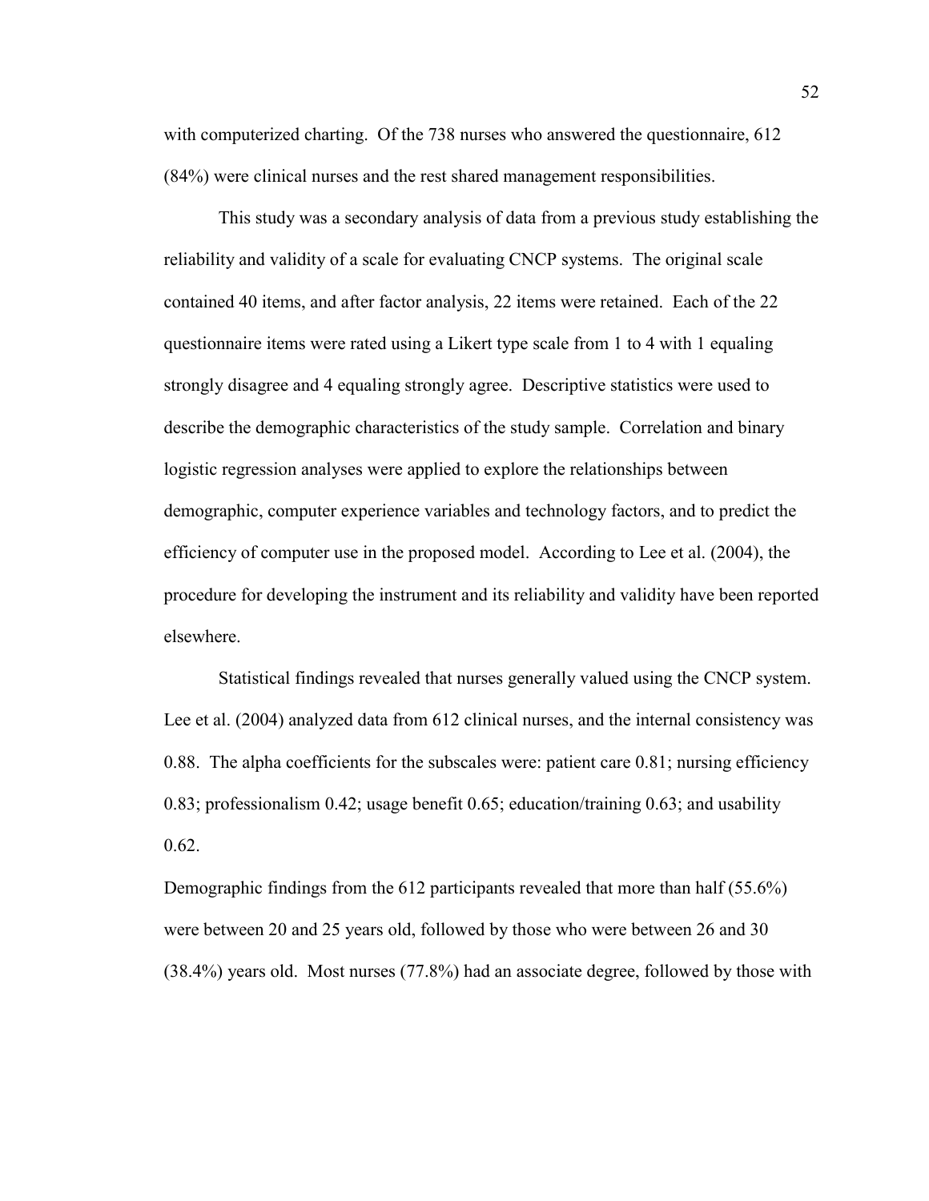with computerized charting. Of the 738 nurses who answered the questionnaire, 612 (84%) were clinical nurses and the rest shared management responsibilities.

This study was a secondary analysis of data from a previous study establishing the reliability and validity of a scale for evaluating CNCP systems. The original scale contained 40 items, and after factor analysis, 22 items were retained. Each of the 22 questionnaire items were rated using a Likert type scale from 1 to 4 with 1 equaling strongly disagree and 4 equaling strongly agree. Descriptive statistics were used to describe the demographic characteristics of the study sample. Correlation and binary logistic regression analyses were applied to explore the relationships between demographic, computer experience variables and technology factors, and to predict the efficiency of computer use in the proposed model. According to Lee et al. (2004), the procedure for developing the instrument and its reliability and validity have been reported elsewhere.

Statistical findings revealed that nurses generally valued using the CNCP system. Lee et al. (2004) analyzed data from 612 clinical nurses, and the internal consistency was 0.88. The alpha coefficients for the subscales were: patient care 0.81; nursing efficiency 0.83; professionalism 0.42; usage benefit 0.65; education/training 0.63; and usability 0.62.

Demographic findings from the 612 participants revealed that more than half (55.6%) were between 20 and 25 years old, followed by those who were between 26 and 30 (38.4%) years old. Most nurses (77.8%) had an associate degree, followed by those with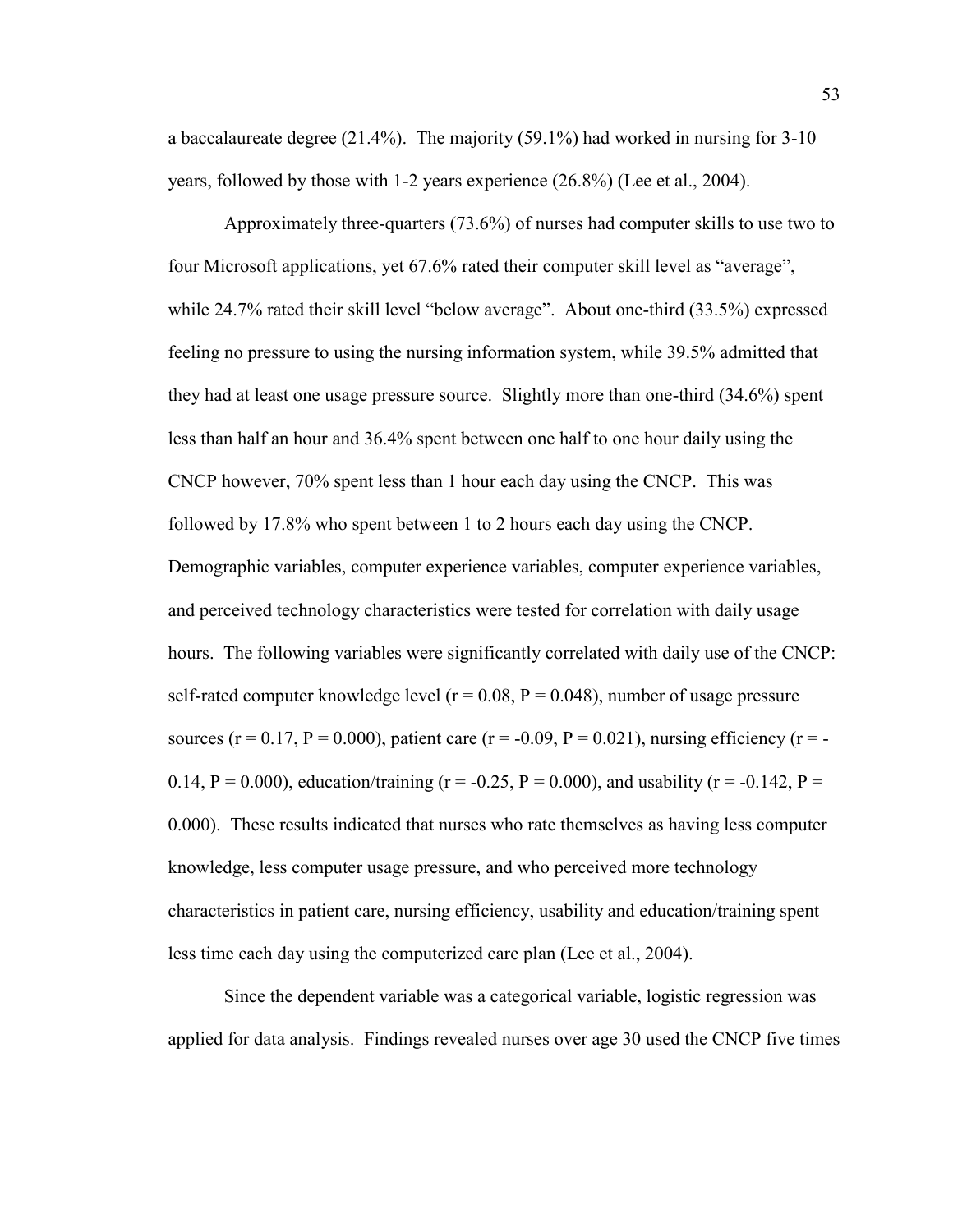a baccalaureate degree (21.4%). The majority (59.1%) had worked in nursing for 3-10 years, followed by those with 1-2 years experience (26.8%) (Lee et al., 2004).

Approximately three-quarters (73.6%) of nurses had computer skills to use two to four Microsoft applications, yet 67.6% rated their computer skill level as "average", while 24.7% rated their skill level "below average". About one-third (33.5%) expressed feeling no pressure to using the nursing information system, while 39.5% admitted that they had at least one usage pressure source. Slightly more than one-third (34.6%) spent less than half an hour and 36.4% spent between one half to one hour daily using the CNCP however, 70% spent less than 1 hour each day using the CNCP. This was followed by 17.8% who spent between 1 to 2 hours each day using the CNCP. Demographic variables, computer experience variables, computer experience variables, and perceived technology characteristics were tested for correlation with daily usage hours. The following variables were significantly correlated with daily use of the CNCP: self-rated computer knowledge level ($r = 0.08$, $P = 0.048$), number of usage pressure sources ($r = 0.17$, $P = 0.000$), patient care ($r = -0.09$, $P = 0.021$), nursing efficiency ($r = -0.14$, $P = 0.000$), education/training ($r = -0.25$, $P = 0.000$), and usability ($r = -0.142$, $P = 0.000$). These results indicated that nurses who rate themselves as having less computer knowledge, less computer usage pressure, and who perceived more technology characteristics in patient care, nursing efficiency, usability and education/training spent less time each day using the computerized care plan (Lee et al., 2004).

Since the dependent variable was a categorical variable, logistic regression was applied for data analysis. Findings revealed nurses over age 30 used the CNCP five times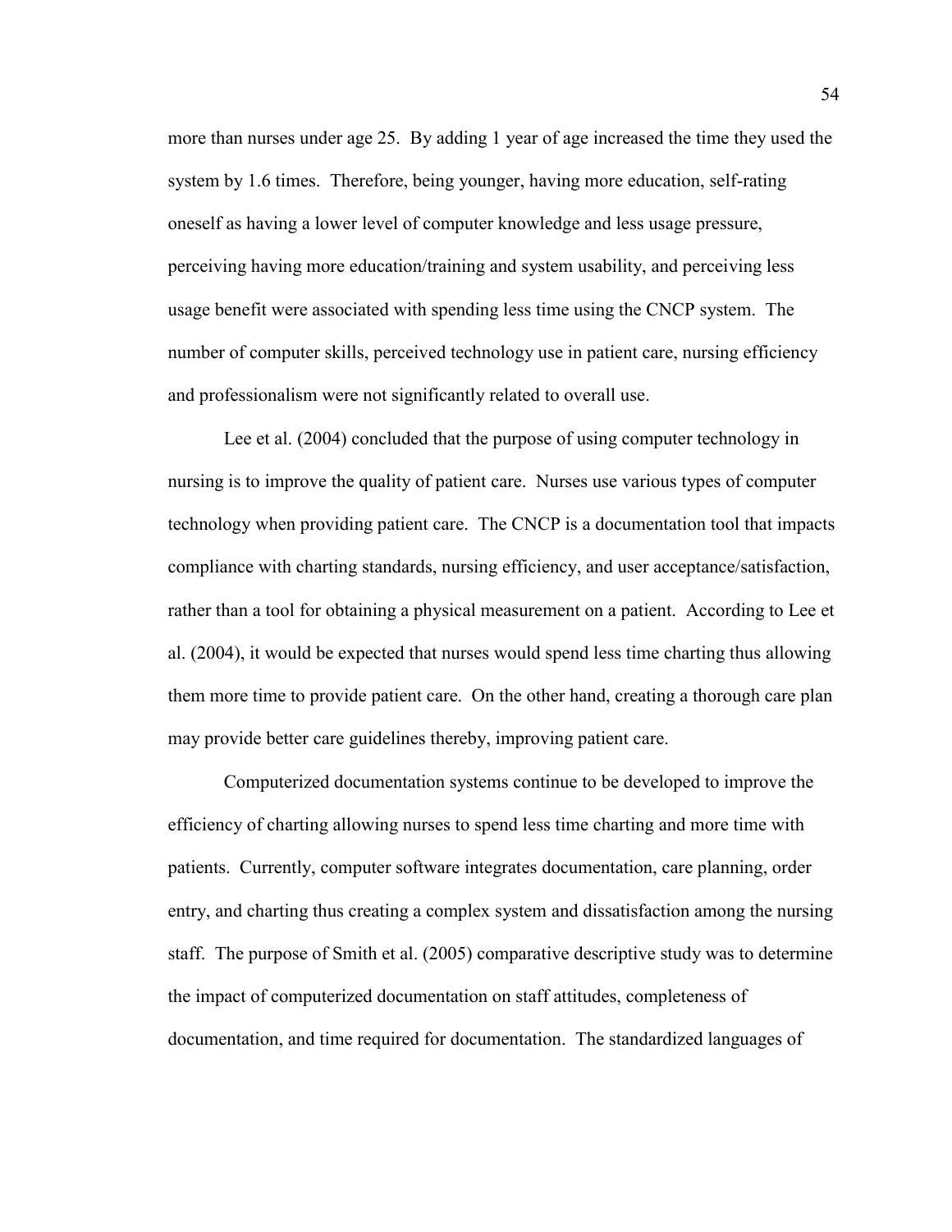more than nurses under age 25. By adding 1 year of age increased the time they used the system by 1.6 times. Therefore, being younger, having more education, self-rating oneself as having a lower level of computer knowledge and less usage pressure, perceiving having more education/training and system usability, and perceiving less usage benefit were associated with spending less time using the CNCP system. The number of computer skills, perceived technology use in patient care, nursing efficiency and professionalism were not significantly related to overall use.

Lee et al. (2004) concluded that the purpose of using computer technology in nursing is to improve the quality of patient care. Nurses use various types of computer technology when providing patient care. The CNCP is a documentation tool that impacts compliance with charting standards, nursing efficiency, and user acceptance/satisfaction, rather than a tool for obtaining a physical measurement on a patient. According to Lee et al. (2004), it would be expected that nurses would spend less time charting thus allowing them more time to provide patient care. On the other hand, creating a thorough care plan may provide better care guidelines thereby, improving patient care.

Computerized documentation systems continue to be developed to improve the efficiency of charting allowing nurses to spend less time charting and more time with patients. Currently, computer software integrates documentation, care planning, order entry, and charting thus creating a complex system and dissatisfaction among the nursing staff. The purpose of Smith et al. (2005) comparative descriptive study was to determine the impact of computerized documentation on staff attitudes, completeness of documentation, and time required for documentation. The standardized languages of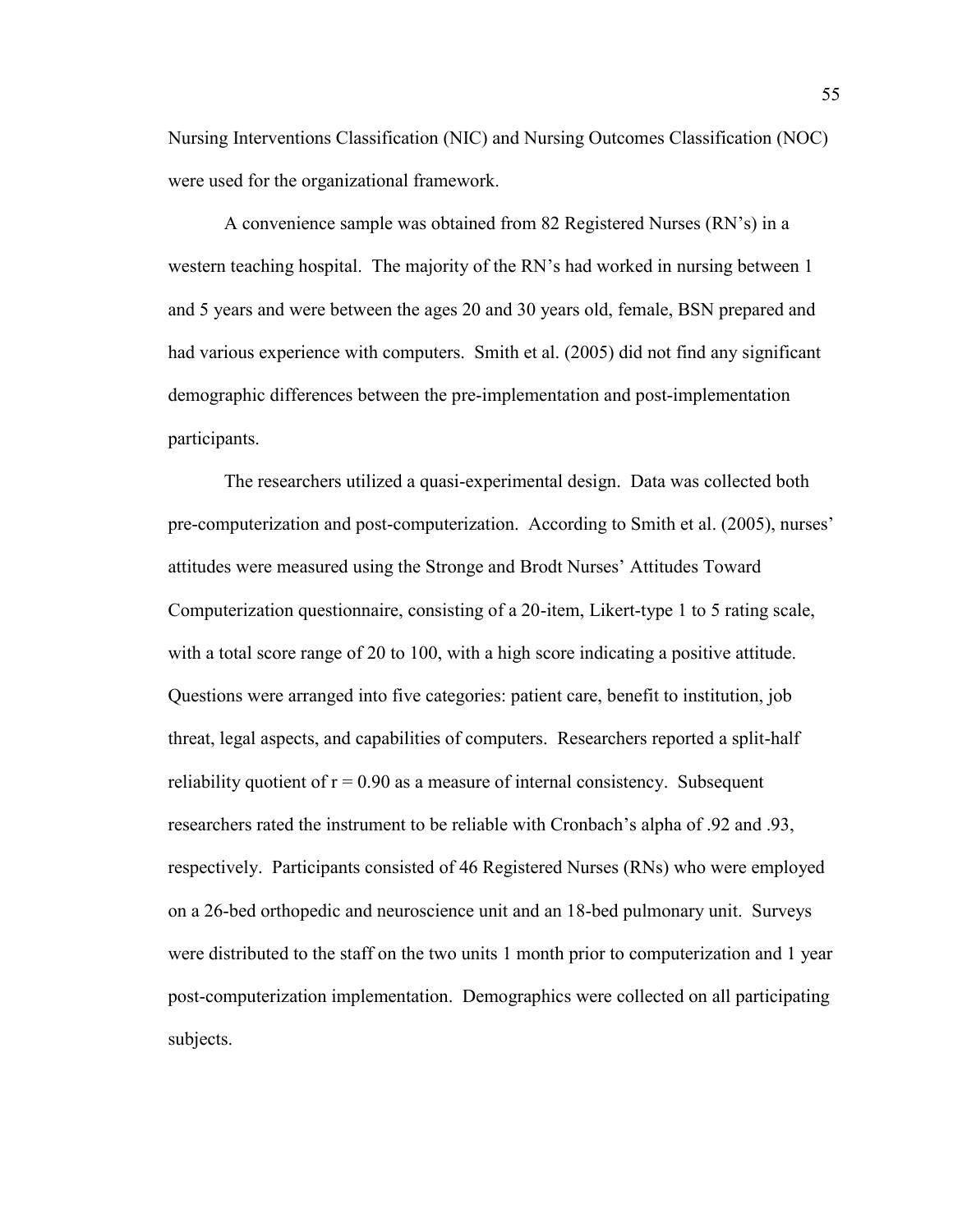Nursing Interventions Classification (NIC) and Nursing Outcomes Classification (NOC) were used for the organizational framework.

A convenience sample was obtained from 82 Registered Nurses (RN's) in a western teaching hospital. The majority of the RN's had worked in nursing between 1 and 5 years and were between the ages 20 and 30 years old, female, BSN prepared and had various experience with computers. Smith et al. (2005) did not find any significant demographic differences between the pre-implementation and post-implementation participants.

The researchers utilized a quasi-experimental design. Data was collected both pre-computerization and post-computerization. According to Smith et al. (2005), nurses' attitudes were measured using the Stronge and Brodt Nurses' Attitudes Toward Computerization questionnaire, consisting of a 20-item, Likert-type 1 to 5 rating scale, with a total score range of 20 to 100, with a high score indicating a positive attitude. Questions were arranged into five categories: patient care, benefit to institution, job threat, legal aspects, and capabilities of computers. Researchers reported a split-half reliability quotient of $r = 0.90$ as a measure of internal consistency. Subsequent researchers rated the instrument to be reliable with Cronbach's alpha of .92 and .93, respectively. Participants consisted of 46 Registered Nurses (RNs) who were employed on a 26-bed orthopedic and neuroscience unit and an 18-bed pulmonary unit. Surveys were distributed to the staff on the two units 1 month prior to computerization and 1 year post-computerization implementation. Demographics were collected on all participating subjects.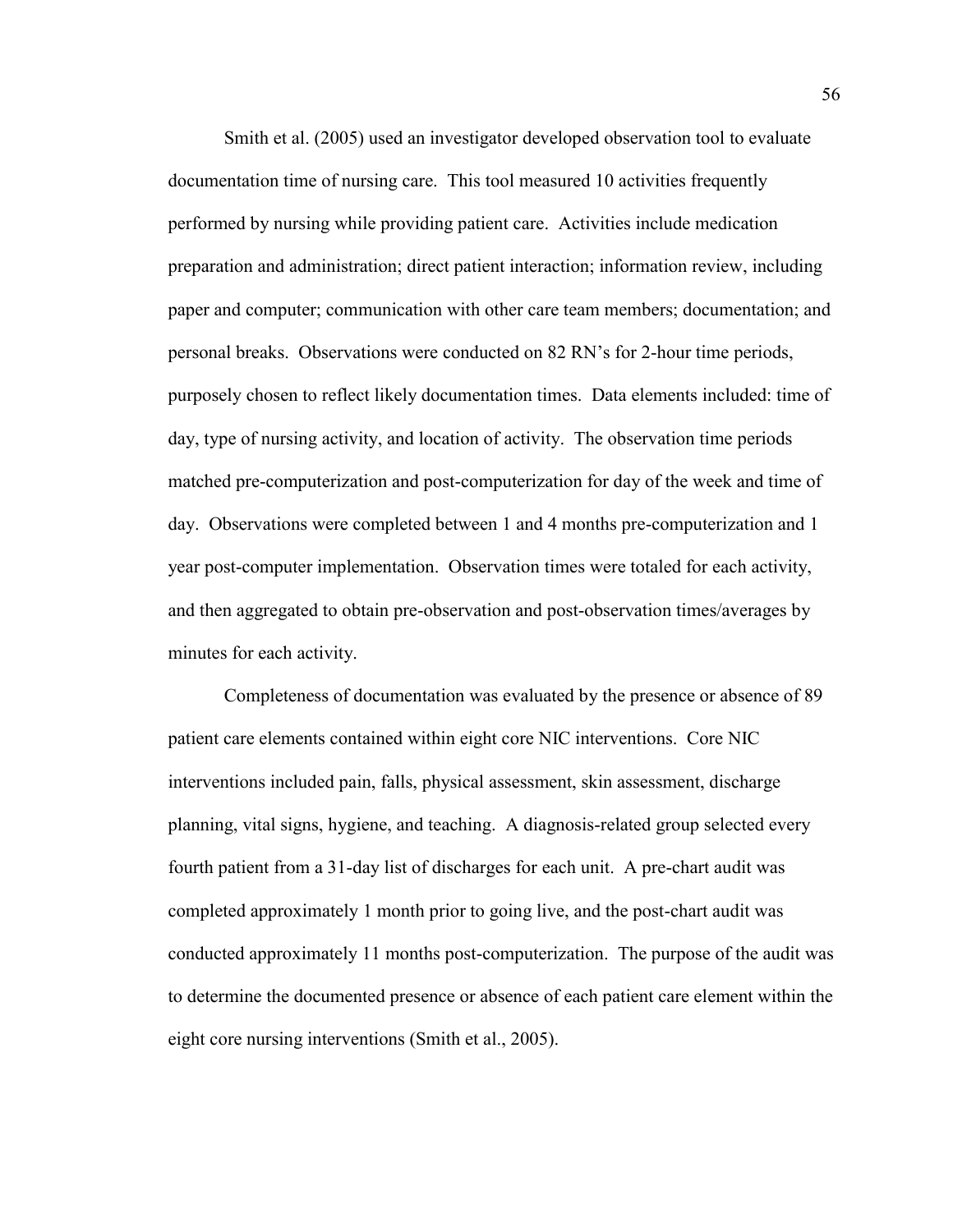Smith et al. (2005) used an investigator developed observation tool to evaluate documentation time of nursing care. This tool measured 10 activities frequently performed by nursing while providing patient care. Activities include medication preparation and administration; direct patient interaction; information review, including paper and computer; communication with other care team members; documentation; and personal breaks. Observations were conducted on 82 RN's for 2-hour time periods, purposely chosen to reflect likely documentation times. Data elements included: time of day, type of nursing activity, and location of activity. The observation time periods matched pre-computerization and post-computerization for day of the week and time of day. Observations were completed between 1 and 4 months pre-computerization and 1 year post-computer implementation. Observation times were totaled for each activity, and then aggregated to obtain pre-observation and post-observation times/averages by minutes for each activity.

Completeness of documentation was evaluated by the presence or absence of 89 patient care elements contained within eight core NIC interventions. Core NIC interventions included pain, falls, physical assessment, skin assessment, discharge planning, vital signs, hygiene, and teaching. A diagnosis-related group selected every fourth patient from a 31-day list of discharges for each unit. A pre-chart audit was completed approximately 1 month prior to going live, and the post-chart audit was conducted approximately 11 months post-computerization. The purpose of the audit was to determine the documented presence or absence of each patient care element within the eight core nursing interventions (Smith et al., 2005).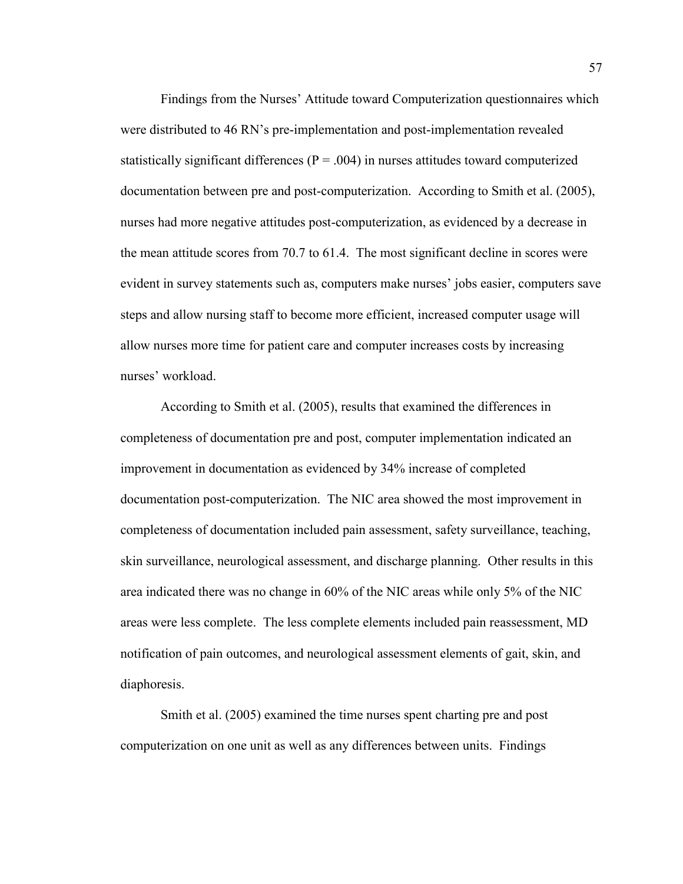Findings from the Nurses' Attitude toward Computerization questionnaires which were distributed to 46 RN's pre-implementation and post-implementation revealed statistically significant differences (P = .004) in nurses attitudes toward computerized documentation between pre and post-computerization. According to Smith et al. (2005), nurses had more negative attitudes post-computerization, as evidenced by a decrease in the mean attitude scores from 70.7 to 61.4. The most significant decline in scores were evident in survey statements such as, computers make nurses' jobs easier, computers save steps and allow nursing staff to become more efficient, increased computer usage will allow nurses more time for patient care and computer increases costs by increasing nurses' workload.

According to Smith et al. (2005), results that examined the differences in completeness of documentation pre and post, computer implementation indicated an improvement in documentation as evidenced by 34% increase of completed documentation post-computerization. The NIC area showed the most improvement in completeness of documentation included pain assessment, safety surveillance, teaching, skin surveillance, neurological assessment, and discharge planning. Other results in this area indicated there was no change in 60% of the NIC areas while only 5% of the NIC areas were less complete. The less complete elements included pain reassessment, MD notification of pain outcomes, and neurological assessment elements of gait, skin, and diaphoresis.

Smith et al. (2005) examined the time nurses spent charting pre and post computerization on one unit as well as any differences between units. Findings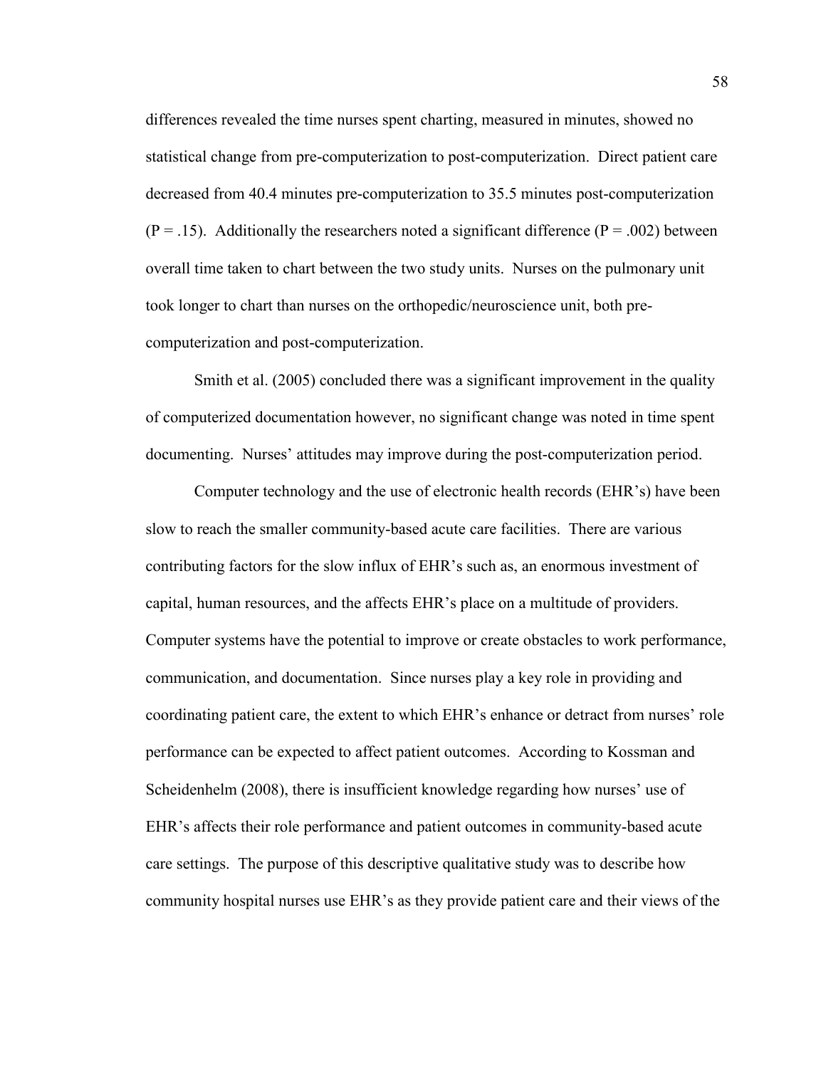differences revealed the time nurses spent charting, measured in minutes, showed no statistical change from pre-computerization to post-computerization. Direct patient care decreased from 40.4 minutes pre-computerization to 35.5 minutes post-computerization ($P = .15$). Additionally the researchers noted a significant difference ($P = .002$) between overall time taken to chart between the two study units. Nurses on the pulmonary unit took longer to chart than nurses on the orthopedic/neuroscience unit, both pre-computerization and post-computerization.

Smith et al. (2005) concluded there was a significant improvement in the quality of computerized documentation however, no significant change was noted in time spent documenting. Nurses' attitudes may improve during the post-computerization period.

Computer technology and the use of electronic health records (EHR's) have been slow to reach the smaller community-based acute care facilities. There are various contributing factors for the slow influx of EHR's such as, an enormous investment of capital, human resources, and the affects EHR's place on a multitude of providers. Computer systems have the potential to improve or create obstacles to work performance, communication, and documentation. Since nurses play a key role in providing and coordinating patient care, the extent to which EHR's enhance or detract from nurses' role performance can be expected to affect patient outcomes. According to Kossman and Scheidenhelm (2008), there is insufficient knowledge regarding how nurses' use of EHR's affects their role performance and patient outcomes in community-based acute care settings. The purpose of this descriptive qualitative study was to describe how community hospital nurses use EHR's as they provide patient care and their views of the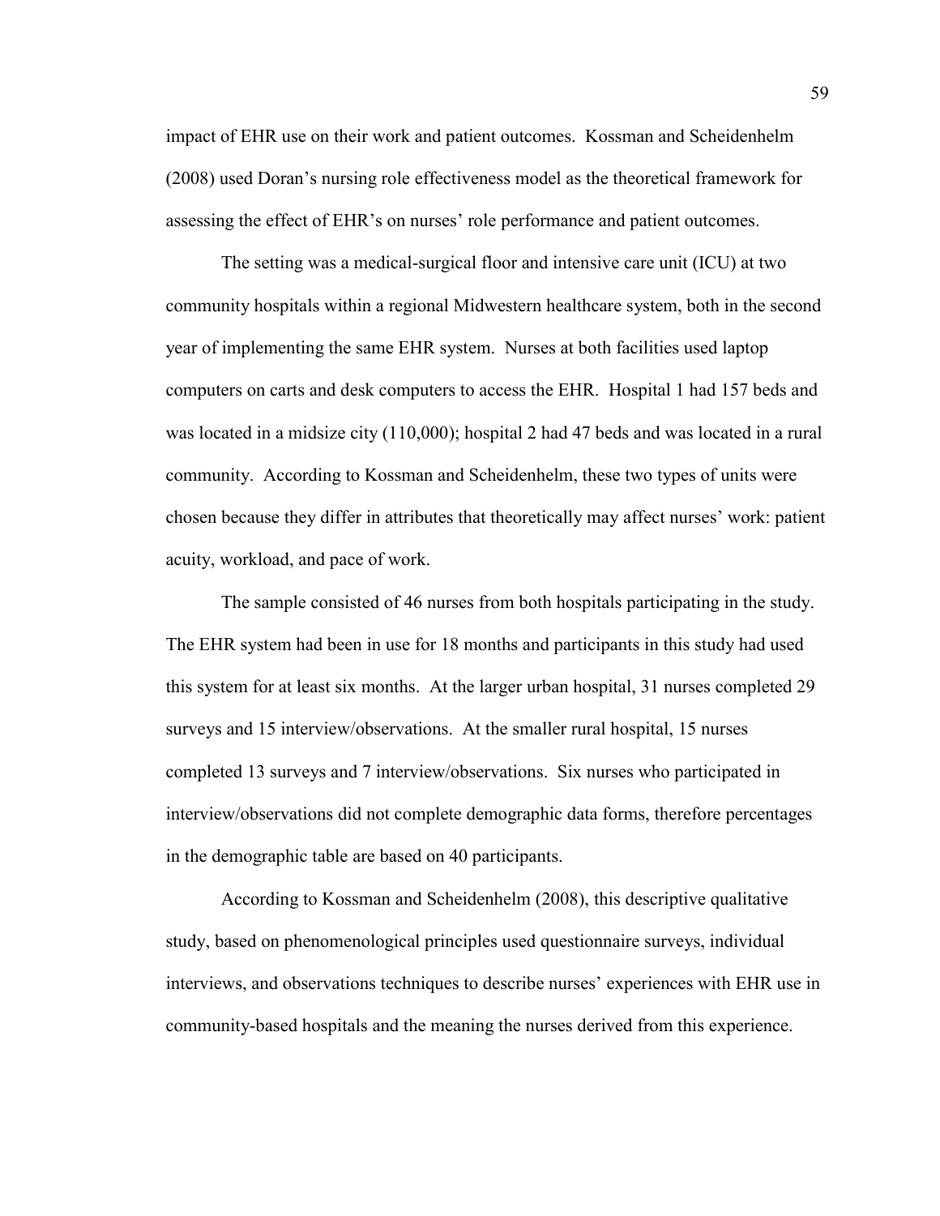impact of EHR use on their work and patient outcomes. Kossman and Scheidenhelm (2008) used Doran's nursing role effectiveness model as the theoretical framework for assessing the effect of EHR's on nurses' role performance and patient outcomes.

The setting was a medical-surgical floor and intensive care unit (ICU) at two community hospitals within a regional Midwestern healthcare system, both in the second year of implementing the same EHR system. Nurses at both facilities used laptop computers on carts and desk computers to access the EHR. Hospital 1 had 157 beds and was located in a midsize city (110,000); hospital 2 had 47 beds and was located in a rural community. According to Kossman and Scheidenhelm, these two types of units were chosen because they differ in attributes that theoretically may affect nurses' work: patient acuity, workload, and pace of work.

The sample consisted of 46 nurses from both hospitals participating in the study. The EHR system had been in use for 18 months and participants in this study had used this system for at least six months. At the larger urban hospital, 31 nurses completed 29 surveys and 15 interview/observations. At the smaller rural hospital, 15 nurses completed 13 surveys and 7 interview/observations. Six nurses who participated in interview/observations did not complete demographic data forms, therefore percentages in the demographic table are based on 40 participants.

According to Kossman and Scheidenhelm (2008), this descriptive qualitative study, based on phenomenological principles used questionnaire surveys, individual interviews, and observations techniques to describe nurses' experiences with EHR use in community-based hospitals and the meaning the nurses derived from this experience.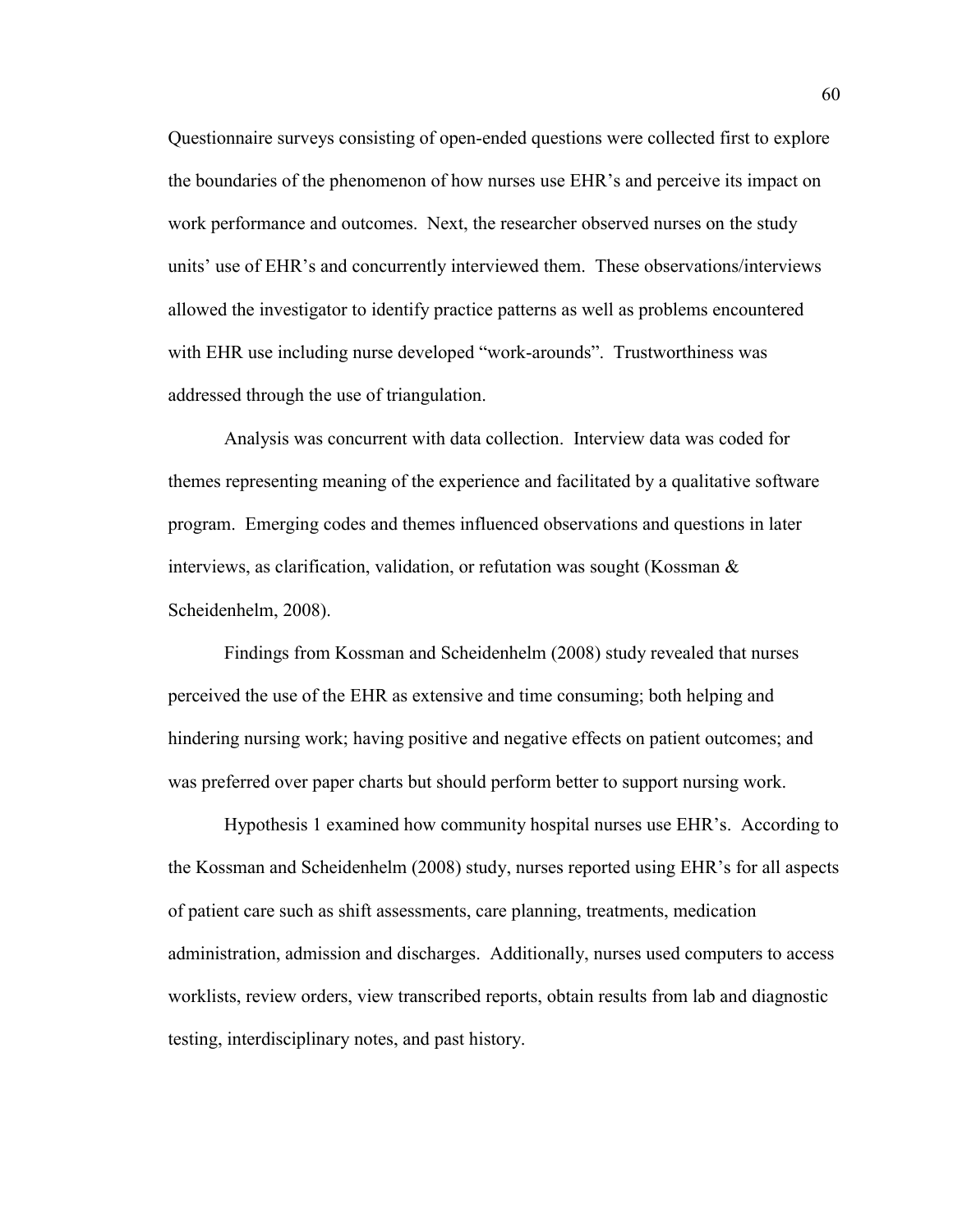Questionnaire surveys consisting of open-ended questions were collected first to explore the boundaries of the phenomenon of how nurses use EHR's and perceive its impact on work performance and outcomes. Next, the researcher observed nurses on the study units' use of EHR's and concurrently interviewed them. These observations/interviews allowed the investigator to identify practice patterns as well as problems encountered with EHR use including nurse developed "work-arounds". Trustworthiness was addressed through the use of triangulation.

Analysis was concurrent with data collection. Interview data was coded for themes representing meaning of the experience and facilitated by a qualitative software program. Emerging codes and themes influenced observations and questions in later interviews, as clarification, validation, or refutation was sought (Kossman & Scheidenhelm, 2008).

Findings from Kossman and Scheidenhelm (2008) study revealed that nurses perceived the use of the EHR as extensive and time consuming; both helping and hindering nursing work; having positive and negative effects on patient outcomes; and was preferred over paper charts but should perform better to support nursing work.

Hypothesis 1 examined how community hospital nurses use EHR's. According to the Kossman and Scheidenhelm (2008) study, nurses reported using EHR's for all aspects of patient care such as shift assessments, care planning, treatments, medication administration, admission and discharges. Additionally, nurses used computers to access worklists, review orders, view transcribed reports, obtain results from lab and diagnostic testing, interdisciplinary notes, and past history.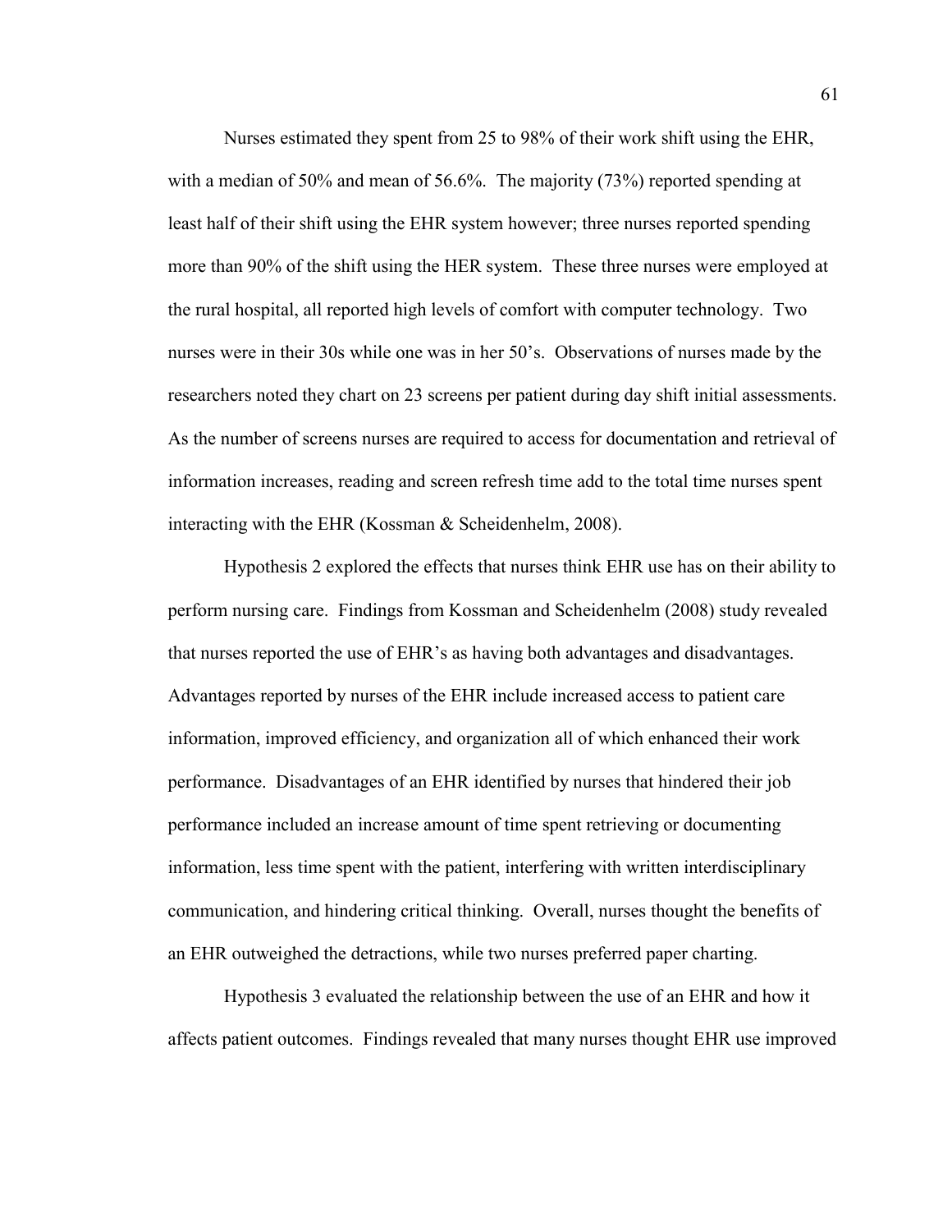Nurses estimated they spent from 25 to 98% of their work shift using the EHR, with a median of 50% and mean of 56.6%. The majority (73%) reported spending at least half of their shift using the EHR system however; three nurses reported spending more than 90% of the shift using the HER system. These three nurses were employed at the rural hospital, all reported high levels of comfort with computer technology. Two nurses were in their 30s while one was in her 50's. Observations of nurses made by the researchers noted they chart on 23 screens per patient during day shift initial assessments. As the number of screens nurses are required to access for documentation and retrieval of information increases, reading and screen refresh time add to the total time nurses spent interacting with the EHR (Kossman & Scheidenhelm, 2008).

Hypothesis 2 explored the effects that nurses think EHR use has on their ability to perform nursing care. Findings from Kossman and Scheidenhelm (2008) study revealed that nurses reported the use of EHR's as having both advantages and disadvantages. Advantages reported by nurses of the EHR include increased access to patient care information, improved efficiency, and organization all of which enhanced their work performance. Disadvantages of an EHR identified by nurses that hindered their job performance included an increase amount of time spent retrieving or documenting information, less time spent with the patient, interfering with written interdisciplinary communication, and hindering critical thinking. Overall, nurses thought the benefits of an EHR outweighed the detractions, while two nurses preferred paper charting.

Hypothesis 3 evaluated the relationship between the use of an EHR and how it affects patient outcomes. Findings revealed that many nurses thought EHR use improved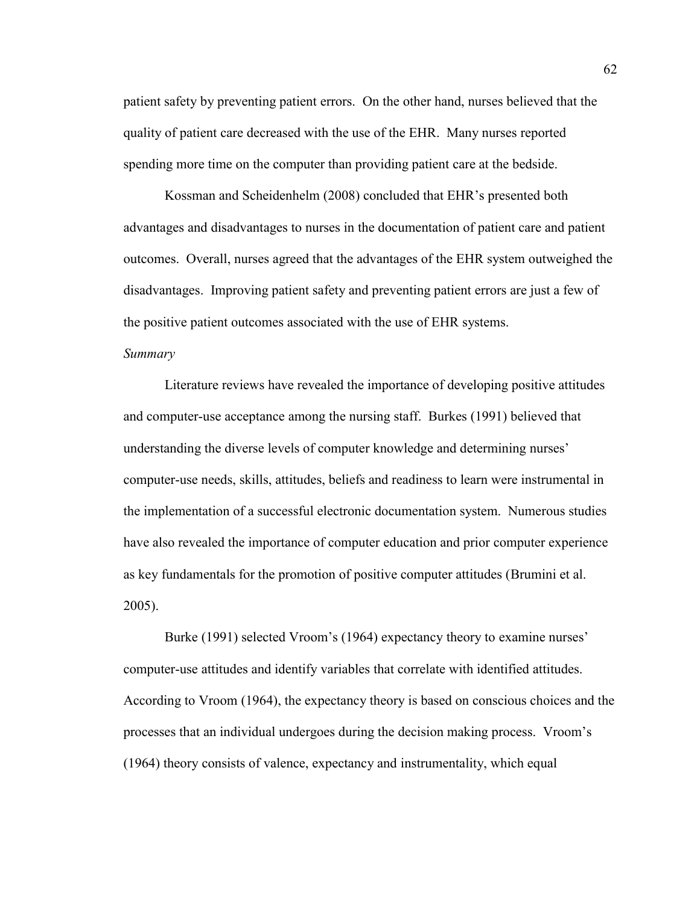patient safety by preventing patient errors. On the other hand, nurses believed that the quality of patient care decreased with the use of the EHR. Many nurses reported spending more time on the computer than providing patient care at the bedside.

Kossman and Scheidenhelm (2008) concluded that EHR's presented both advantages and disadvantages to nurses in the documentation of patient care and patient outcomes. Overall, nurses agreed that the advantages of the EHR system outweighed the disadvantages. Improving patient safety and preventing patient errors are just a few of the positive patient outcomes associated with the use of EHR systems.

*Summary*

Literature reviews have revealed the importance of developing positive attitudes and computer-use acceptance among the nursing staff. Burkes (1991) believed that understanding the diverse levels of computer knowledge and determining nurses' computer-use needs, skills, attitudes, beliefs and readiness to learn were instrumental in the implementation of a successful electronic documentation system. Numerous studies have also revealed the importance of computer education and prior computer experience as key fundamentals for the promotion of positive computer attitudes (Brumini et al. 2005).

Burke (1991) selected Vroom's (1964) expectancy theory to examine nurses' computer-use attitudes and identify variables that correlate with identified attitudes. According to Vroom (1964), the expectancy theory is based on conscious choices and the processes that an individual undergoes during the decision making process. Vroom's (1964) theory consists of valence, expectancy and instrumentality, which equal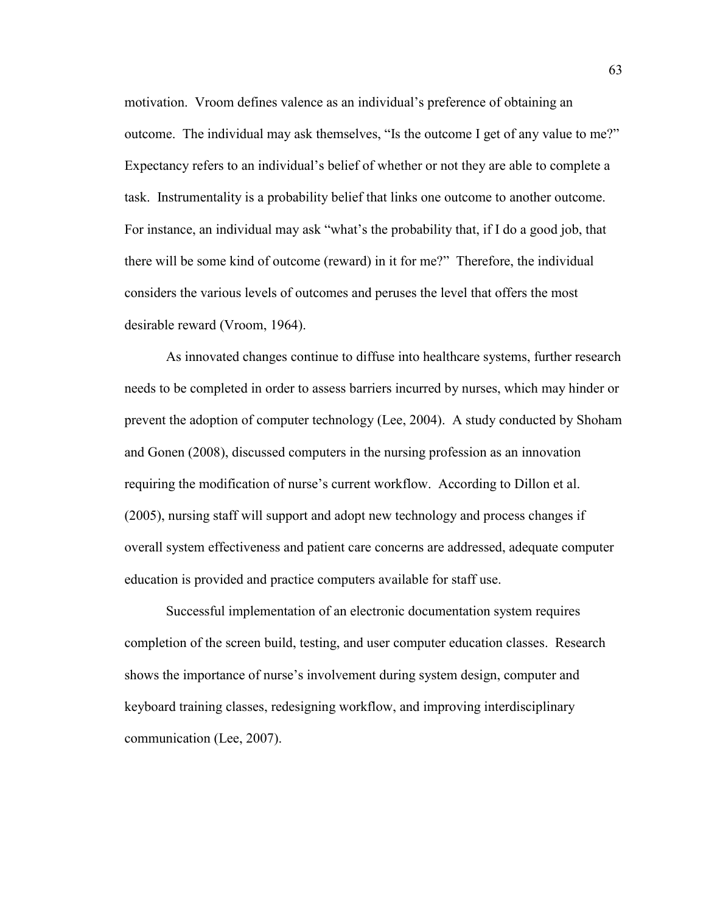motivation. Vroom defines valence as an individual's preference of obtaining an outcome. The individual may ask themselves, "Is the outcome I get of any value to me?" Expectancy refers to an individual's belief of whether or not they are able to complete a task. Instrumentality is a probability belief that links one outcome to another outcome. For instance, an individual may ask "what's the probability that, if I do a good job, that there will be some kind of outcome (reward) in it for me?" Therefore, the individual considers the various levels of outcomes and peruses the level that offers the most desirable reward (Vroom, 1964).

As innovated changes continue to diffuse into healthcare systems, further research needs to be completed in order to assess barriers incurred by nurses, which may hinder or prevent the adoption of computer technology (Lee, 2004). A study conducted by Shoham and Gonen (2008), discussed computers in the nursing profession as an innovation requiring the modification of nurse's current workflow. According to Dillon et al. (2005), nursing staff will support and adopt new technology and process changes if overall system effectiveness and patient care concerns are addressed, adequate computer education is provided and practice computers available for staff use.

Successful implementation of an electronic documentation system requires completion of the screen build, testing, and user computer education classes. Research shows the importance of nurse's involvement during system design, computer and keyboard training classes, redesigning workflow, and improving interdisciplinary communication (Lee, 2007).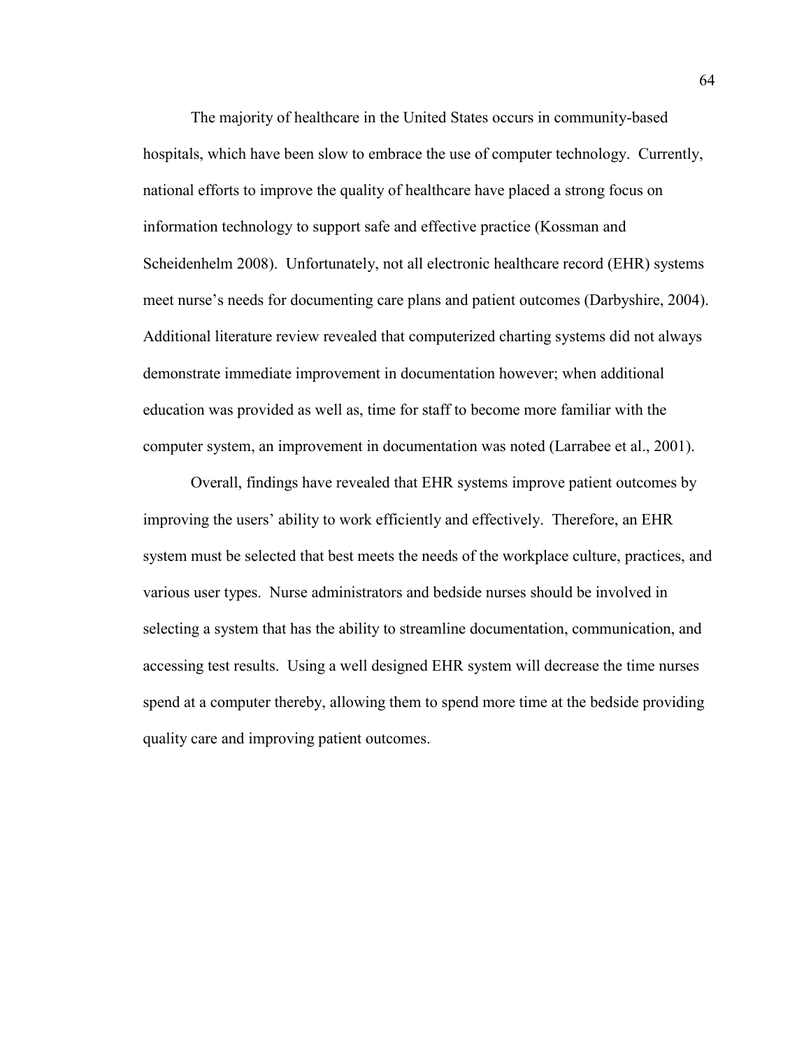The majority of healthcare in the United States occurs in community-based hospitals, which have been slow to embrace the use of computer technology. Currently, national efforts to improve the quality of healthcare have placed a strong focus on information technology to support safe and effective practice (Kossman and Scheidenhelm 2008). Unfortunately, not all electronic healthcare record (EHR) systems meet nurse's needs for documenting care plans and patient outcomes (Darbyshire, 2004). Additional literature review revealed that computerized charting systems did not always demonstrate immediate improvement in documentation however; when additional education was provided as well as, time for staff to become more familiar with the computer system, an improvement in documentation was noted (Larrabee et al., 2001).

Overall, findings have revealed that EHR systems improve patient outcomes by improving the users' ability to work efficiently and effectively. Therefore, an EHR system must be selected that best meets the needs of the workplace culture, practices, and various user types. Nurse administrators and bedside nurses should be involved in selecting a system that has the ability to streamline documentation, communication, and accessing test results. Using a well designed EHR system will decrease the time nurses spend at a computer thereby, allowing them to spend more time at the bedside providing quality care and improving patient outcomes.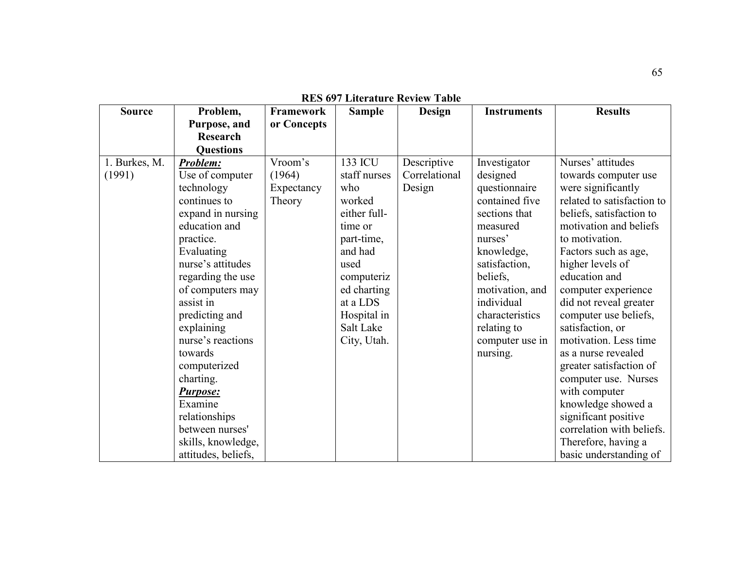**RES 697 Literature Review Table**

| Source | Problem, Purpose, and Research Questions | Framework or Concepts | Sample | Design | Instruments | Results |
|---|---|---|---|---|---|---|
| 1. Burkes, M. (1991) | ***Problem:*** Use of computer technology continues to expand in nursing education and practice. Evaluating nurse's attitudes regarding the use of computers may assist in predicting and explaining nurse's reactions towards computerized charting. ***Purpose:*** Examine relationships between nurses' skills, knowledge, attitudes, beliefs, | Vroom's (1964) Expectancy Theory | 133 ICU staff nurses who worked either full-time or part-time, and had used computerized charting at a LDS Hospital in Salt Lake City, Utah. | Descriptive Correlational Design | Investigator designed questionnaire contained five sections that measured nurses' knowledge, satisfaction, beliefs, motivation, and individual characteristics relating to computer use in nursing. | Nurses' attitudes towards computer use were significantly related to satisfaction to beliefs, satisfaction to motivation and beliefs to motivation. Factors such as age, higher levels of education and computer experience did not reveal greater computer use beliefs, satisfaction, or motivation. Less time as a nurse revealed greater satisfaction of computer use. Nurses with computer knowledge showed a significant positive correlation with beliefs. Therefore, having a basic understanding of |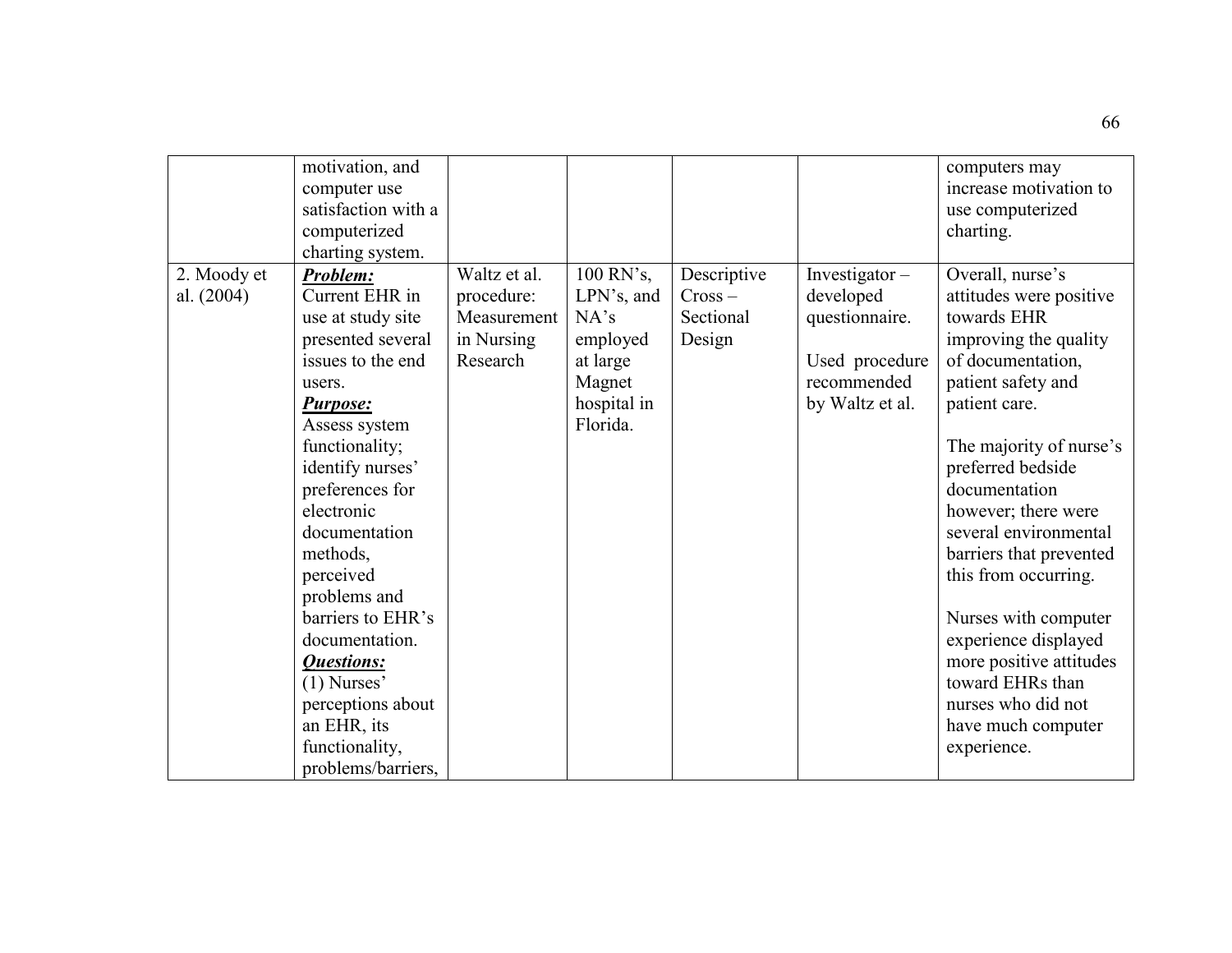| | | | | | | |
|---|---|---|---|---|---|---|
| | motivation, and computer use satisfaction with a computerized charting system. | | | | | computers may increase motivation to use computerized charting. |
| 2. Moody et al. (2004) | ***Problem:*** Current EHR in use at study site presented several issues to the end users. ***Purpose:*** Assess system functionality; identify nurses' preferences for electronic documentation methods, perceived problems and barriers to EHR's documentation. ***Questions:*** (1) Nurses' perceptions about an EHR, its functionality, problems/barriers, | Waltz et al. procedure: Measurement in Nursing Research | 100 RN's, LPN's, and NA's employed at large Magnet hospital in Florida. | Descriptive Cross – Sectional Design | Investigator – developed questionnaire.<br><br>Used procedure recommended by Waltz et al. | Overall, nurse's attitudes were positive towards EHR improving the quality of documentation, patient safety and patient care.<br><br>The majority of nurse's preferred bedside documentation however; there were several environmental barriers that prevented this from occurring.<br><br>Nurses with computer experience displayed more positive attitudes toward EHRs than nurses who did not have much computer experience. |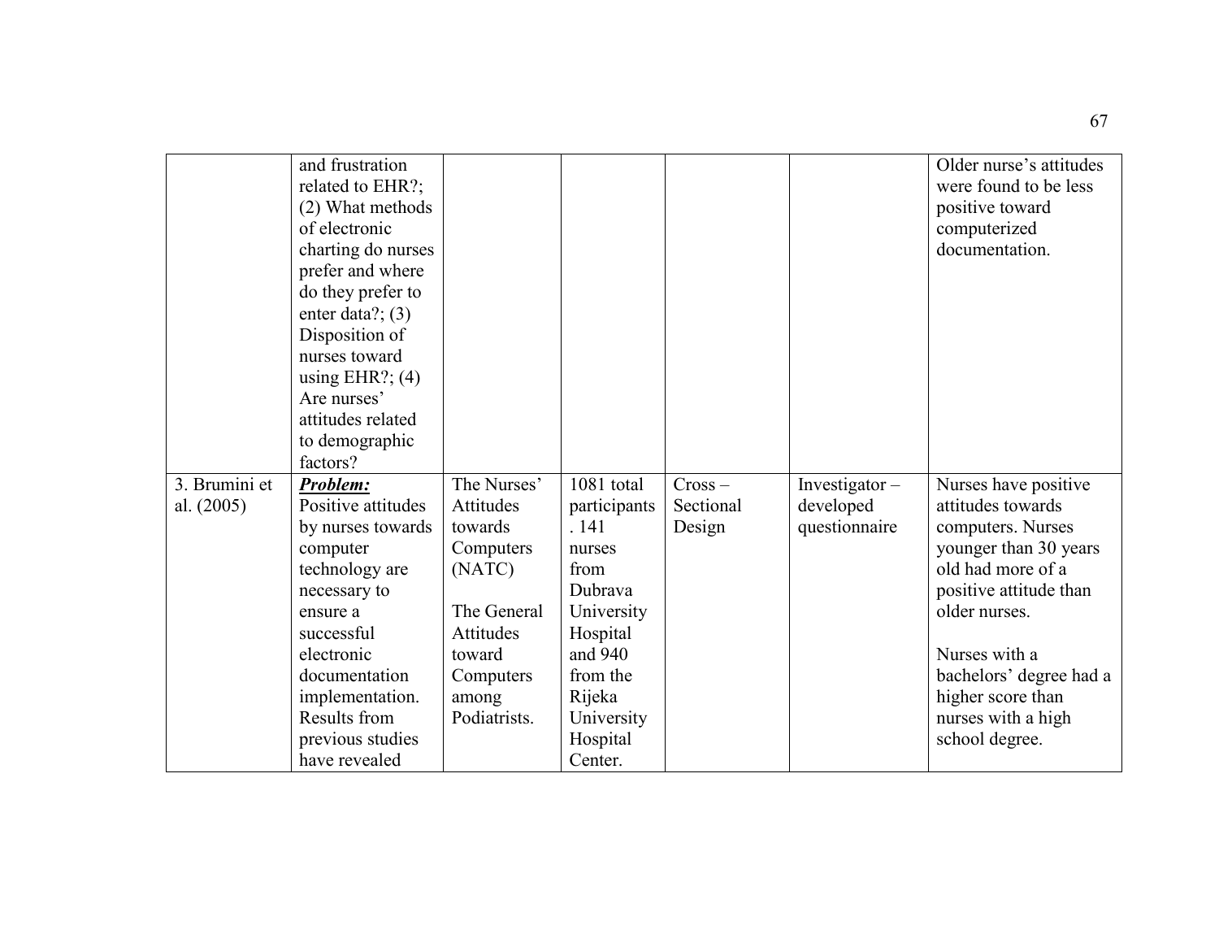| | | | | | | |
|---|---|---|---|---|---|---|
| | and frustration related to EHR?; (2) What methods of electronic charting do nurses prefer and where do they prefer to enter data?; (3) Disposition of nurses toward using EHR?; (4) Are nurses' attitudes related to demographic factors? | | | | | Older nurse's attitudes were found to be less positive toward computerized documentation. |
| 3. Brumini et al. (2005) | ***Problem:*** Positive attitudes by nurses towards computer technology are necessary to ensure a successful electronic documentation implementation. Results from previous studies have revealed | The Nurses' Attitudes towards Computers (NATC)<br><br>The General Attitudes toward Computers among Podiatrists. | 1081 total participants. 141 nurses from Dubrava University Hospital and 940 from the Rijeka University Hospital Center. | Cross – Sectional Design | Investigator – developed questionnaire | Nurses have positive attitudes towards computers. Nurses younger than 30 years old had more of a positive attitude than older nurses.<br><br>Nurses with a bachelors' degree had a higher score than nurses with a high school degree. |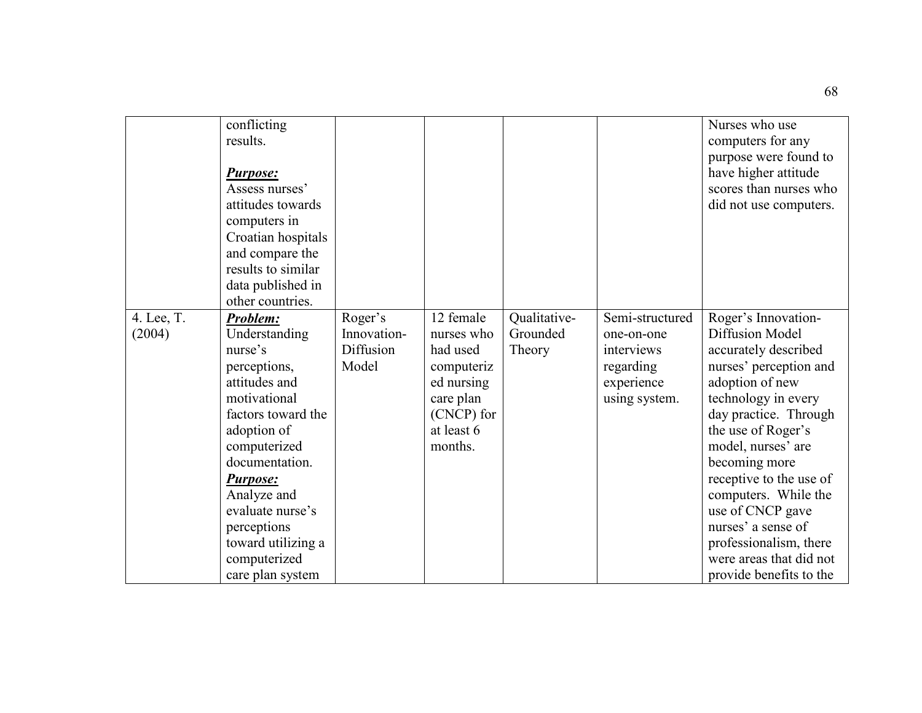| | | | | | | |
|---|---|---|---|---|---|---|
| | conflicting results.<br><br>***Purpose:***<br>Assess nurses' attitudes towards computers in Croatian hospitals and compare the results to similar data published in other countries. | | | | | Nurses who use computers for any purpose were found to have higher attitude scores than nurses who did not use computers. |
| 4. Lee, T. (2004) | ***Problem:***<br>Understanding nurse's perceptions, attitudes and motivational factors toward the adoption of computerized documentation.<br>***Purpose:***<br>Analyze and evaluate nurse's perceptions toward utilizing a computerized care plan system | Roger's Innovation-Diffusion Model | 12 female nurses who had used computerized nursing care plan (CNCP) for at least 6 months. | Qualitative-Grounded Theory | Semi-structured one-on-one interviews regarding experience using system. | Roger's Innovation-Diffusion Model accurately described nurses' perception and adoption of new technology in every day practice. Through the use of Roger's model, nurses' are becoming more receptive to the use of computers. While the use of CNCP gave nurses' a sense of professionalism, there were areas that did not provide benefits to the |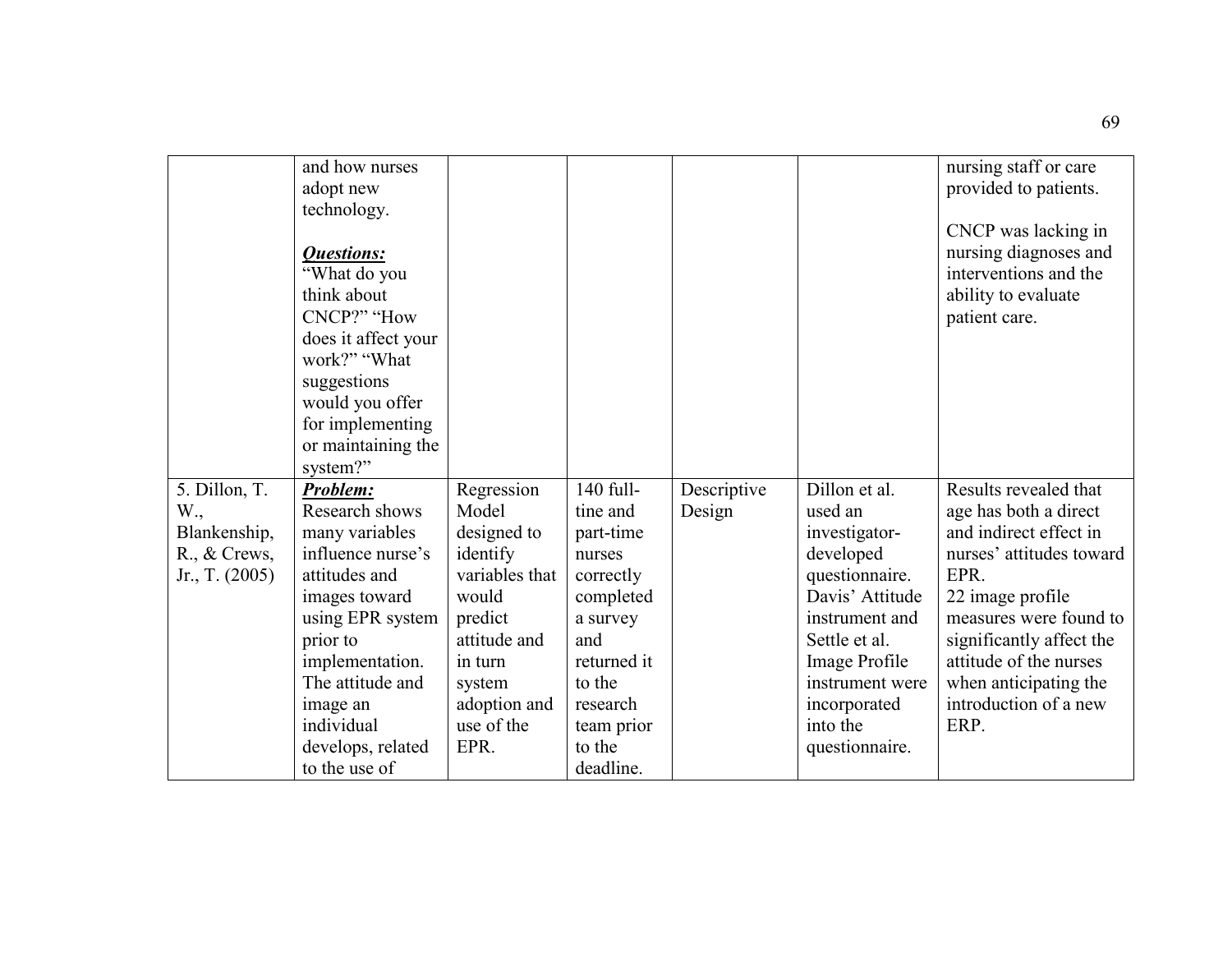| | | | | | | |
|---|---|---|---|---|---|---|
| | and how nurses adopt new technology.<br><br>***Questions:***<br>"What do you think about CNCP?" "How does it affect your work?" "What suggestions would you offer for implementing or maintaining the system?" | | | | | nursing staff or care provided to patients.<br><br>CNCP was lacking in nursing diagnoses and interventions and the ability to evaluate patient care. |
| 5. Dillon, T. W., Blankenship, R., & Crews, Jr., T. (2005) | ***Problem:***<br>Research shows many variables influence nurse's attitudes and images toward using EPR system prior to implementation. The attitude and image an individual develops, related to the use of | Regression Model designed to identify variables that would predict attitude and in turn system adoption and use of the EPR. | 140 full-tine and part-time nurses correctly completed a survey and returned it to the research team prior to the deadline. | Descriptive Design | Dillon et al. used an investigator-developed questionnaire. Davis' Attitude instrument and Settle et al. Image Profile instrument were incorporated into the questionnaire. | Results revealed that age has both a direct and indirect effect in nurses' attitudes toward EPR.<br>22 image profile measures were found to significantly affect the attitude of the nurses when anticipating the introduction of a new ERP. |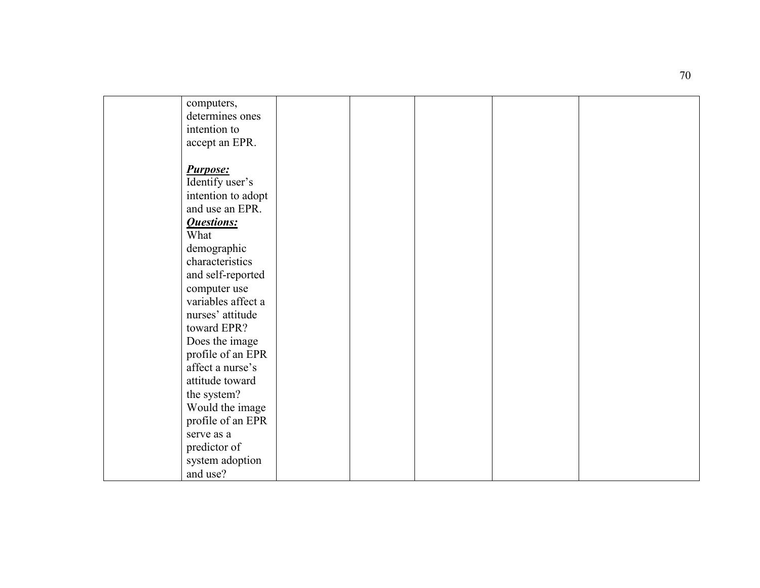| | | | | | | |
|---|---|---|---|---|---|---|
| | computers, determines ones intention to accept an EPR.<br><br>***Purpose:***<br>Identify user's intention to adopt and use an EPR.<br>***Questions:***<br>What demographic characteristics and self-reported computer use variables affect a nurses' attitude toward EPR? Does the image profile of an EPR affect a nurse's attitude toward the system? Would the image profile of an EPR serve as a predictor of system adoption and use? | | | | | |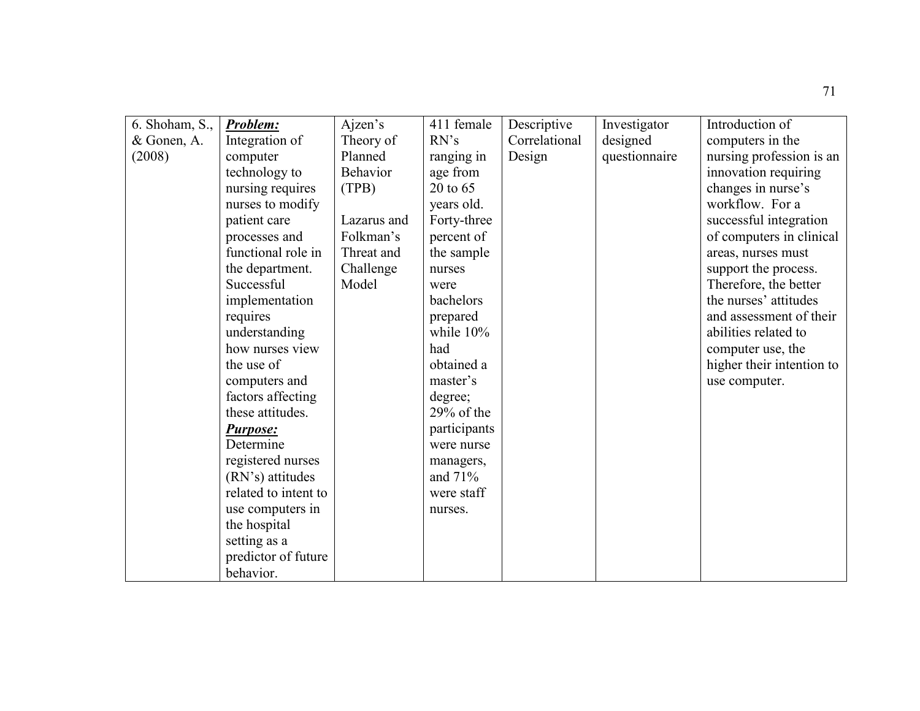| 6. Shoham, S., & Gonen, A. (2008) | ***Problem:*** Integration of computer technology to nursing requires nurses to modify patient care processes and functional role in the department. Successful implementation requires understanding how nurses view the use of computers and factors affecting these attitudes. ***Purpose:*** Determine registered nurses (RN's) attitudes related to intent to use computers in the hospital setting as a predictor of future behavior. | Ajzen's Theory of Planned Behavior (TPB)<br><br>Lazarus and Folkman's Threat and Challenge Model | 411 female RN's ranging in age from 20 to 65 years old. Forty-three percent of the sample nurses were bachelors prepared while 10% had obtained a master's degree; 29% of the participants were nurse managers, and 71% were staff nurses. | Descriptive Correlational Design | Investigator designed questionnaire | Introduction of computers in the nursing profession is an innovation requiring changes in nurse's workflow. For a successful integration of computers in clinical areas, nurses must support the process. Therefore, the better the nurses' attitudes and assessment of their abilities related to computer use, the higher their intention to use computer. |
|---|---|---|---|---|---|---|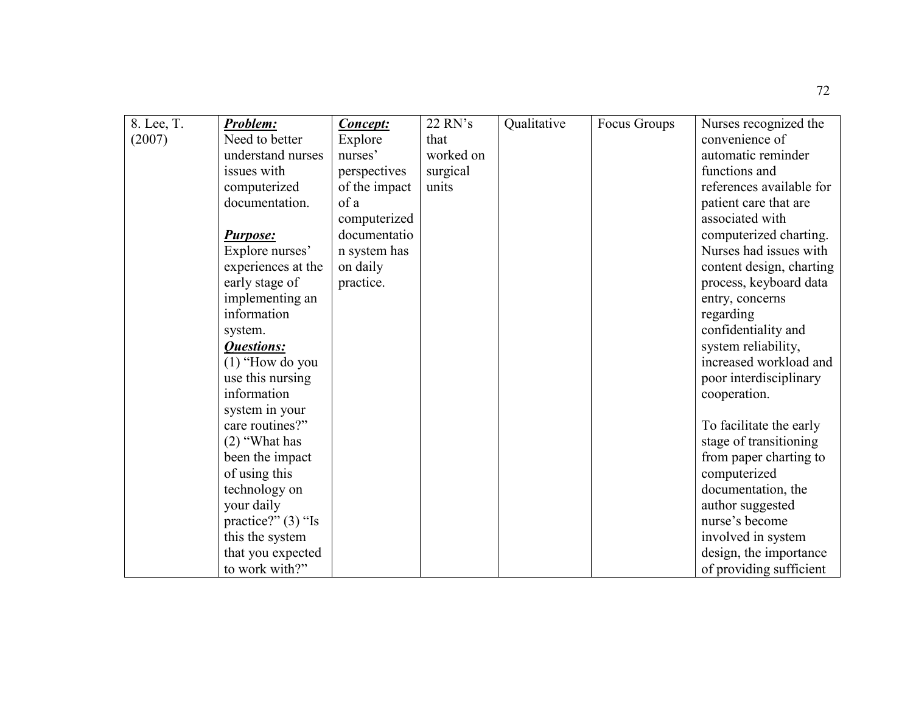| 8. Lee, T. (2007) | ***Problem:*** Need to better understand nurses issues with computerized documentation. ***Purpose:*** Explore nurses' experiences at the early stage of implementing an information system. ***Questions:*** (1) "How do you use this nursing information system in your care routines?" (2) "What has been the impact of using this technology on your daily practice?" (3) "Is this the system that you expected to work with?" | ***Concept:*** Explore nurses' perspectives of the impact of a computerized documentation system has on daily practice. | 22 RN's that worked on surgical units | Qualitative | Focus Groups | Nurses recognized the convenience of automatic reminder functions and references available for patient care that are associated with computerized charting. Nurses had issues with content design, charting process, keyboard data entry, concerns regarding confidentiality and system reliability, increased workload and poor interdisciplinary cooperation. To facilitate the early stage of transitioning from paper charting to computerized documentation, the author suggested nurse's become involved in system design, the importance of providing sufficient |
|---|---|---|---|---|---|---|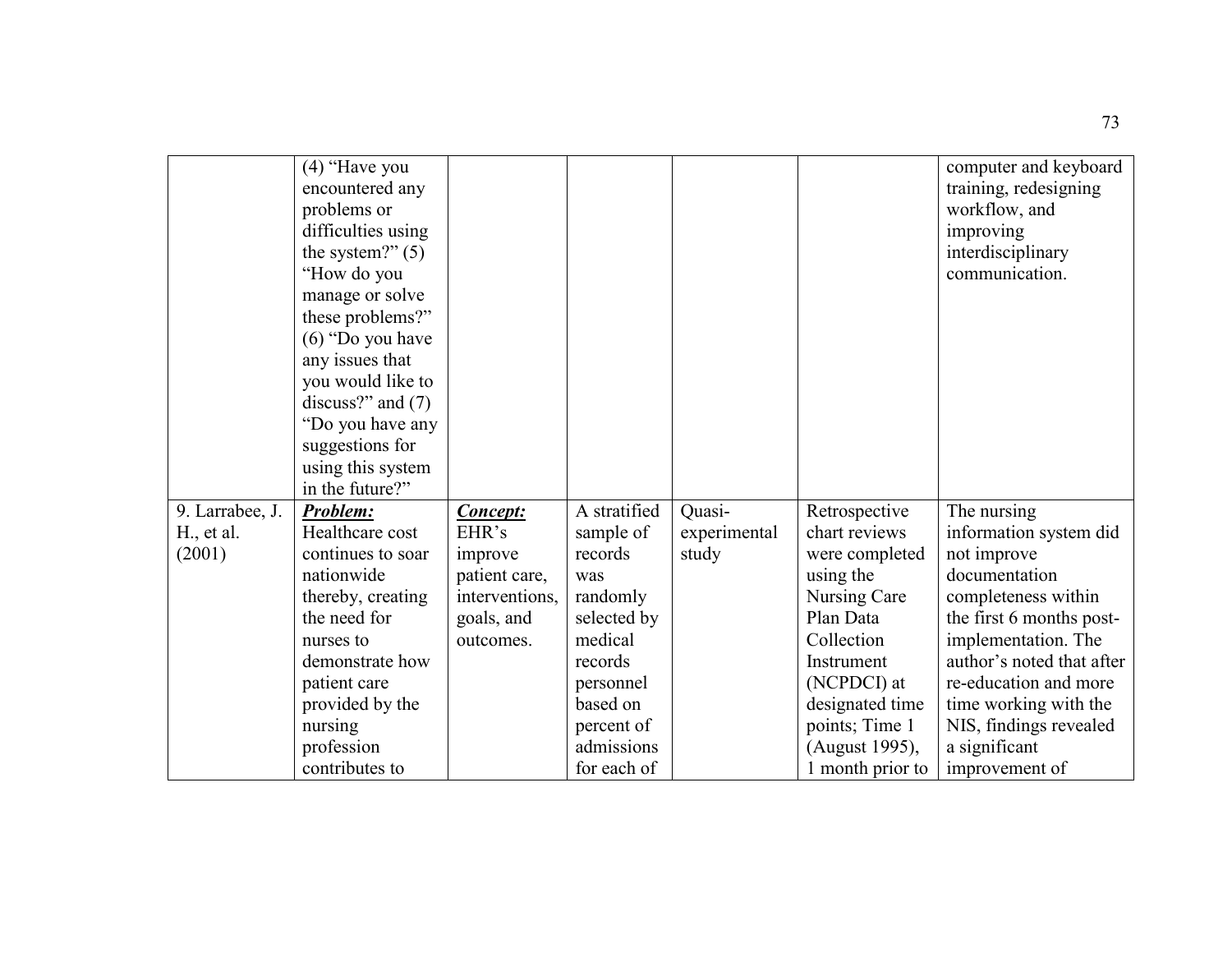| | | | | | | |
|---|---|---|---|---|---|---|
| | (4) "Have you encountered any problems or difficulties using the system?" (5) "How do you manage or solve these problems?" (6) "Do you have any issues that you would like to discuss?" and (7) "Do you have any suggestions for using this system in the future?" | | | | | computer and keyboard training, redesigning workflow, and improving interdisciplinary communication. |
| 9. Larrabee, J. H., et al. (2001) | ***Problem:*** Healthcare cost continues to soar nationwide thereby, creating the need for nurses to demonstrate how patient care provided by the nursing profession contributes to | ***Concept:*** EHR's improve patient care, interventions, goals, and outcomes. | A stratified sample of records was randomly selected by medical records personnel based on percent of admissions for each of | Quasi-experimental study | Retrospective chart reviews were completed using the Nursing Care Plan Data Collection Instrument (NCPDCI) at designated time points; Time 1 (August 1995), 1 month prior to | The nursing information system did not improve documentation completeness within the first 6 months post-implementation. The author's noted that after re-education and more time working with the NIS, findings revealed a significant improvement of |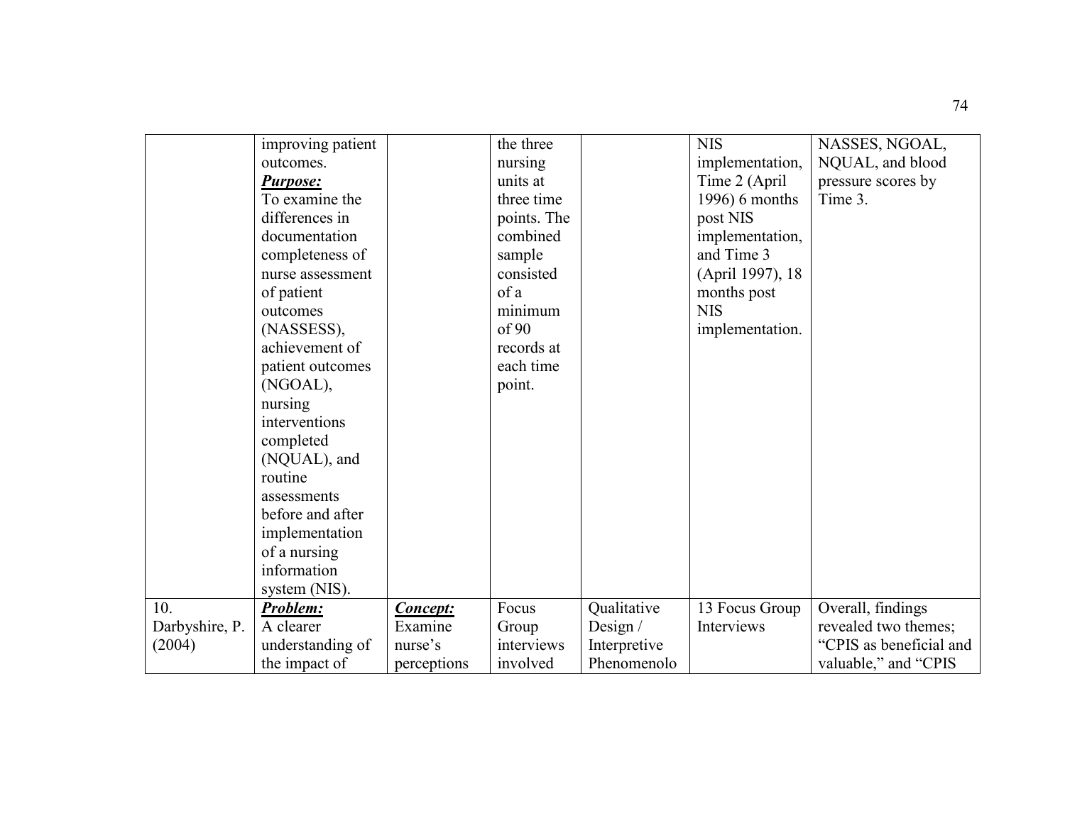| | | | | | | |
|---|---|---|---|---|---|---|
| | improving patient outcomes. ***Purpose:*** To examine the differences in documentation completeness of nurse assessment of patient outcomes (NASSESS), achievement of patient outcomes (NGOAL), nursing interventions completed (NQUAL), and routine assessments before and after implementation of a nursing information system (NIS). | | the three nursing units at three time points. The combined sample consisted of a minimum of 90 records at each time point. | | NIS implementation, Time 2 (April 1996) 6 months post NIS implementation, and Time 3 (April 1997), 18 months post NIS implementation. | NASSES, NGOAL, NQUAL, and blood pressure scores by Time 3. |
| 10. Darbyshire, P. (2004) | ***Problem:*** A clearer understanding of the impact of | ***Concept:*** Examine nurse's perceptions | Focus Group interviews involved | Qualitative Design / Interpretive Phenomenolo | 13 Focus Group Interviews | Overall, findings revealed two themes; "CPIS as beneficial and valuable," and "CPIS |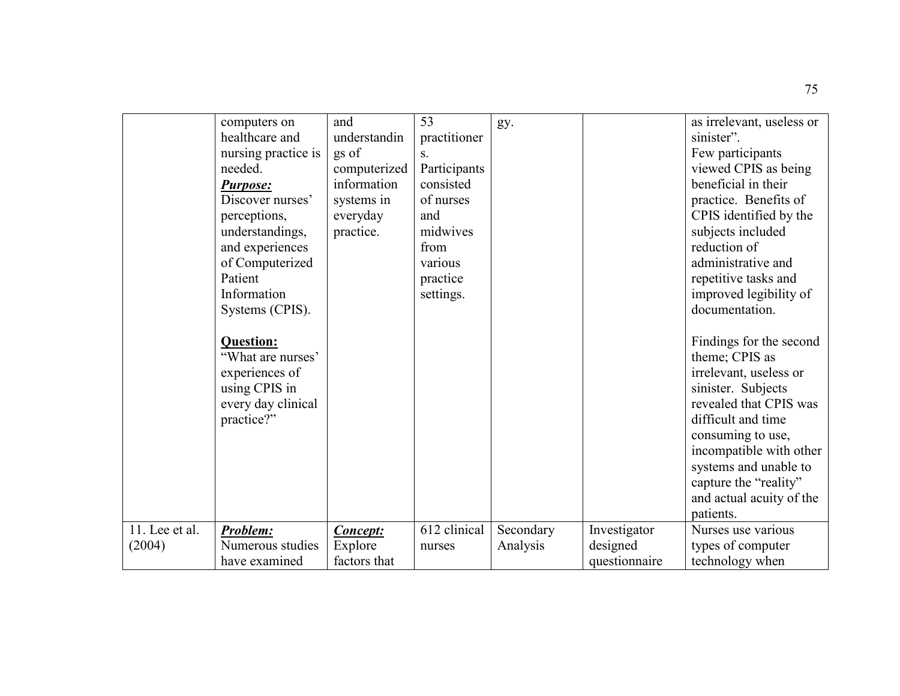| | | | | | | |
|---|---|---|---|---|---|---|
| | computers on healthcare and nursing practice is needed. ***Purpose:*** Discover nurses' perceptions, understandings, and experiences of Computerized Patient Information Systems (CPIS). **Question:** "What are nurses' experiences of using CPIS in every day clinical practice?" | and understandings of computerized information systems in everyday practice. | 53 practitioners. Participants consisted of nurses and midwives from various practice settings. | gy. | | as irrelevant, useless or sinister". Few participants viewed CPIS as being beneficial in their practice. Benefits of CPIS identified by the subjects included reduction of administrative and repetitive tasks and improved legibility of documentation. Findings for the second theme; CPIS as irrelevant, useless or sinister. Subjects revealed that CPIS was difficult and time consuming to use, incompatible with other systems and unable to capture the "reality" and actual acuity of the patients. |
| 11. Lee et al. (2004) | ***Problem:*** Numerous studies have examined | ***Concept:*** Explore factors that | 612 clinical nurses | Secondary Analysis | Investigator designed questionnaire | Nurses use various types of computer technology when |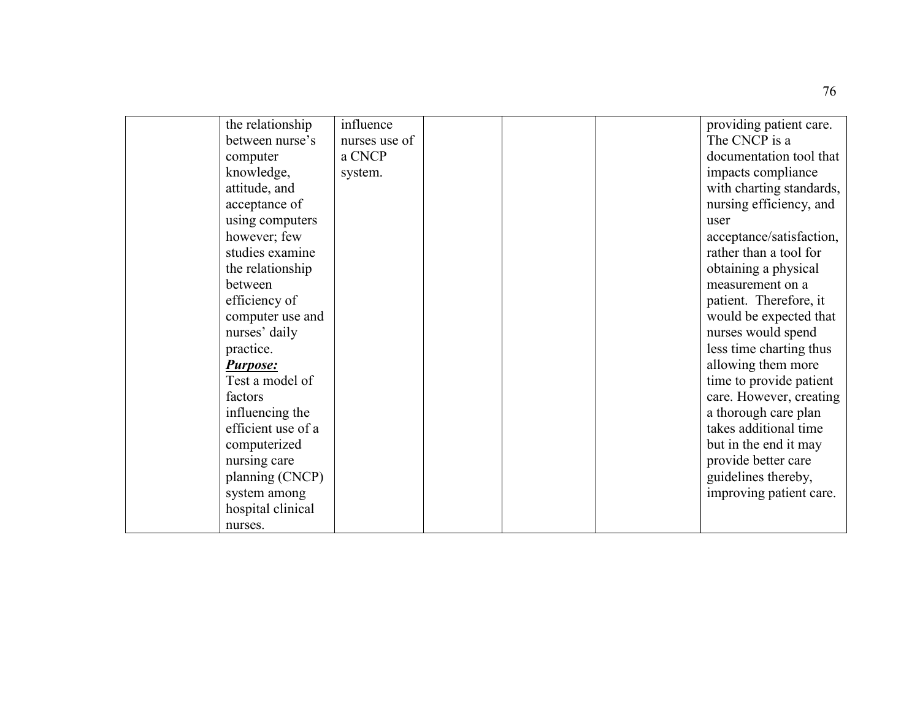| | | | | | | |
|---|---|---|---|---|---|---|
| | the relationship between nurse's computer knowledge, attitude, and acceptance of using computers however; few studies examine the relationship between efficiency of computer use and nurses' daily practice.<br>***Purpose:***<br>Test a model of factors influencing the efficient use of a computerized nursing care planning (CNCP) system among hospital clinical nurses. | influence nurses use of a CNCP system. | | | | providing patient care. The CNCP is a documentation tool that impacts compliance with charting standards, nursing efficiency, and user acceptance/satisfaction, rather than a tool for obtaining a physical measurement on a patient. Therefore, it would be expected that nurses would spend less time charting thus allowing them more time to provide patient care. However, creating a thorough care plan takes additional time but in the end it may provide better care guidelines thereby, improving patient care. |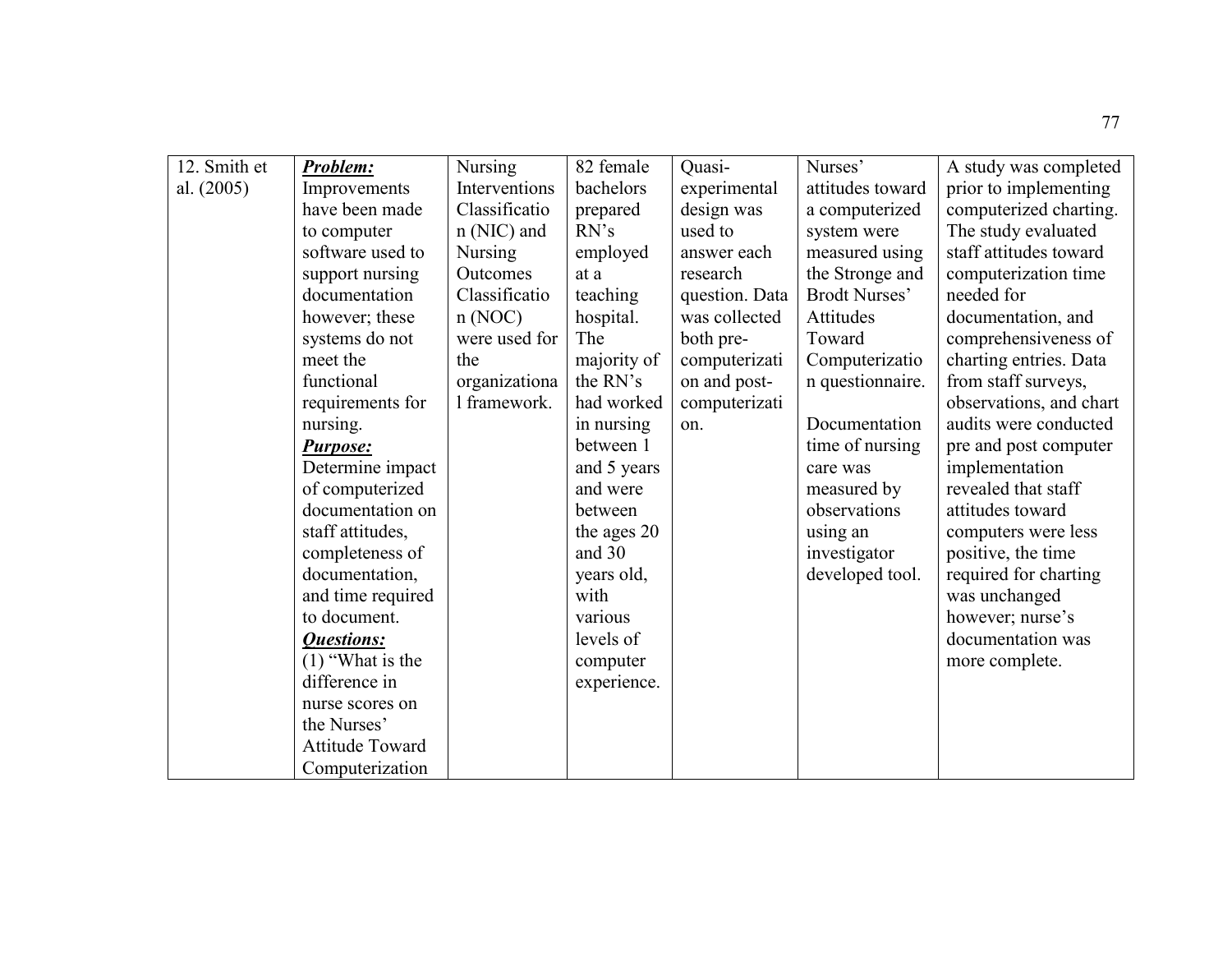| | | | | | | |
|---|---|---|---|---|---|---|
| 12. Smith et al. (2005) | ***Problem:*** Improvements have been made to computer software used to support nursing documentation however; these systems do not meet the functional requirements for nursing. ***Purpose:*** Determine impact of computerized documentation on staff attitudes, completeness of documentation, and time required to document. ***Questions:*** (1) "What is the difference in nurse scores on the Nurses' Attitude Toward Computerization | Nursing Interventions Classification (NIC) and Nursing Outcomes Classification (NOC) were used for the organizational framework. | 82 female bachelors prepared RN's employed at a teaching hospital. The majority of the RN's had worked in nursing between 1 and 5 years and were between the ages 20 and 30 years old, with various levels of computer experience. | Quasi-experimental design was used to answer each research question. Data was collected both pre-computerization and post-computerization. | Nurses' attitudes toward a computerized system were measured using the Stronge and Brodt Nurses' Attitudes Toward Computerization questionnaire.<br><br>Documentation time of nursing care was measured by observations using an investigator developed tool. | A study was completed prior to implementing computerized charting. The study evaluated staff attitudes toward computerization time needed for documentation, and comprehensiveness of charting entries. Data from staff surveys, observations, and chart audits were conducted pre and post computer implementation revealed that staff attitudes toward computers were less positive, the time required for charting was unchanged however; nurse's documentation was more complete. |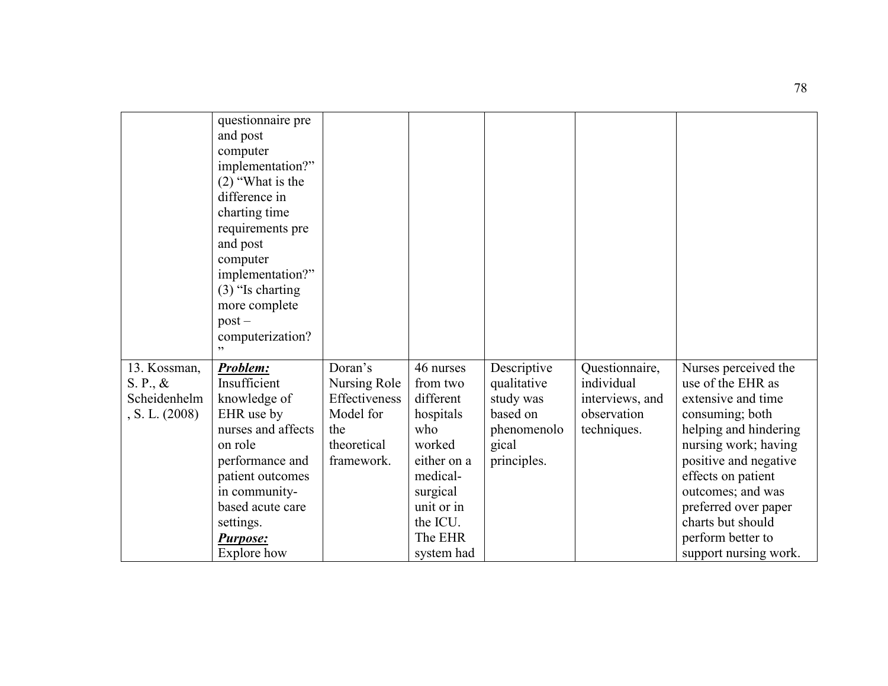| | | | | | | |
|---|---|---|---|---|---|---|
| | questionnaire pre and post computer implementation?" (2) "What is the difference in charting time requirements pre and post computer implementation?" (3) "Is charting more complete post – computerization?" | | | | | |
| 13. Kossman, S. P., & Scheidenhelm, S. L. (2008) | ***Problem:*** Insufficient knowledge of EHR use by nurses and affects on role performance and patient outcomes in community-based acute care settings. ***Purpose:*** Explore how | Doran's Nursing Role Effectiveness Model for the theoretical framework. | 46 nurses from two different hospitals who worked either on a medical-surgical unit or in the ICU. The EHR system had | Descriptive qualitative study was based on phenomenological principles. | Questionnaire, individual interviews, and observation techniques. | Nurses perceived the use of the EHR as extensive and time consuming; both helping and hindering nursing work; having positive and negative effects on patient outcomes; and was preferred over paper charts but should perform better to support nursing work. |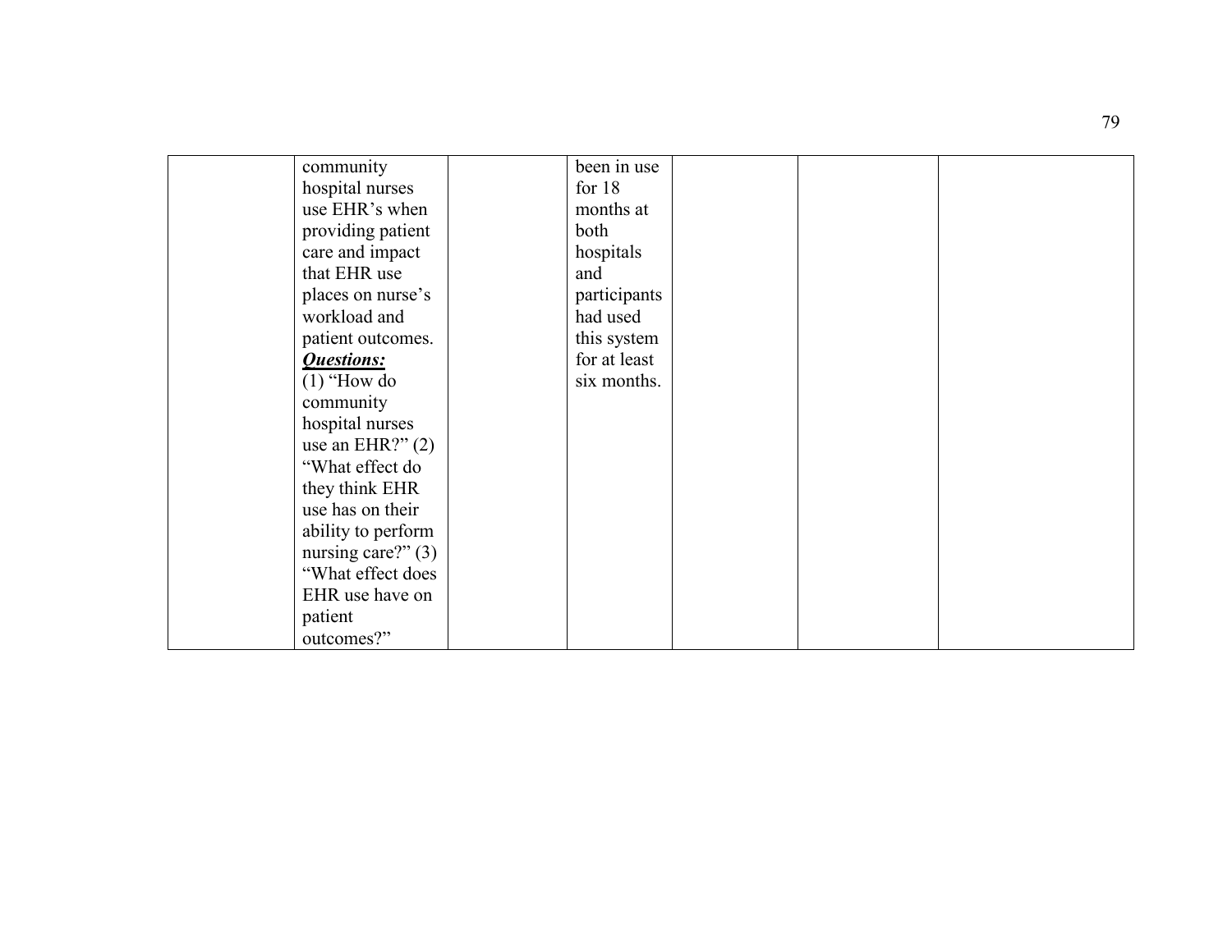|  |  |  |  |  |  |  |
|---|---|---|---|---|---|---|
|  | community hospital nurses use EHR's when providing patient care and impact that EHR use places on nurse's workload and patient outcomes. ***Questions:*** (1) "How do community hospital nurses use an EHR?" (2) "What effect do they think EHR use has on their ability to perform nursing care?" (3) "What effect does EHR use have on patient outcomes?" |  | been in use for 18 months at both hospitals and participants had used this system for at least six months. |  |  |  |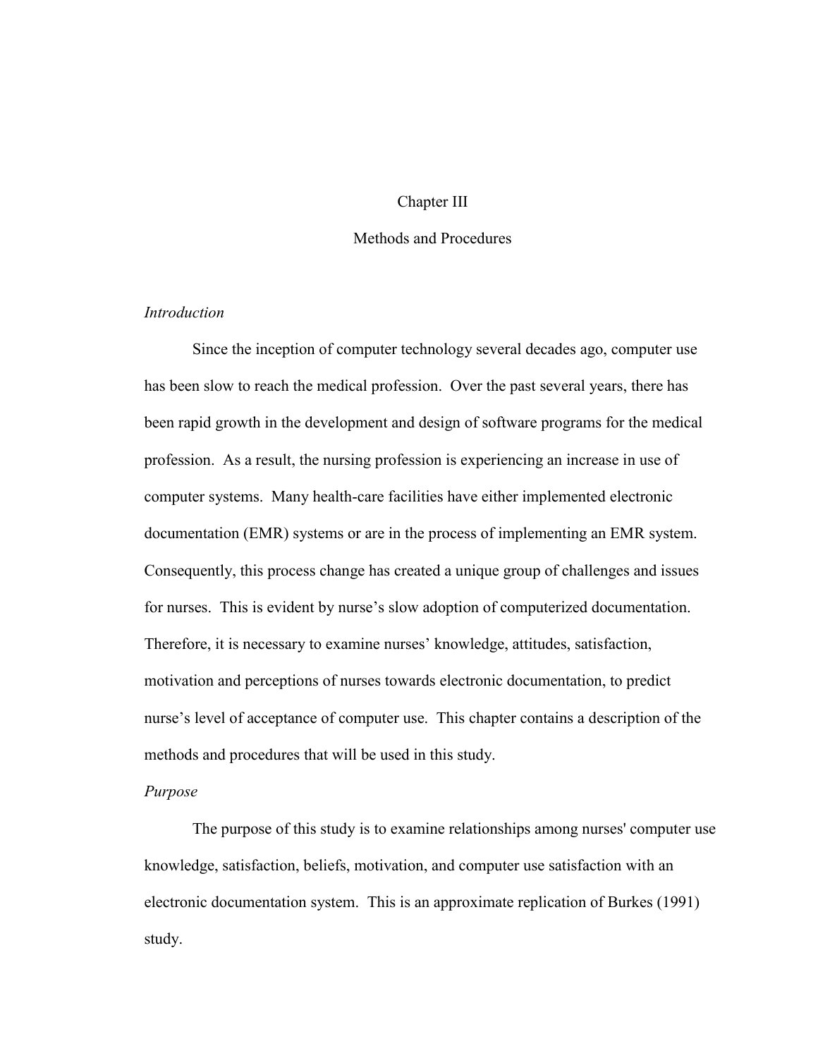# Chapter III

## Methods and Procedures

*Introduction*

Since the inception of computer technology several decades ago, computer use has been slow to reach the medical profession. Over the past several years, there has been rapid growth in the development and design of software programs for the medical profession. As a result, the nursing profession is experiencing an increase in use of computer systems. Many health-care facilities have either implemented electronic documentation (EMR) systems or are in the process of implementing an EMR system. Consequently, this process change has created a unique group of challenges and issues for nurses. This is evident by nurse's slow adoption of computerized documentation. Therefore, it is necessary to examine nurses' knowledge, attitudes, satisfaction, motivation and perceptions of nurses towards electronic documentation, to predict nurse's level of acceptance of computer use. This chapter contains a description of the methods and procedures that will be used in this study.

*Purpose*

The purpose of this study is to examine relationships among nurses' computer use knowledge, satisfaction, beliefs, motivation, and computer use satisfaction with an electronic documentation system. This is an approximate replication of Burkes (1991) study.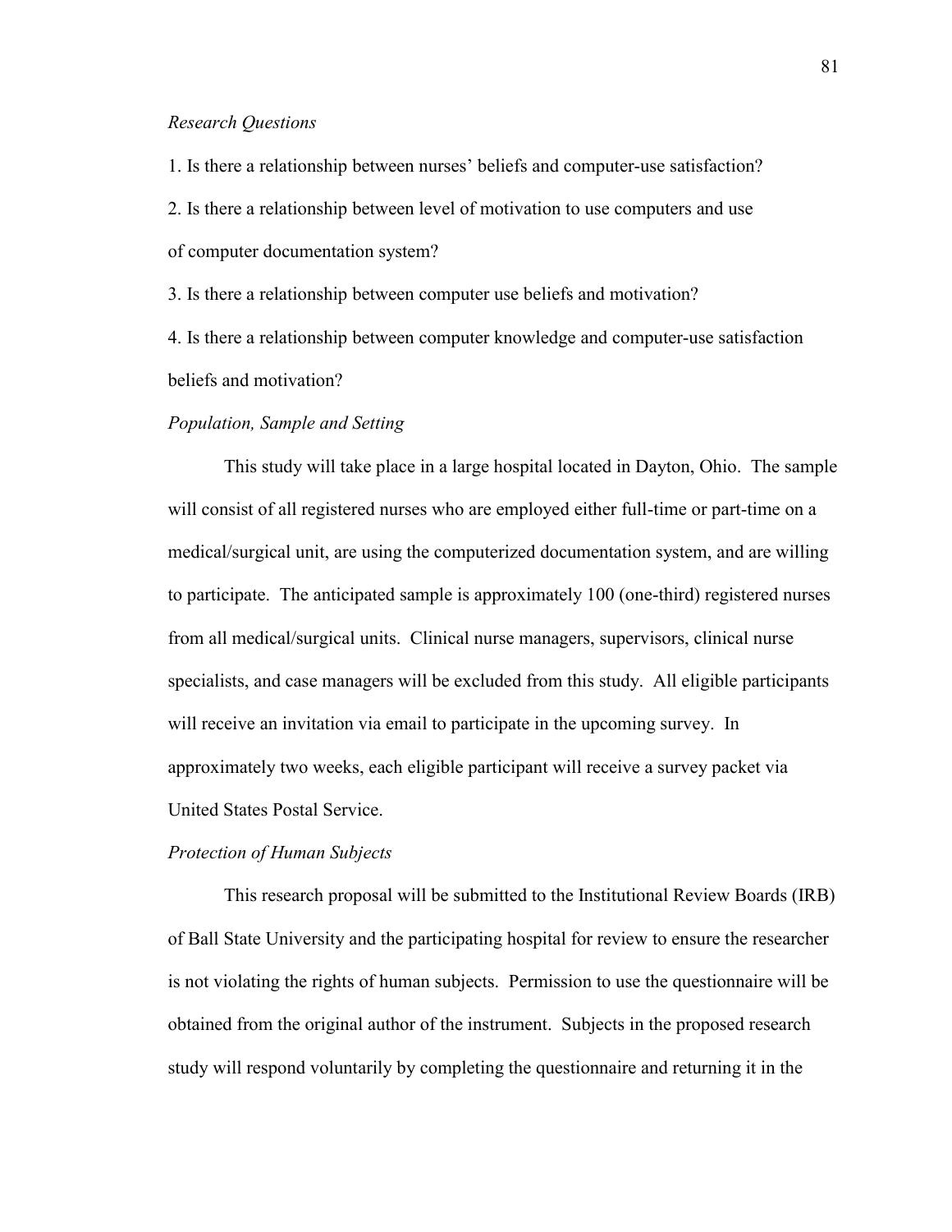*Research Questions*

1. Is there a relationship between nurses' beliefs and computer-use satisfaction?

2. Is there a relationship between level of motivation to use computers and use of computer documentation system?

3. Is there a relationship between computer use beliefs and motivation?

4. Is there a relationship between computer knowledge and computer-use satisfaction beliefs and motivation?

*Population, Sample and Setting*

This study will take place in a large hospital located in Dayton, Ohio. The sample will consist of all registered nurses who are employed either full-time or part-time on a medical/surgical unit, are using the computerized documentation system, and are willing to participate. The anticipated sample is approximately 100 (one-third) registered nurses from all medical/surgical units. Clinical nurse managers, supervisors, clinical nurse specialists, and case managers will be excluded from this study. All eligible participants will receive an invitation via email to participate in the upcoming survey. In approximately two weeks, each eligible participant will receive a survey packet via United States Postal Service.

*Protection of Human Subjects*

This research proposal will be submitted to the Institutional Review Boards (IRB) of Ball State University and the participating hospital for review to ensure the researcher is not violating the rights of human subjects. Permission to use the questionnaire will be obtained from the original author of the instrument. Subjects in the proposed research study will respond voluntarily by completing the questionnaire and returning it in the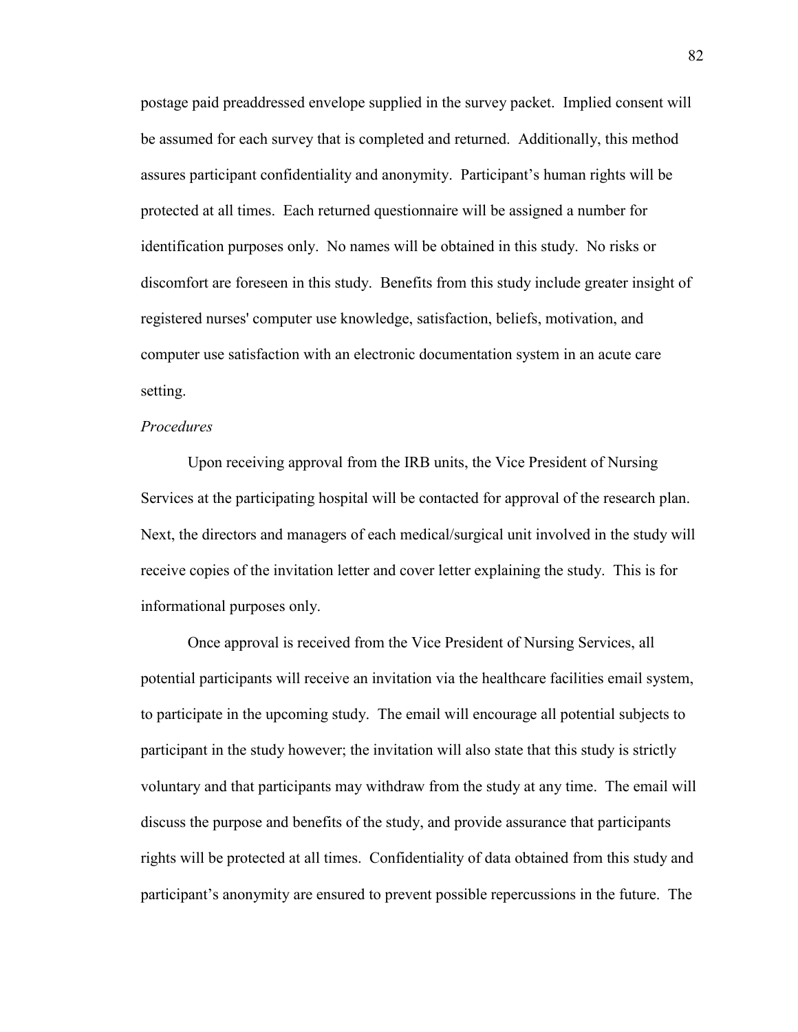postage paid preaddressed envelope supplied in the survey packet. Implied consent will be assumed for each survey that is completed and returned. Additionally, this method assures participant confidentiality and anonymity. Participant's human rights will be protected at all times. Each returned questionnaire will be assigned a number for identification purposes only. No names will be obtained in this study. No risks or discomfort are foreseen in this study. Benefits from this study include greater insight of registered nurses' computer use knowledge, satisfaction, beliefs, motivation, and computer use satisfaction with an electronic documentation system in an acute care setting.

*Procedures*

Upon receiving approval from the IRB units, the Vice President of Nursing Services at the participating hospital will be contacted for approval of the research plan. Next, the directors and managers of each medical/surgical unit involved in the study will receive copies of the invitation letter and cover letter explaining the study. This is for informational purposes only.

Once approval is received from the Vice President of Nursing Services, all potential participants will receive an invitation via the healthcare facilities email system, to participate in the upcoming study. The email will encourage all potential subjects to participant in the study however; the invitation will also state that this study is strictly voluntary and that participants may withdraw from the study at any time. The email will discuss the purpose and benefits of the study, and provide assurance that participants rights will be protected at all times. Confidentiality of data obtained from this study and participant's anonymity are ensured to prevent possible repercussions in the future. The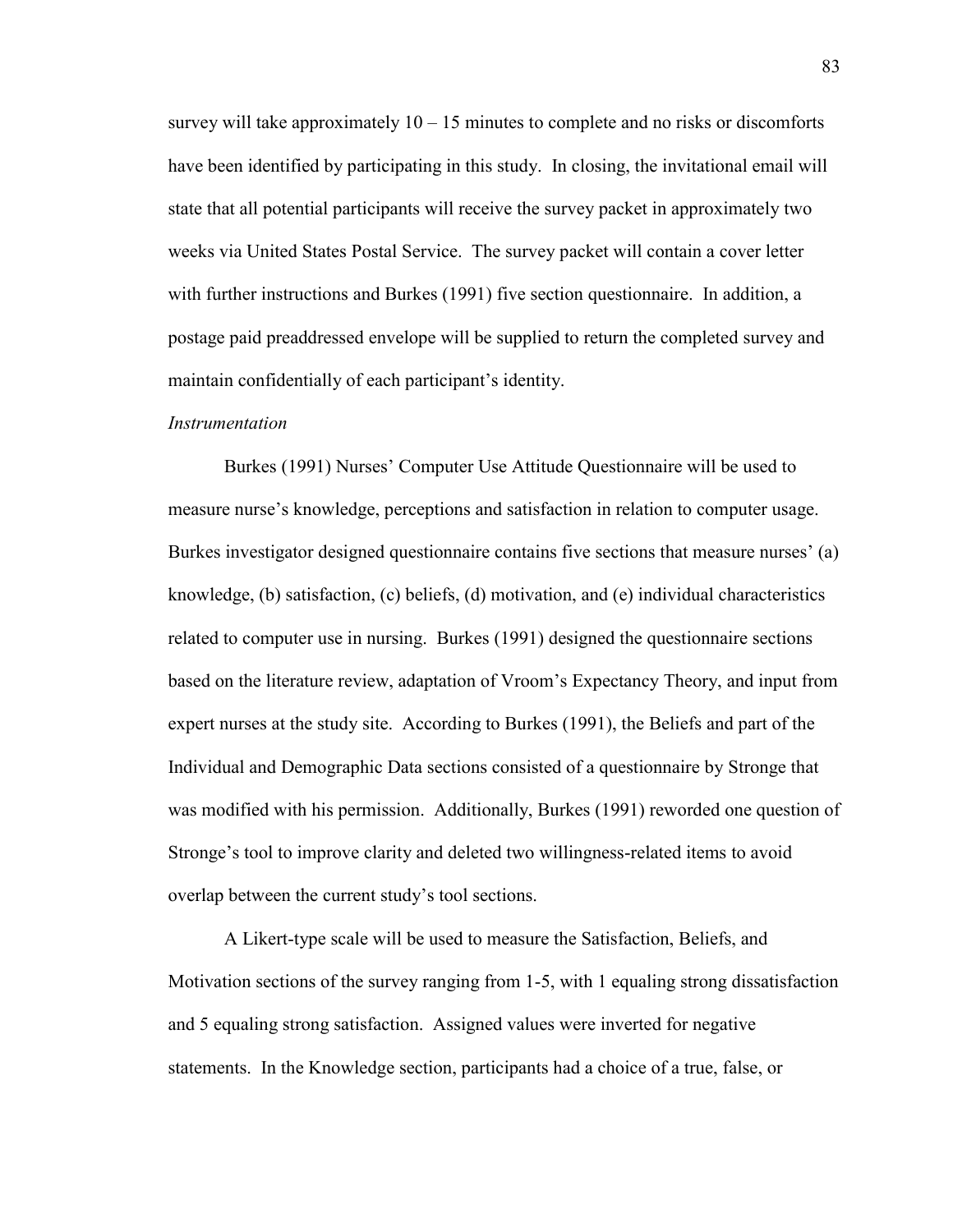survey will take approximately 10 – 15 minutes to complete and no risks or discomforts have been identified by participating in this study. In closing, the invitational email will state that all potential participants will receive the survey packet in approximately two weeks via United States Postal Service. The survey packet will contain a cover letter with further instructions and Burkes (1991) five section questionnaire. In addition, a postage paid preaddressed envelope will be supplied to return the completed survey and maintain confidentially of each participant's identity.

*Instrumentation*

Burkes (1991) Nurses' Computer Use Attitude Questionnaire will be used to measure nurse's knowledge, perceptions and satisfaction in relation to computer usage. Burkes investigator designed questionnaire contains five sections that measure nurses' (a) knowledge, (b) satisfaction, (c) beliefs, (d) motivation, and (e) individual characteristics related to computer use in nursing. Burkes (1991) designed the questionnaire sections based on the literature review, adaptation of Vroom's Expectancy Theory, and input from expert nurses at the study site. According to Burkes (1991), the Beliefs and part of the Individual and Demographic Data sections consisted of a questionnaire by Stronge that was modified with his permission. Additionally, Burkes (1991) reworded one question of Stronge's tool to improve clarity and deleted two willingness-related items to avoid overlap between the current study's tool sections.

A Likert-type scale will be used to measure the Satisfaction, Beliefs, and Motivation sections of the survey ranging from 1-5, with 1 equaling strong dissatisfaction and 5 equaling strong satisfaction. Assigned values were inverted for negative statements. In the Knowledge section, participants had a choice of a true, false, or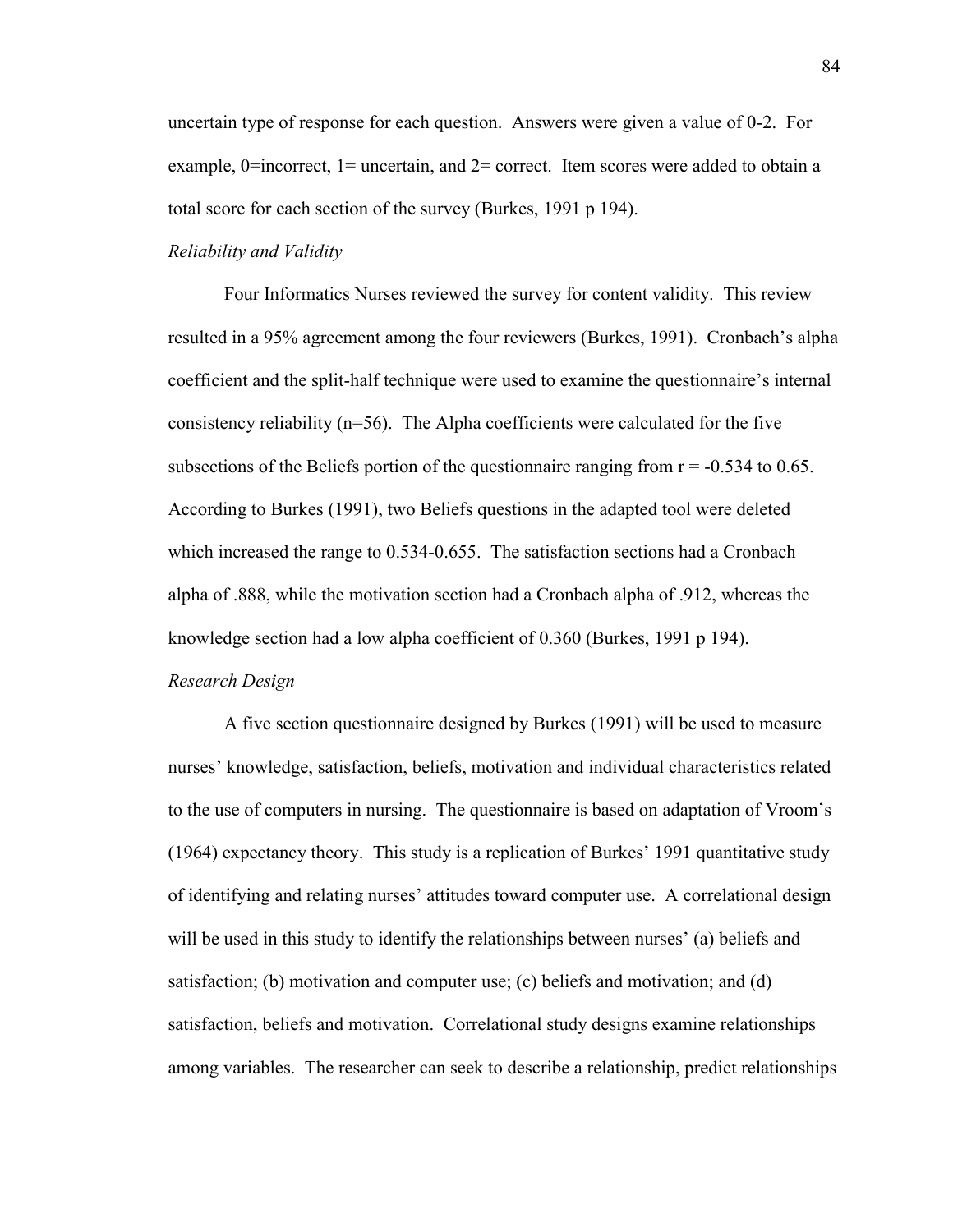uncertain type of response for each question. Answers were given a value of 0-2. For example, 0=incorrect, 1= uncertain, and 2= correct. Item scores were added to obtain a total score for each section of the survey (Burkes, 1991 p 194).

*Reliability and Validity*

Four Informatics Nurses reviewed the survey for content validity. This review resulted in a 95% agreement among the four reviewers (Burkes, 1991). Cronbach's alpha coefficient and the split-half technique were used to examine the questionnaire's internal consistency reliability (n=56). The Alpha coefficients were calculated for the five subsections of the Beliefs portion of the questionnaire ranging from $r = -0.534$ to 0.65. According to Burkes (1991), two Beliefs questions in the adapted tool were deleted which increased the range to 0.534-0.655. The satisfaction sections had a Cronbach alpha of .888, while the motivation section had a Cronbach alpha of .912, whereas the knowledge section had a low alpha coefficient of 0.360 (Burkes, 1991 p 194).

*Research Design*

A five section questionnaire designed by Burkes (1991) will be used to measure nurses' knowledge, satisfaction, beliefs, motivation and individual characteristics related to the use of computers in nursing. The questionnaire is based on adaptation of Vroom's (1964) expectancy theory. This study is a replication of Burkes' 1991 quantitative study of identifying and relating nurses' attitudes toward computer use. A correlational design will be used in this study to identify the relationships between nurses' (a) beliefs and satisfaction; (b) motivation and computer use; (c) beliefs and motivation; and (d) satisfaction, beliefs and motivation. Correlational study designs examine relationships among variables. The researcher can seek to describe a relationship, predict relationships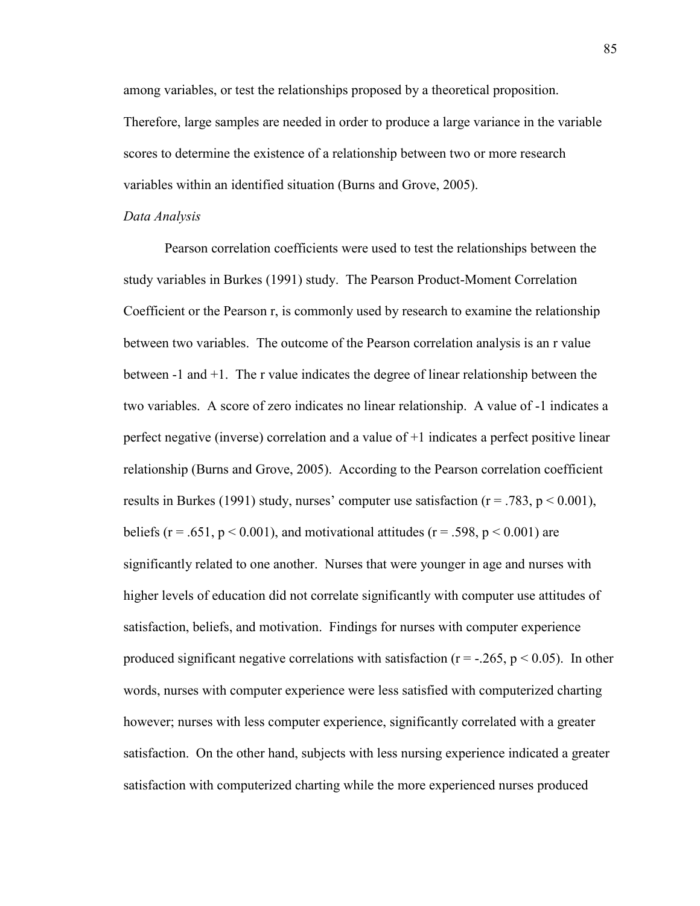among variables, or test the relationships proposed by a theoretical proposition. Therefore, large samples are needed in order to produce a large variance in the variable scores to determine the existence of a relationship between two or more research variables within an identified situation (Burns and Grove, 2005).

*Data Analysis*

Pearson correlation coefficients were used to test the relationships between the study variables in Burkes (1991) study. The Pearson Product-Moment Correlation Coefficient or the Pearson r, is commonly used by research to examine the relationship between two variables. The outcome of the Pearson correlation analysis is an r value between -1 and +1. The r value indicates the degree of linear relationship between the two variables. A score of zero indicates no linear relationship. A value of -1 indicates a perfect negative (inverse) correlation and a value of +1 indicates a perfect positive linear relationship (Burns and Grove, 2005). According to the Pearson correlation coefficient results in Burkes (1991) study, nurses' computer use satisfaction ($r = .783$, $p < 0.001$), beliefs ($r = .651$, $p < 0.001$), and motivational attitudes ($r = .598$, $p < 0.001$) are significantly related to one another. Nurses that were younger in age and nurses with higher levels of education did not correlate significantly with computer use attitudes of satisfaction, beliefs, and motivation. Findings for nurses with computer experience produced significant negative correlations with satisfaction ($r = -.265$, $p < 0.05$). In other words, nurses with computer experience were less satisfied with computerized charting however; nurses with less computer experience, significantly correlated with a greater satisfaction. On the other hand, subjects with less nursing experience indicated a greater satisfaction with computerized charting while the more experienced nurses produced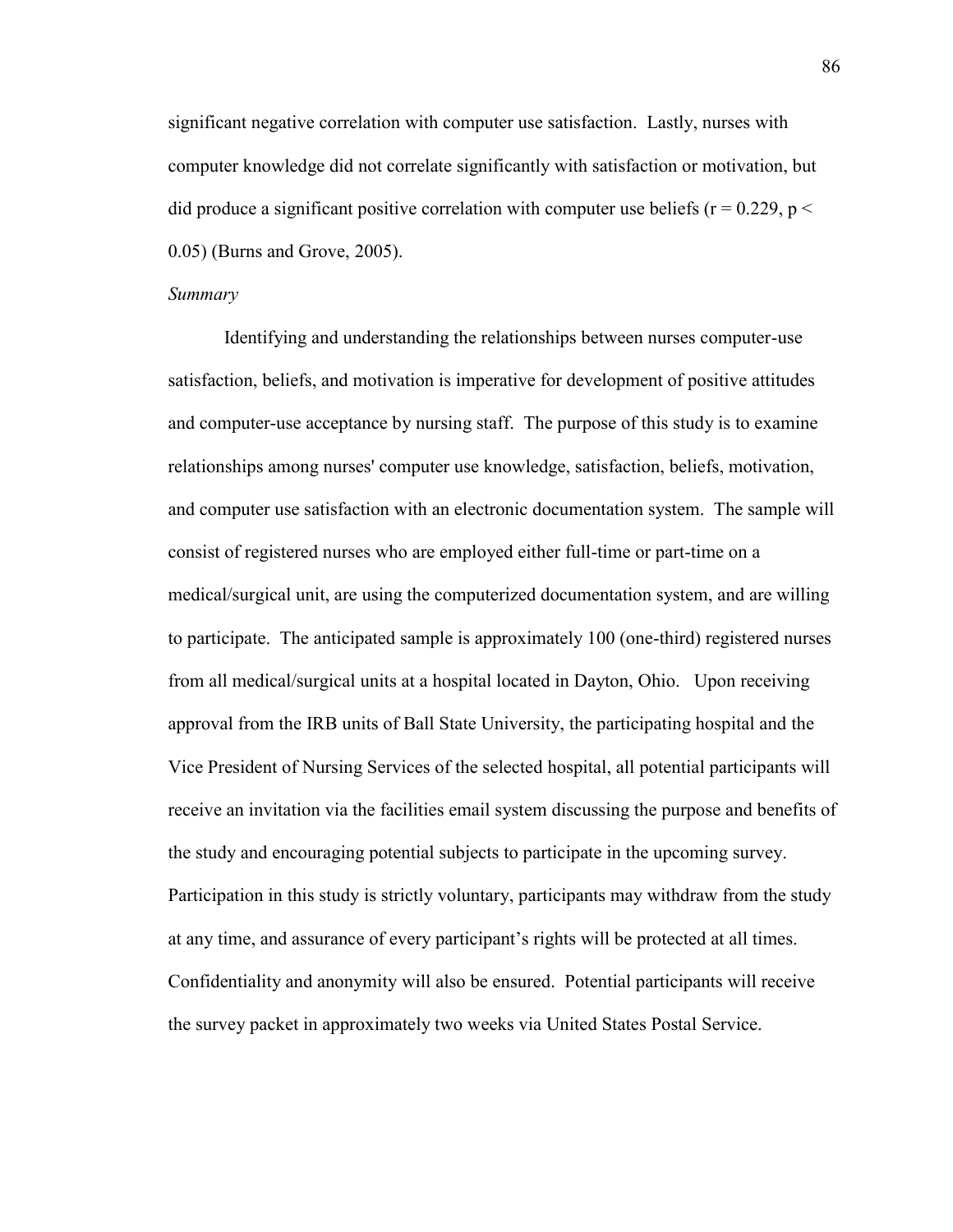significant negative correlation with computer use satisfaction. Lastly, nurses with computer knowledge did not correlate significantly with satisfaction or motivation, but did produce a significant positive correlation with computer use beliefs ($r = 0.229$, $p < 0.05$) (Burns and Grove, 2005).

*Summary*

Identifying and understanding the relationships between nurses computer-use satisfaction, beliefs, and motivation is imperative for development of positive attitudes and computer-use acceptance by nursing staff. The purpose of this study is to examine relationships among nurses' computer use knowledge, satisfaction, beliefs, motivation, and computer use satisfaction with an electronic documentation system. The sample will consist of registered nurses who are employed either full-time or part-time on a medical/surgical unit, are using the computerized documentation system, and are willing to participate. The anticipated sample is approximately 100 (one-third) registered nurses from all medical/surgical units at a hospital located in Dayton, Ohio. Upon receiving approval from the IRB units of Ball State University, the participating hospital and the Vice President of Nursing Services of the selected hospital, all potential participants will receive an invitation via the facilities email system discussing the purpose and benefits of the study and encouraging potential subjects to participate in the upcoming survey. Participation in this study is strictly voluntary, participants may withdraw from the study at any time, and assurance of every participant's rights will be protected at all times. Confidentiality and anonymity will also be ensured. Potential participants will receive the survey packet in approximately two weeks via United States Postal Service.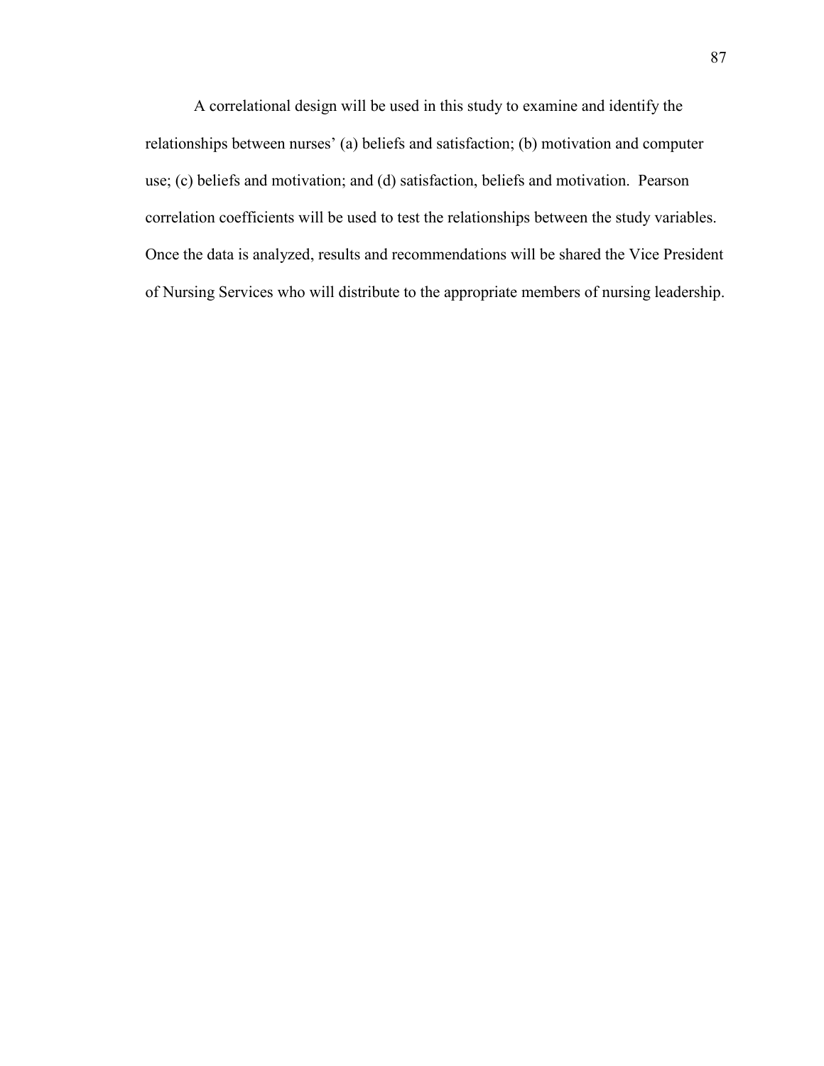A correlational design will be used in this study to examine and identify the relationships between nurses' (a) beliefs and satisfaction; (b) motivation and computer use; (c) beliefs and motivation; and (d) satisfaction, beliefs and motivation. Pearson correlation coefficients will be used to test the relationships between the study variables. Once the data is analyzed, results and recommendations will be shared the Vice President of Nursing Services who will distribute to the appropriate members of nursing leadership.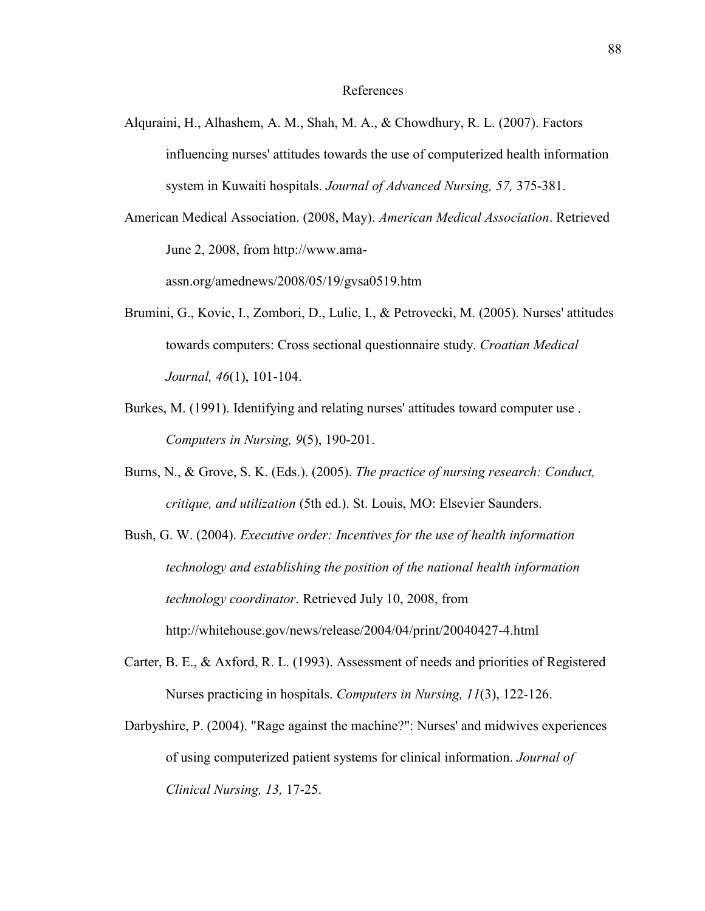# References

Alquraini, H., Alhashem, A. M., Shah, M. A., & Chowdhury, R. L. (2007). Factors influencing nurses' attitudes towards the use of computerized health information system in Kuwaiti hospitals. *Journal of Advanced Nursing, 57,* 375-381.

American Medical Association. (2008, May). *American Medical Association*. Retrieved June 2, 2008, from http://www.ama-assn.org/amednews/2008/05/19/gvsa0519.htm

Brumini, G., Kovic, I., Zombori, D., Lulic, I., & Petrovecki, M. (2005). Nurses' attitudes towards computers: Cross sectional questionnaire study. *Croatian Medical Journal, 46*(1), 101-104.

Burkes, M. (1991). Identifying and relating nurses' attitudes toward computer use . *Computers in Nursing, 9*(5), 190-201.

Burns, N., & Grove, S. K. (Eds.). (2005). *The practice of nursing research: Conduct, critique, and utilization* (5th ed.). St. Louis, MO: Elsevier Saunders.

Bush, G. W. (2004). *Executive order: Incentives for the use of health information technology and establishing the position of the national health information technology coordinator*. Retrieved July 10, 2008, from http://whitehouse.gov/news/release/2004/04/print/20040427-4.html

Carter, B. E., & Axford, R. L. (1993). Assessment of needs and priorities of Registered Nurses practicing in hospitals. *Computers in Nursing, 11*(3), 122-126.

Darbyshire, P. (2004). "Rage against the machine?": Nurses' and midwives experiences of using computerized patient systems for clinical information. *Journal of Clinical Nursing, 13,* 17-25.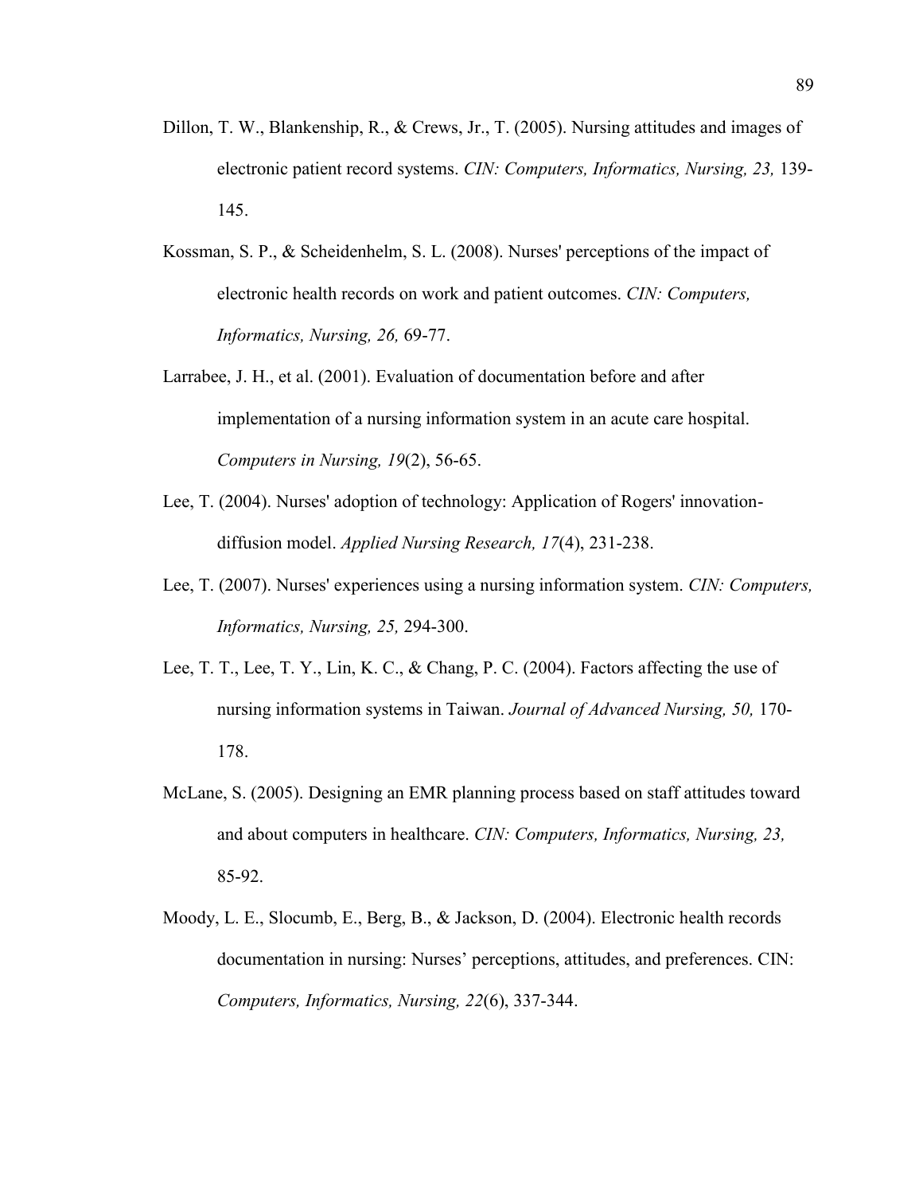Dillon, T. W., Blankenship, R., & Crews, Jr., T. (2005). Nursing attitudes and images of electronic patient record systems. *CIN: Computers, Informatics, Nursing, 23,* 139-145.

Kossman, S. P., & Scheidenhelm, S. L. (2008). Nurses' perceptions of the impact of electronic health records on work and patient outcomes. *CIN: Computers, Informatics, Nursing, 26,* 69-77.

Larrabee, J. H., et al. (2001). Evaluation of documentation before and after implementation of a nursing information system in an acute care hospital. *Computers in Nursing, 19*(2), 56-65.

Lee, T. (2004). Nurses' adoption of technology: Application of Rogers' innovation-diffusion model. *Applied Nursing Research, 17*(4), 231-238.

Lee, T. (2007). Nurses' experiences using a nursing information system. *CIN: Computers, Informatics, Nursing, 25,* 294-300.

Lee, T. T., Lee, T. Y., Lin, K. C., & Chang, P. C. (2004). Factors affecting the use of nursing information systems in Taiwan. *Journal of Advanced Nursing, 50,* 170-178.

McLane, S. (2005). Designing an EMR planning process based on staff attitudes toward and about computers in healthcare. *CIN: Computers, Informatics, Nursing, 23,* 85-92.

Moody, L. E., Slocumb, E., Berg, B., & Jackson, D. (2004). Electronic health records documentation in nursing: Nurses' perceptions, attitudes, and preferences. CIN: *Computers, Informatics, Nursing, 22*(6), 337-344.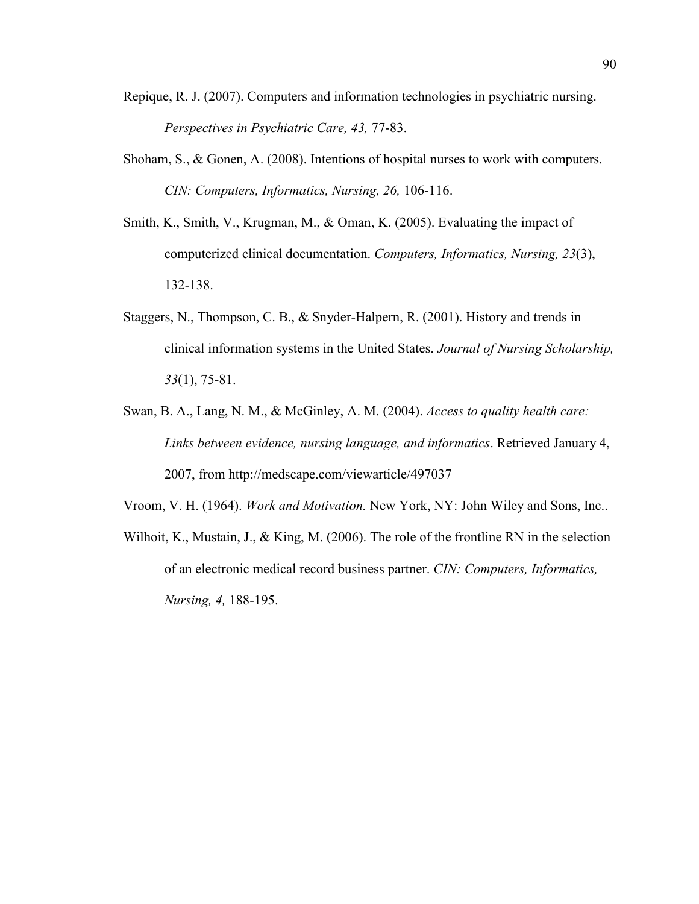Repique, R. J. (2007). Computers and information technologies in psychiatric nursing. *Perspectives in Psychiatric Care, 43,* 77-83.

Shoham, S., & Gonen, A. (2008). Intentions of hospital nurses to work with computers. *CIN: Computers, Informatics, Nursing, 26,* 106-116.

Smith, K., Smith, V., Krugman, M., & Oman, K. (2005). Evaluating the impact of computerized clinical documentation. *Computers, Informatics, Nursing, 23*(3), 132-138.

Staggers, N., Thompson, C. B., & Snyder-Halpern, R. (2001). History and trends in clinical information systems in the United States. *Journal of Nursing Scholarship, 33*(1), 75-81.

Swan, B. A., Lang, N. M., & McGinley, A. M. (2004). *Access to quality health care: Links between evidence, nursing language, and informatics*. Retrieved January 4, 2007, from http://medscape.com/viewarticle/497037

Vroom, V. H. (1964). *Work and Motivation.* New York, NY: John Wiley and Sons, Inc..

Wilhoit, K., Mustain, J., & King, M. (2006). The role of the frontline RN in the selection of an electronic medical record business partner. *CIN: Computers, Informatics, Nursing, 4,* 188-195.